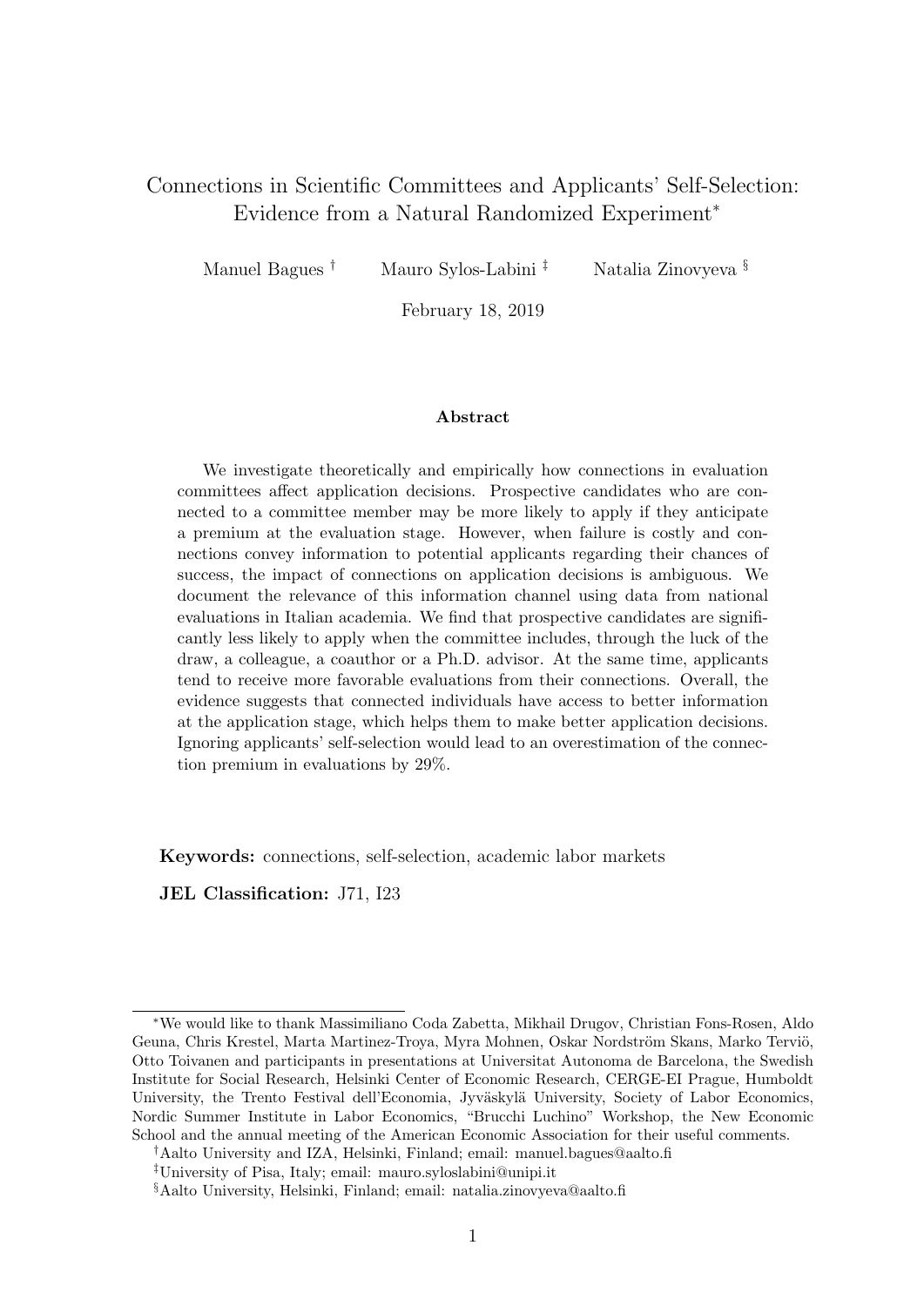# Connections in Scientific Committees and Applicants' Self-Selection: Evidence from a Natural Randomized Experiment[*]

Manuel Bagues [†] Mauro Sylos-Labini [‡] Natalia Zinovyeva [§]

February 18, 2019

### Abstract

We investigate theoretically and empirically how connections in evaluation committees affect application decisions. Prospective candidates who are connected to a committee member may be more likely to apply if they anticipate a premium at the evaluation stage. However, when failure is costly and connections convey information to potential applicants regarding their chances of success, the impact of connections on application decisions is ambiguous. We document the relevance of this information channel using data from national evaluations in Italian academia. We find that prospective candidates are significantly less likely to apply when the committee includes, through the luck of the draw, a colleague, a coauthor or a Ph.D. advisor. At the same time, applicants tend to receive more favorable evaluations from their connections. Overall, the evidence suggests that connected individuals have access to better information at the application stage, which helps them to make better application decisions. Ignoring applicants' self-selection would lead to an overestimation of the connection premium in evaluations by 29%.

**Keywords:** connections, self-selection, academic labor markets

**JEL Classification:** J71, I23

---

[*] We would like to thank Massimiliano Coda Zabetta, Mikhail Drugov, Christian Fons-Rosen, Aldo Geuna, Chris Krestel, Marta Martinez-Troya, Myra Mohnen, Oskar Nordström Skans, Marko Terviö, Otto Toivanen and participants in presentations at Universitat Autonoma de Barcelona, the Swedish Institute for Social Research, Helsinki Center of Economic Research, CERGE-EI Prague, Humboldt University, the Trento Festival dell'Economia, Jyväskylä University, Society of Labor Economics, Nordic Summer Institute in Labor Economics, "Brucchi Luchino" Workshop, the New Economic School and the annual meeting of the American Economic Association for their useful comments.

[†] Aalto University and IZA, Helsinki, Finland; email: manuel.bagues@aalto.fi

[‡] University of Pisa, Italy; email: mauro.syloslabini@unipi.it

[§] Aalto University, Helsinki, Finland; email: natalia.zinovyeva@aalto.fi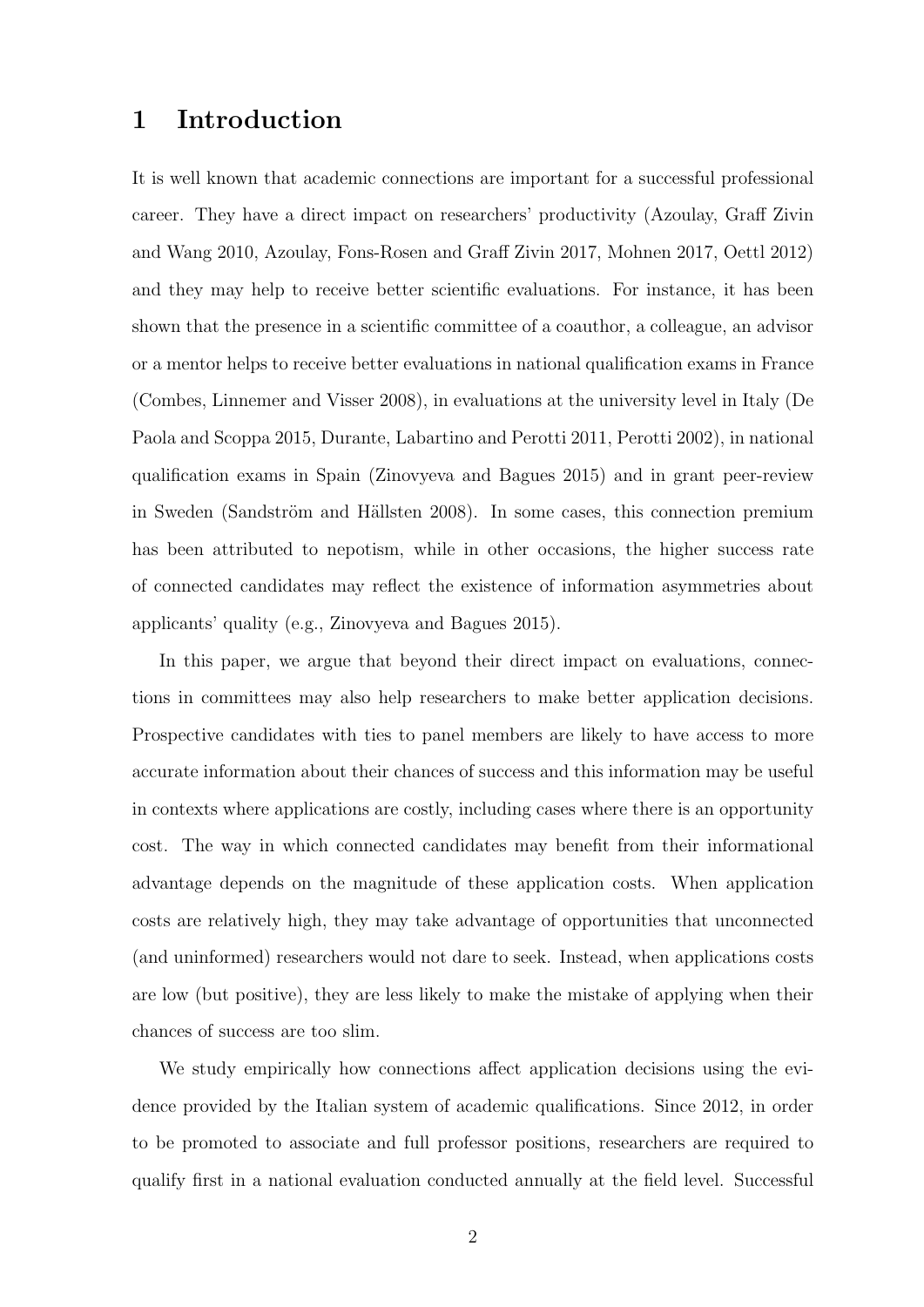# 1 Introduction

It is well known that academic connections are important for a successful professional career. They have a direct impact on researchers' productivity (Azoulay, Graff Zivin and Wang 2010, Azoulay, Fons-Rosen and Graff Zivin 2017, Mohnen 2017, Oettl 2012) and they may help to receive better scientific evaluations. For instance, it has been shown that the presence in a scientific committee of a coauthor, a colleague, an advisor or a mentor helps to receive better evaluations in national qualification exams in France (Combes, Linnemer and Visser 2008), in evaluations at the university level in Italy (De Paola and Scoppa 2015, Durante, Labartino and Perotti 2011, Perotti 2002), in national qualification exams in Spain (Zinovyeva and Bagues 2015) and in grant peer-review in Sweden (Sandström and Hällsten 2008). In some cases, this connection premium has been attributed to nepotism, while in other occasions, the higher success rate of connected candidates may reflect the existence of information asymmetries about applicants' quality (e.g., Zinovyeva and Bagues 2015).

In this paper, we argue that beyond their direct impact on evaluations, connections in committees may also help researchers to make better application decisions. Prospective candidates with ties to panel members are likely to have access to more accurate information about their chances of success and this information may be useful in contexts where applications are costly, including cases where there is an opportunity cost. The way in which connected candidates may benefit from their informational advantage depends on the magnitude of these application costs. When application costs are relatively high, they may take advantage of opportunities that unconnected (and uninformed) researchers would not dare to seek. Instead, when applications costs are low (but positive), they are less likely to make the mistake of applying when their chances of success are too slim.

We study empirically how connections affect application decisions using the evidence provided by the Italian system of academic qualifications. Since 2012, in order to be promoted to associate and full professor positions, researchers are required to qualify first in a national evaluation conducted annually at the field level. Successful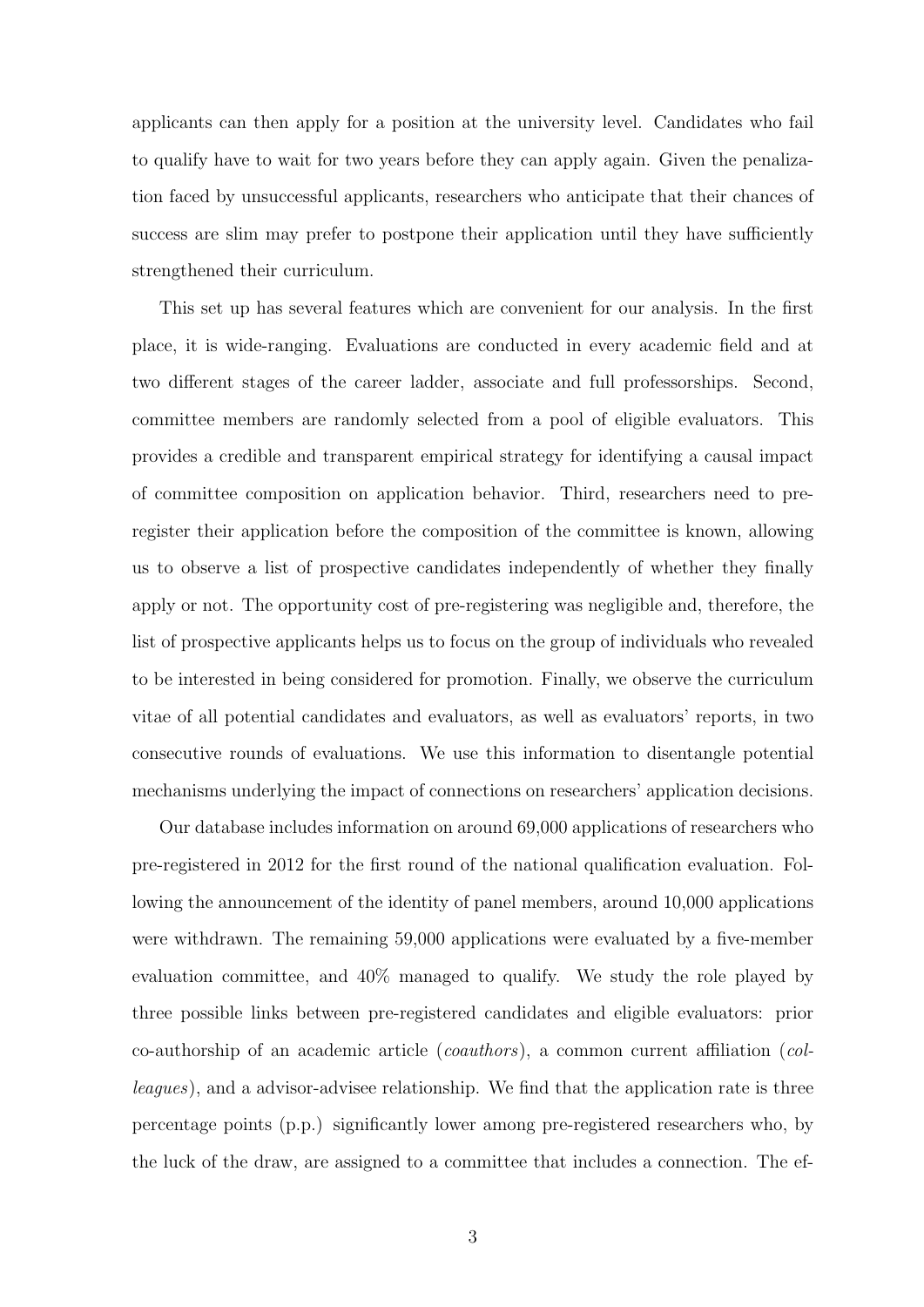applicants can then apply for a position at the university level. Candidates who fail to qualify have to wait for two years before they can apply again. Given the penalization faced by unsuccessful applicants, researchers who anticipate that their chances of success are slim may prefer to postpone their application until they have sufficiently strengthened their curriculum.

This set up has several features which are convenient for our analysis. In the first place, it is wide-ranging. Evaluations are conducted in every academic field and at two different stages of the career ladder, associate and full professorships. Second, committee members are randomly selected from a pool of eligible evaluators. This provides a credible and transparent empirical strategy for identifying a causal impact of committee composition on application behavior. Third, researchers need to pre-register their application before the composition of the committee is known, allowing us to observe a list of prospective candidates independently of whether they finally apply or not. The opportunity cost of pre-registering was negligible and, therefore, the list of prospective applicants helps us to focus on the group of individuals who revealed to be interested in being considered for promotion. Finally, we observe the curriculum vitae of all potential candidates and evaluators, as well as evaluators' reports, in two consecutive rounds of evaluations. We use this information to disentangle potential mechanisms underlying the impact of connections on researchers' application decisions.

Our database includes information on around 69,000 applications of researchers who pre-registered in 2012 for the first round of the national qualification evaluation. Following the announcement of the identity of panel members, around 10,000 applications were withdrawn. The remaining 59,000 applications were evaluated by a five-member evaluation committee, and 40% managed to qualify. We study the role played by three possible links between pre-registered candidates and eligible evaluators: prior co-authorship of an academic article (*coauthors*), a common current affiliation (*colleagues*), and a advisor-advisee relationship. We find that the application rate is three percentage points (p.p.) significantly lower among pre-registered researchers who, by the luck of the draw, are assigned to a committee that includes a connection. The ef-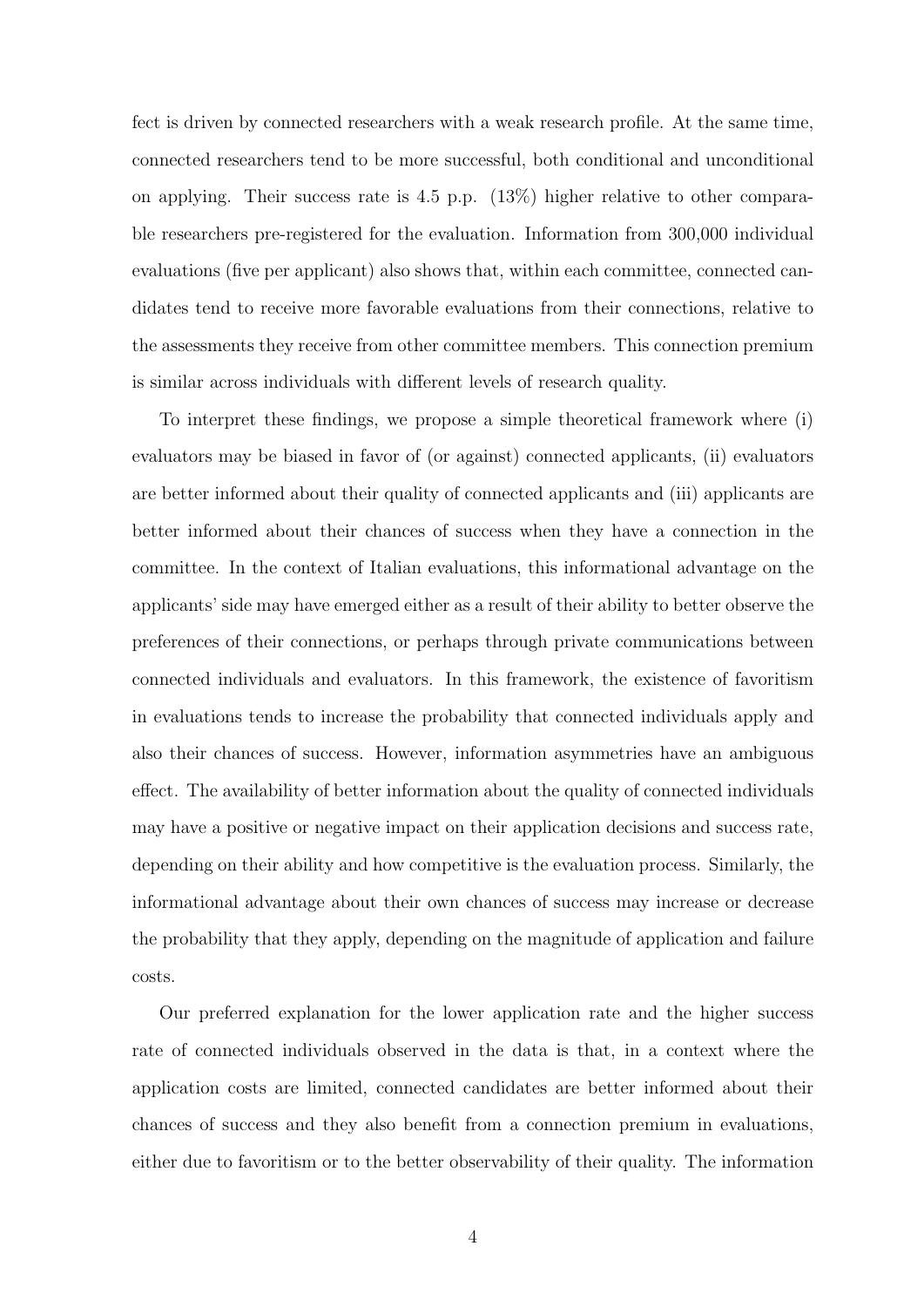fect is driven by connected researchers with a weak research profile. At the same time, connected researchers tend to be more successful, both conditional and unconditional on applying. Their success rate is 4.5 p.p. (13%) higher relative to other comparable researchers pre-registered for the evaluation. Information from 300,000 individual evaluations (five per applicant) also shows that, within each committee, connected candidates tend to receive more favorable evaluations from their connections, relative to the assessments they receive from other committee members. This connection premium is similar across individuals with different levels of research quality.

To interpret these findings, we propose a simple theoretical framework where (i) evaluators may be biased in favor of (or against) connected applicants, (ii) evaluators are better informed about their quality of connected applicants and (iii) applicants are better informed about their chances of success when they have a connection in the committee. In the context of Italian evaluations, this informational advantage on the applicants' side may have emerged either as a result of their ability to better observe the preferences of their connections, or perhaps through private communications between connected individuals and evaluators. In this framework, the existence of favoritism in evaluations tends to increase the probability that connected individuals apply and also their chances of success. However, information asymmetries have an ambiguous effect. The availability of better information about the quality of connected individuals may have a positive or negative impact on their application decisions and success rate, depending on their ability and how competitive is the evaluation process. Similarly, the informational advantage about their own chances of success may increase or decrease the probability that they apply, depending on the magnitude of application and failure costs.

Our preferred explanation for the lower application rate and the higher success rate of connected individuals observed in the data is that, in a context where the application costs are limited, connected candidates are better informed about their chances of success and they also benefit from a connection premium in evaluations, either due to favoritism or to the better observability of their quality. The information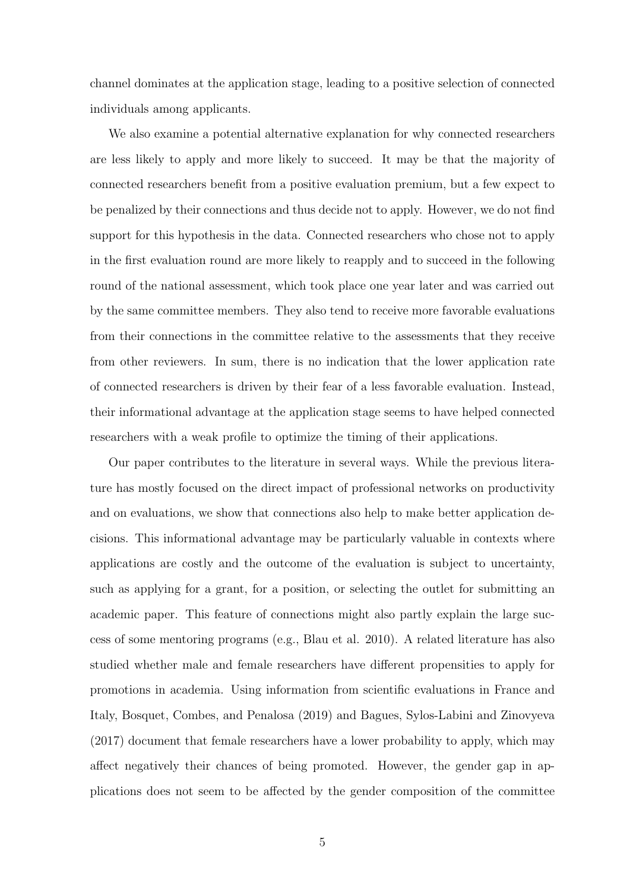channel dominates at the application stage, leading to a positive selection of connected individuals among applicants.

We also examine a potential alternative explanation for why connected researchers are less likely to apply and more likely to succeed. It may be that the majority of connected researchers benefit from a positive evaluation premium, but a few expect to be penalized by their connections and thus decide not to apply. However, we do not find support for this hypothesis in the data. Connected researchers who chose not to apply in the first evaluation round are more likely to reapply and to succeed in the following round of the national assessment, which took place one year later and was carried out by the same committee members. They also tend to receive more favorable evaluations from their connections in the committee relative to the assessments that they receive from other reviewers. In sum, there is no indication that the lower application rate of connected researchers is driven by their fear of a less favorable evaluation. Instead, their informational advantage at the application stage seems to have helped connected researchers with a weak profile to optimize the timing of their applications.

Our paper contributes to the literature in several ways. While the previous literature has mostly focused on the direct impact of professional networks on productivity and on evaluations, we show that connections also help to make better application decisions. This informational advantage may be particularly valuable in contexts where applications are costly and the outcome of the evaluation is subject to uncertainty, such as applying for a grant, for a position, or selecting the outlet for submitting an academic paper. This feature of connections might also partly explain the large success of some mentoring programs (e.g., Blau et al. 2010). A related literature has also studied whether male and female researchers have different propensities to apply for promotions in academia. Using information from scientific evaluations in France and Italy, Bosquet, Combes, and Penalosa (2019) and Bagues, Sylos-Labini and Zinovyeva (2017) document that female researchers have a lower probability to apply, which may affect negatively their chances of being promoted. However, the gender gap in applications does not seem to be affected by the gender composition of the committee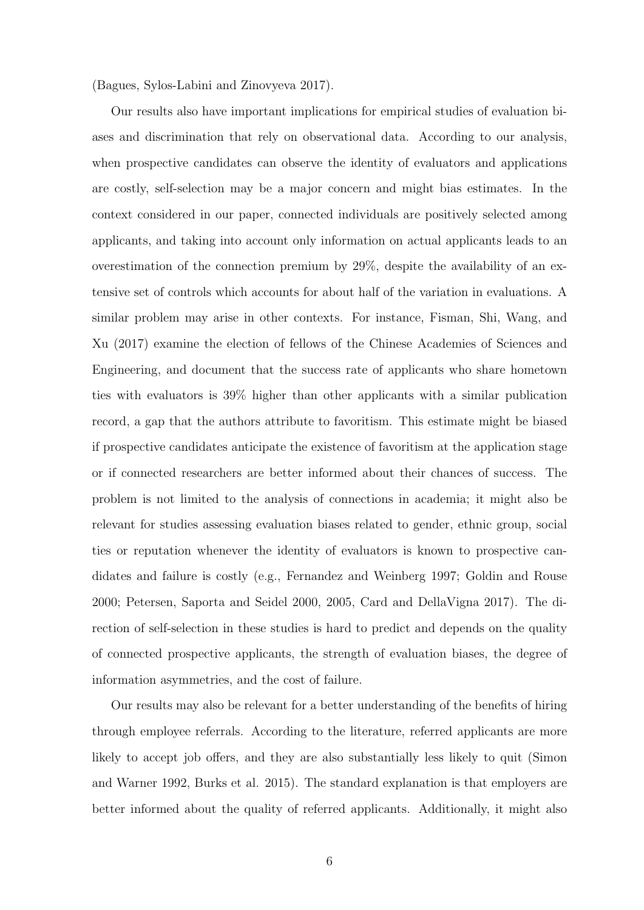(Bagues, Sylos-Labini and Zinovyeva 2017).

Our results also have important implications for empirical studies of evaluation biases and discrimination that rely on observational data. According to our analysis, when prospective candidates can observe the identity of evaluators and applications are costly, self-selection may be a major concern and might bias estimates. In the context considered in our paper, connected individuals are positively selected among applicants, and taking into account only information on actual applicants leads to an overestimation of the connection premium by 29%, despite the availability of an extensive set of controls which accounts for about half of the variation in evaluations. A similar problem may arise in other contexts. For instance, Fisman, Shi, Wang, and Xu (2017) examine the election of fellows of the Chinese Academies of Sciences and Engineering, and document that the success rate of applicants who share hometown ties with evaluators is 39% higher than other applicants with a similar publication record, a gap that the authors attribute to favoritism. This estimate might be biased if prospective candidates anticipate the existence of favoritism at the application stage or if connected researchers are better informed about their chances of success. The problem is not limited to the analysis of connections in academia; it might also be relevant for studies assessing evaluation biases related to gender, ethnic group, social ties or reputation whenever the identity of evaluators is known to prospective candidates and failure is costly (e.g., Fernandez and Weinberg 1997; Goldin and Rouse 2000; Petersen, Saporta and Seidel 2000, 2005, Card and DellaVigna 2017). The direction of self-selection in these studies is hard to predict and depends on the quality of connected prospective applicants, the strength of evaluation biases, the degree of information asymmetries, and the cost of failure.

Our results may also be relevant for a better understanding of the benefits of hiring through employee referrals. According to the literature, referred applicants are more likely to accept job offers, and they are also substantially less likely to quit (Simon and Warner 1992, Burks et al. 2015). The standard explanation is that employers are better informed about the quality of referred applicants. Additionally, it might also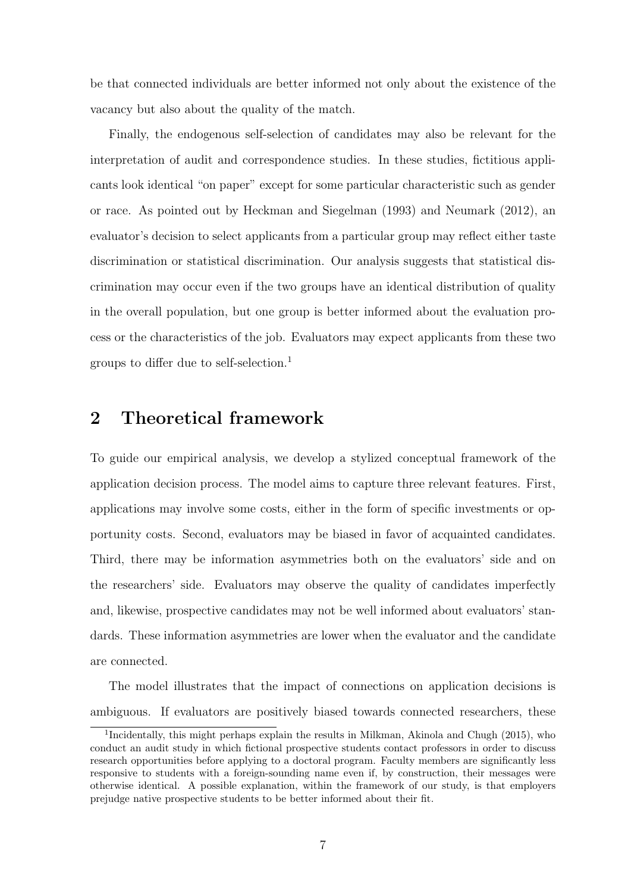be that connected individuals are better informed not only about the existence of the vacancy but also about the quality of the match.

Finally, the endogenous self-selection of candidates may also be relevant for the interpretation of audit and correspondence studies. In these studies, fictitious applicants look identical "on paper" except for some particular characteristic such as gender or race. As pointed out by Heckman and Siegelman (1993) and Neumark (2012), an evaluator's decision to select applicants from a particular group may reflect either taste discrimination or statistical discrimination. Our analysis suggests that statistical discrimination may occur even if the two groups have an identical distribution of quality in the overall population, but one group is better informed about the evaluation process or the characteristics of the job. Evaluators may expect applicants from these two groups to differ due to self-selection.[1]

## 2 Theoretical framework

To guide our empirical analysis, we develop a stylized conceptual framework of the application decision process. The model aims to capture three relevant features. First, applications may involve some costs, either in the form of specific investments or opportunity costs. Second, evaluators may be biased in favor of acquainted candidates. Third, there may be information asymmetries both on the evaluators' side and on the researchers' side. Evaluators may observe the quality of candidates imperfectly and, likewise, prospective candidates may not be well informed about evaluators' standards. These information asymmetries are lower when the evaluator and the candidate are connected.

The model illustrates that the impact of connections on application decisions is ambiguous. If evaluators are positively biased towards connected researchers, these

[1] Incidentally, this might perhaps explain the results in Milkman, Akinola and Chugh (2015), who conduct an audit study in which fictional prospective students contact professors in order to discuss research opportunities before applying to a doctoral program. Faculty members are significantly less responsive to students with a foreign-sounding name even if, by construction, their messages were otherwise identical. A possible explanation, within the framework of our study, is that employers prejudge native prospective students to be better informed about their fit.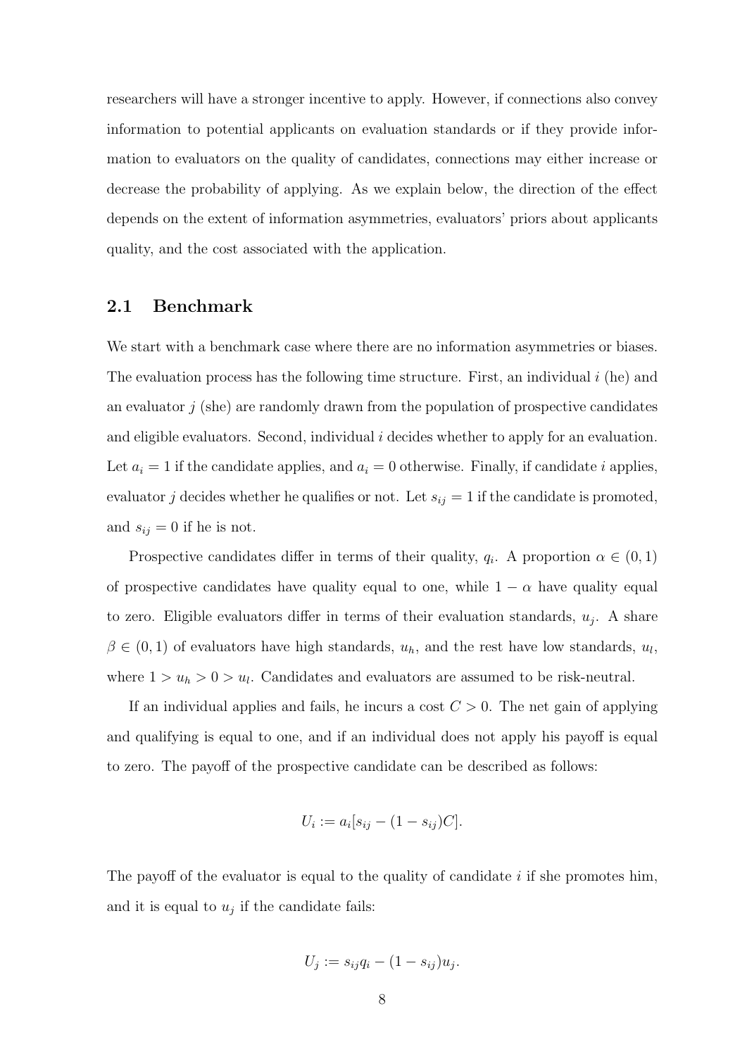researchers will have a stronger incentive to apply. However, if connections also convey information to potential applicants on evaluation standards or if they provide information to evaluators on the quality of candidates, connections may either increase or decrease the probability of applying. As we explain below, the direction of the effect depends on the extent of information asymmetries, evaluators' priors about applicants quality, and the cost associated with the application.

## 2.1 Benchmark

We start with a benchmark case where there are no information asymmetries or biases. The evaluation process has the following time structure. First, an individual $i$ (he) and an evaluator $j$ (she) are randomly drawn from the population of prospective candidates and eligible evaluators. Second, individual $i$ decides whether to apply for an evaluation. Let $a_i = 1$ if the candidate applies, and $a_i = 0$ otherwise. Finally, if candidate $i$ applies, evaluator $j$ decides whether he qualifies or not. Let $s_{ij} = 1$ if the candidate is promoted, and $s_{ij} = 0$ if he is not.

Prospective candidates differ in terms of their quality, $q_i$. A proportion $\alpha \in (0, 1)$ of prospective candidates have quality equal to one, while $1 - \alpha$ have quality equal to zero. Eligible evaluators differ in terms of their evaluation standards, $u_j$. A share $\beta \in (0, 1)$ of evaluators have high standards, $u_h$, and the rest have low standards, $u_l$, where $1 > u_h > 0 > u_l$. Candidates and evaluators are assumed to be risk-neutral.

If an individual applies and fails, he incurs a cost $C > 0$. The net gain of applying and qualifying is equal to one, and if an individual does not apply his payoff is equal to zero. The payoff of the prospective candidate can be described as follows:

$$U_i := a_i[s_{ij} - (1 - s_{ij})C].$$

The payoff of the evaluator is equal to the quality of candidate $i$ if she promotes him, and it is equal to $u_j$ if the candidate fails:

$$U_j := s_{ij}q_i - (1 - s_{ij})u_j.$$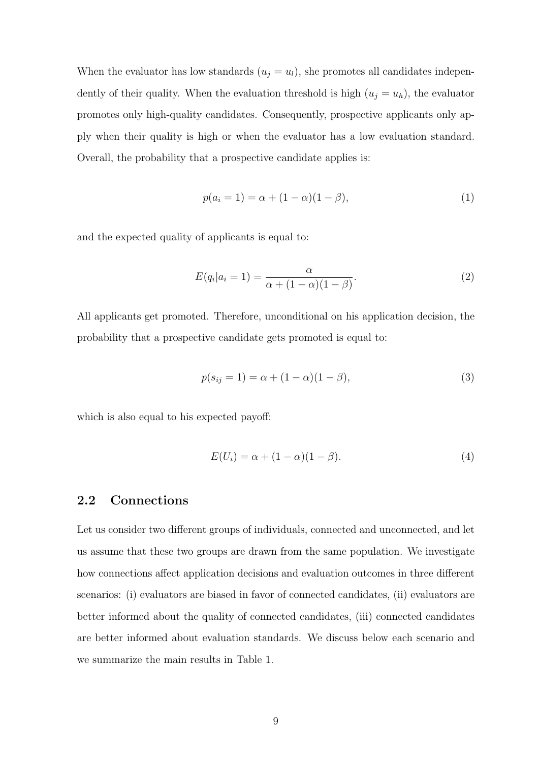When the evaluator has low standards ($u_j = u_l$), she promotes all candidates independently of their quality. When the evaluation threshold is high ($u_j = u_h$), the evaluator promotes only high-quality candidates. Consequently, prospective applicants only apply when their quality is high or when the evaluator has a low evaluation standard. Overall, the probability that a prospective candidate applies is:

$$p(a_i = 1) = \alpha + (1 - \alpha)(1 - \beta), \tag{1}$$

and the expected quality of applicants is equal to:

$$E(q_i | a_i = 1) = \frac{\alpha}{\alpha + (1 - \alpha)(1 - \beta)}. \tag{2}$$

All applicants get promoted. Therefore, unconditional on his application decision, the probability that a prospective candidate gets promoted is equal to:

$$p(s_{ij} = 1) = \alpha + (1 - \alpha)(1 - \beta), \tag{3}$$

which is also equal to his expected payoff:

$$E(U_i) = \alpha + (1 - \alpha)(1 - \beta). \tag{4}$$

## 2.2 Connections

Let us consider two different groups of individuals, connected and unconnected, and let us assume that these two groups are drawn from the same population. We investigate how connections affect application decisions and evaluation outcomes in three different scenarios: (i) evaluators are biased in favor of connected candidates, (ii) evaluators are better informed about the quality of connected candidates, (iii) connected candidates are better informed about evaluation standards. We discuss below each scenario and we summarize the main results in Table 1.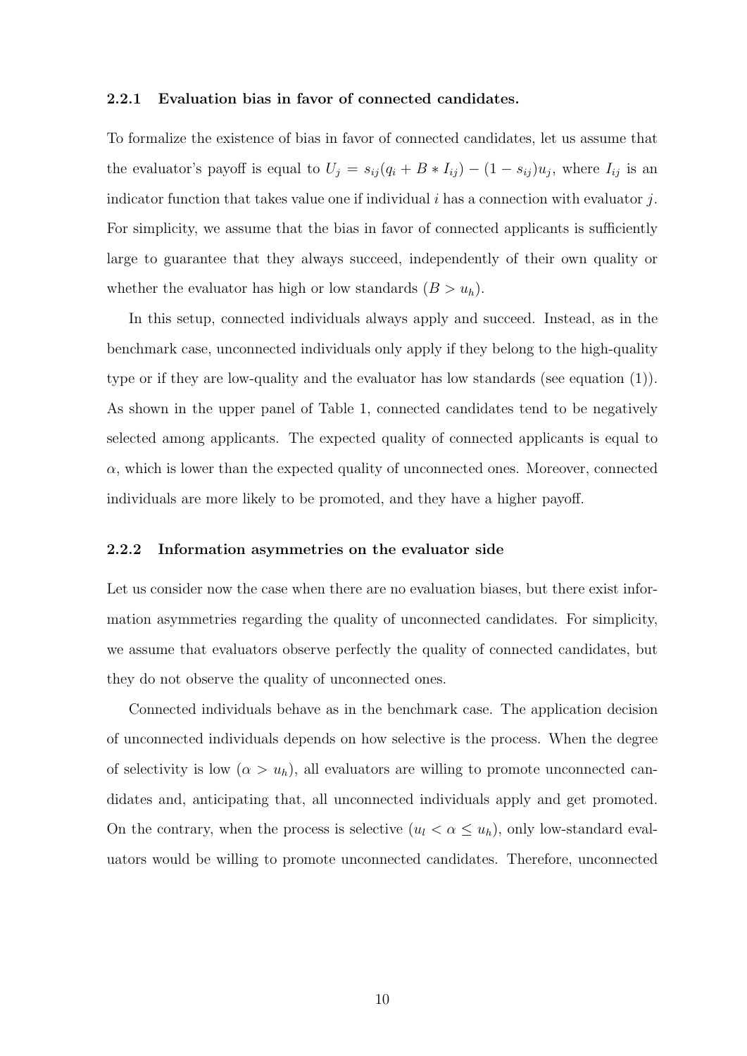### 2.2.1 Evaluation bias in favor of connected candidates.

To formalize the existence of bias in favor of connected candidates, let us assume that the evaluator's payoff is equal to $U_j = s_{ij}(q_i + B * I_{ij}) - (1 - s_{ij})u_j$, where $I_{ij}$ is an indicator function that takes value one if individual $i$ has a connection with evaluator $j$. For simplicity, we assume that the bias in favor of connected applicants is sufficiently large to guarantee that they always succeed, independently of their own quality or whether the evaluator has high or low standards ($B > u_h$).

In this setup, connected individuals always apply and succeed. Instead, as in the benchmark case, unconnected individuals only apply if they belong to the high-quality type or if they are low-quality and the evaluator has low standards (see equation (1)). As shown in the upper panel of Table 1, connected candidates tend to be negatively selected among applicants. The expected quality of connected applicants is equal to $\alpha$, which is lower than the expected quality of unconnected ones. Moreover, connected individuals are more likely to be promoted, and they have a higher payoff.

### 2.2.2 Information asymmetries on the evaluator side

Let us consider now the case when there are no evaluation biases, but there exist information asymmetries regarding the quality of unconnected candidates. For simplicity, we assume that evaluators observe perfectly the quality of connected candidates, but they do not observe the quality of unconnected ones.

Connected individuals behave as in the benchmark case. The application decision of unconnected individuals depends on how selective is the process. When the degree of selectivity is low ($\alpha > u_h$), all evaluators are willing to promote unconnected candidates and, anticipating that, all unconnected individuals apply and get promoted. On the contrary, when the process is selective ($u_l < \alpha \leq u_h$), only low-standard evaluators would be willing to promote unconnected candidates. Therefore, unconnected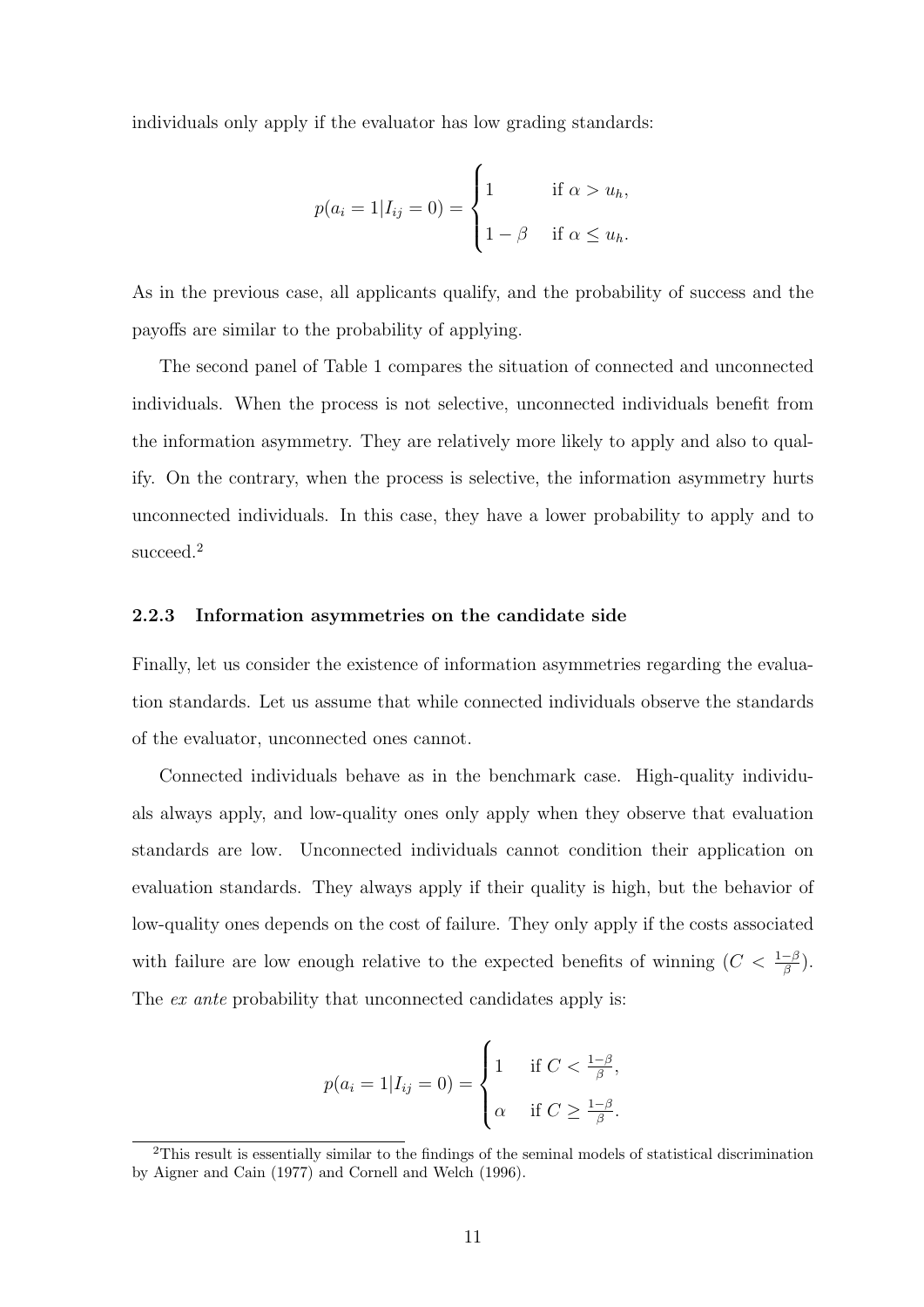individuals only apply if the evaluator has low grading standards:

$$p(a_i = 1|I_{ij} = 0) = \begin{cases} 1 & \text{if } \alpha > u_h, \\ 1 - \beta & \text{if } \alpha \leq u_h. \end{cases}$$

As in the previous case, all applicants qualify, and the probability of success and the payoffs are similar to the probability of applying.

The second panel of Table 1 compares the situation of connected and unconnected individuals. When the process is not selective, unconnected individuals benefit from the information asymmetry. They are relatively more likely to apply and also to qualify. On the contrary, when the process is selective, the information asymmetry hurts unconnected individuals. In this case, they have a lower probability to apply and to succeed.[2]

### 2.2.3 Information asymmetries on the candidate side

Finally, let us consider the existence of information asymmetries regarding the evaluation standards. Let us assume that while connected individuals observe the standards of the evaluator, unconnected ones cannot.

Connected individuals behave as in the benchmark case. High-quality individuals always apply, and low-quality ones only apply when they observe that evaluation standards are low. Unconnected individuals cannot condition their application on evaluation standards. They always apply if their quality is high, but the behavior of low-quality ones depends on the cost of failure. They only apply if the costs associated with failure are low enough relative to the expected benefits of winning ($C < \frac{1-\beta}{\beta}$). The *ex ante* probability that unconnected candidates apply is:

$$p(a_i = 1|I_{ij} = 0) = \begin{cases} 1 & \text{if } C < \frac{1-\beta}{\beta}, \\ \alpha & \text{if } C \geq \frac{1-\beta}{\beta}. \end{cases}$$

[2] This result is essentially similar to the findings of the seminal models of statistical discrimination by Aigner and Cain (1977) and Cornell and Welch (1996).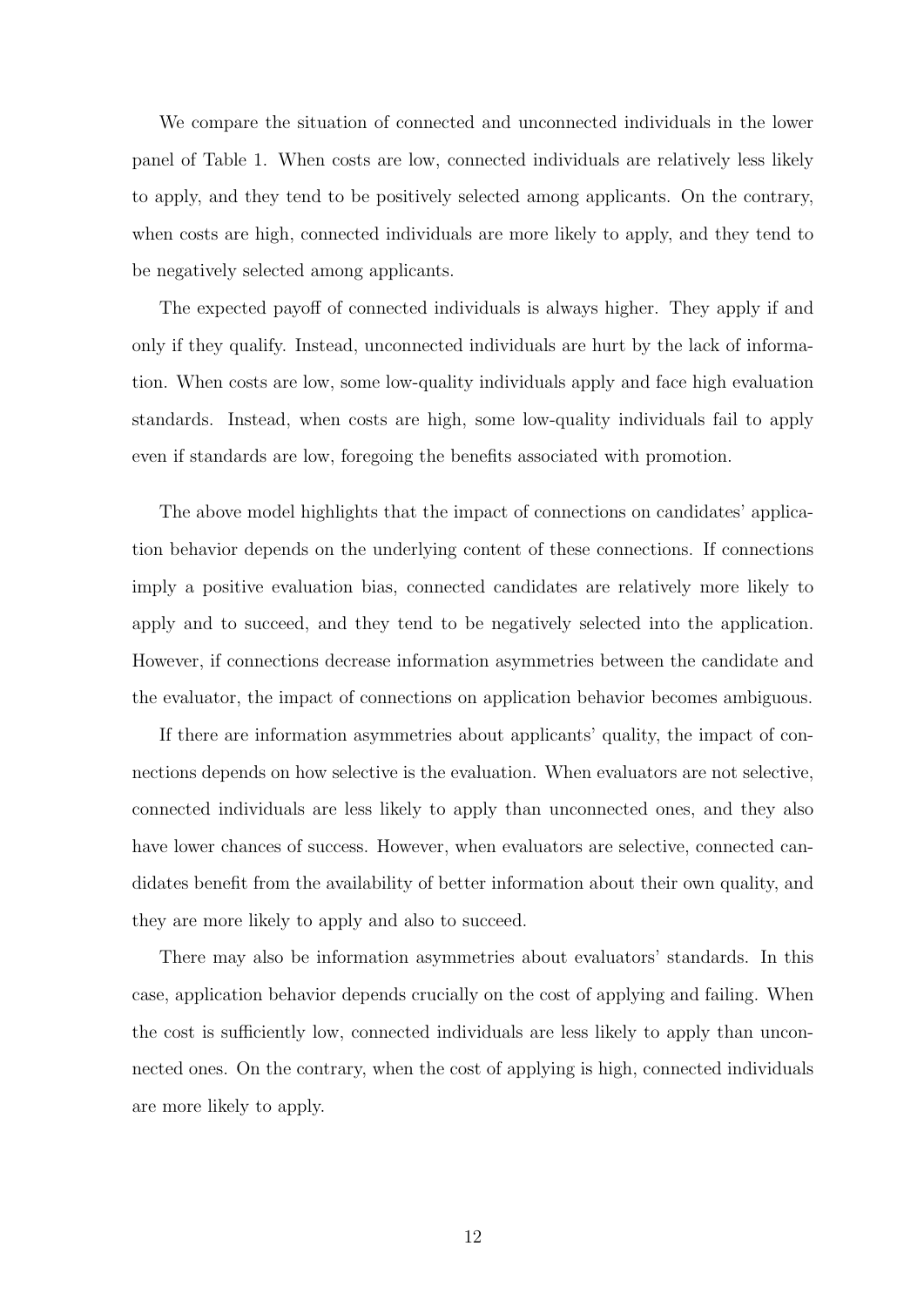We compare the situation of connected and unconnected individuals in the lower panel of Table 1. When costs are low, connected individuals are relatively less likely to apply, and they tend to be positively selected among applicants. On the contrary, when costs are high, connected individuals are more likely to apply, and they tend to be negatively selected among applicants.

The expected payoff of connected individuals is always higher. They apply if and only if they qualify. Instead, unconnected individuals are hurt by the lack of information. When costs are low, some low-quality individuals apply and face high evaluation standards. Instead, when costs are high, some low-quality individuals fail to apply even if standards are low, foregoing the benefits associated with promotion.

The above model highlights that the impact of connections on candidates' application behavior depends on the underlying content of these connections. If connections imply a positive evaluation bias, connected candidates are relatively more likely to apply and to succeed, and they tend to be negatively selected into the application. However, if connections decrease information asymmetries between the candidate and the evaluator, the impact of connections on application behavior becomes ambiguous.

If there are information asymmetries about applicants' quality, the impact of connections depends on how selective is the evaluation. When evaluators are not selective, connected individuals are less likely to apply than unconnected ones, and they also have lower chances of success. However, when evaluators are selective, connected candidates benefit from the availability of better information about their own quality, and they are more likely to apply and also to succeed.

There may also be information asymmetries about evaluators' standards. In this case, application behavior depends crucially on the cost of applying and failing. When the cost is sufficiently low, connected individuals are less likely to apply than unconnected ones. On the contrary, when the cost of applying is high, connected individuals are more likely to apply.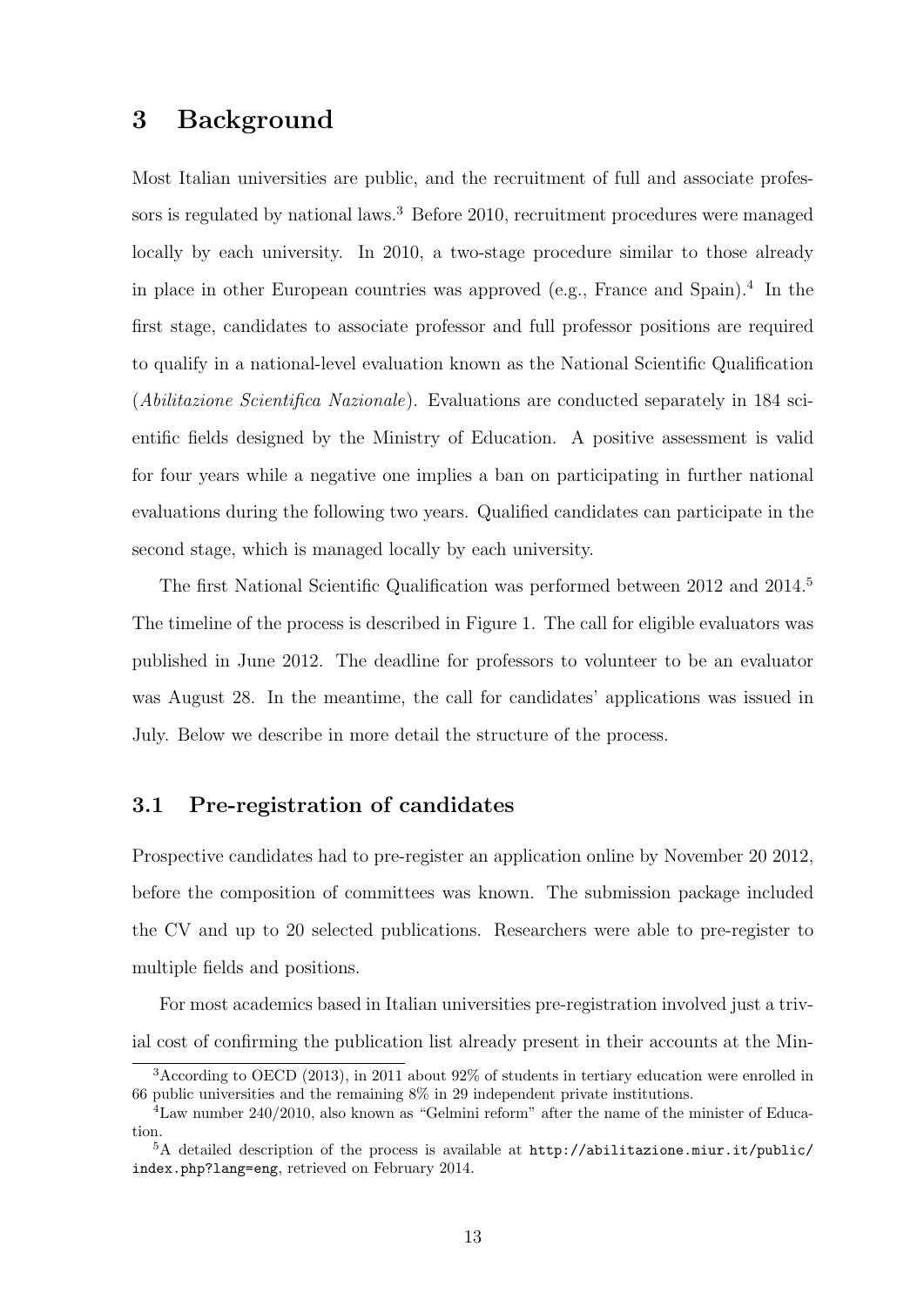# 3 Background

Most Italian universities are public, and the recruitment of full and associate professors is regulated by national laws.[3] Before 2010, recruitment procedures were managed locally by each university. In 2010, a two-stage procedure similar to those already in place in other European countries was approved (e.g., France and Spain).[4] In the first stage, candidates to associate professor and full professor positions are required to qualify in a national-level evaluation known as the National Scientific Qualification (*Abilitazione Scientifica Nazionale*). Evaluations are conducted separately in 184 scientific fields designed by the Ministry of Education. A positive assessment is valid for four years while a negative one implies a ban on participating in further national evaluations during the following two years. Qualified candidates can participate in the second stage, which is managed locally by each university.

The first National Scientific Qualification was performed between 2012 and 2014.[5] The timeline of the process is described in Figure 1. The call for eligible evaluators was published in June 2012. The deadline for professors to volunteer to be an evaluator was August 28. In the meantime, the call for candidates' applications was issued in July. Below we describe in more detail the structure of the process.

## 3.1 Pre-registration of candidates

Prospective candidates had to pre-register an application online by November 20 2012, before the composition of committees was known. The submission package included the CV and up to 20 selected publications. Researchers were able to pre-register to multiple fields and positions.

For most academics based in Italian universities pre-registration involved just a trivial cost of confirming the publication list already present in their accounts at the Min-

[3] According to OECD (2013), in 2011 about 92% of students in tertiary education were enrolled in 66 public universities and the remaining 8% in 29 independent private institutions.

[4] Law number 240/2010, also known as "Gelmini reform" after the name of the minister of Education.

[5] A detailed description of the process is available at `http://abilitazione.miur.it/public/index.php?lang=eng`, retrieved on February 2014.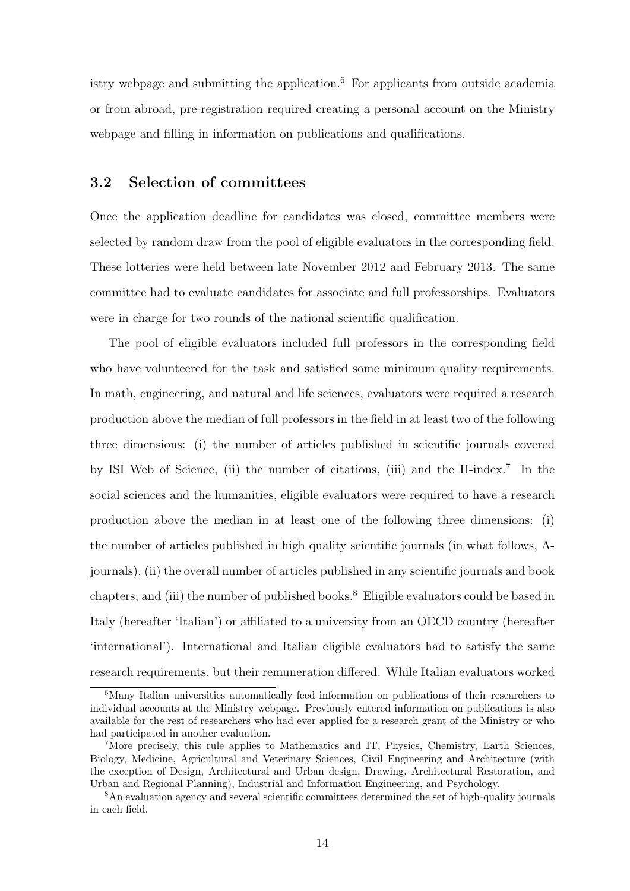istry webpage and submitting the application.[6] For applicants from outside academia or from abroad, pre-registration required creating a personal account on the Ministry webpage and filling in information on publications and qualifications.

## 3.2 Selection of committees

Once the application deadline for candidates was closed, committee members were selected by random draw from the pool of eligible evaluators in the corresponding field. These lotteries were held between late November 2012 and February 2013. The same committee had to evaluate candidates for associate and full professorships. Evaluators were in charge for two rounds of the national scientific qualification.

The pool of eligible evaluators included full professors in the corresponding field who have volunteered for the task and satisfied some minimum quality requirements. In math, engineering, and natural and life sciences, evaluators were required a research production above the median of full professors in the field in at least two of the following three dimensions: (i) the number of articles published in scientific journals covered by ISI Web of Science, (ii) the number of citations, (iii) and the H-index.[7] In the social sciences and the humanities, eligible evaluators were required to have a research production above the median in at least one of the following three dimensions: (i) the number of articles published in high quality scientific journals (in what follows, A-journals), (ii) the overall number of articles published in any scientific journals and book chapters, and (iii) the number of published books.[8] Eligible evaluators could be based in Italy (hereafter 'Italian') or affiliated to a university from an OECD country (hereafter 'international'). International and Italian eligible evaluators had to satisfy the same research requirements, but their remuneration differed. While Italian evaluators worked

[6] Many Italian universities automatically feed information on publications of their researchers to individual accounts at the Ministry webpage. Previously entered information on publications is also available for the rest of researchers who had ever applied for a research grant of the Ministry or who had participated in another evaluation.

[7] More precisely, this rule applies to Mathematics and IT, Physics, Chemistry, Earth Sciences, Biology, Medicine, Agricultural and Veterinary Sciences, Civil Engineering and Architecture (with the exception of Design, Architectural and Urban design, Drawing, Architectural Restoration, and Urban and Regional Planning), Industrial and Information Engineering, and Psychology.

[8] An evaluation agency and several scientific committees determined the set of high-quality journals in each field.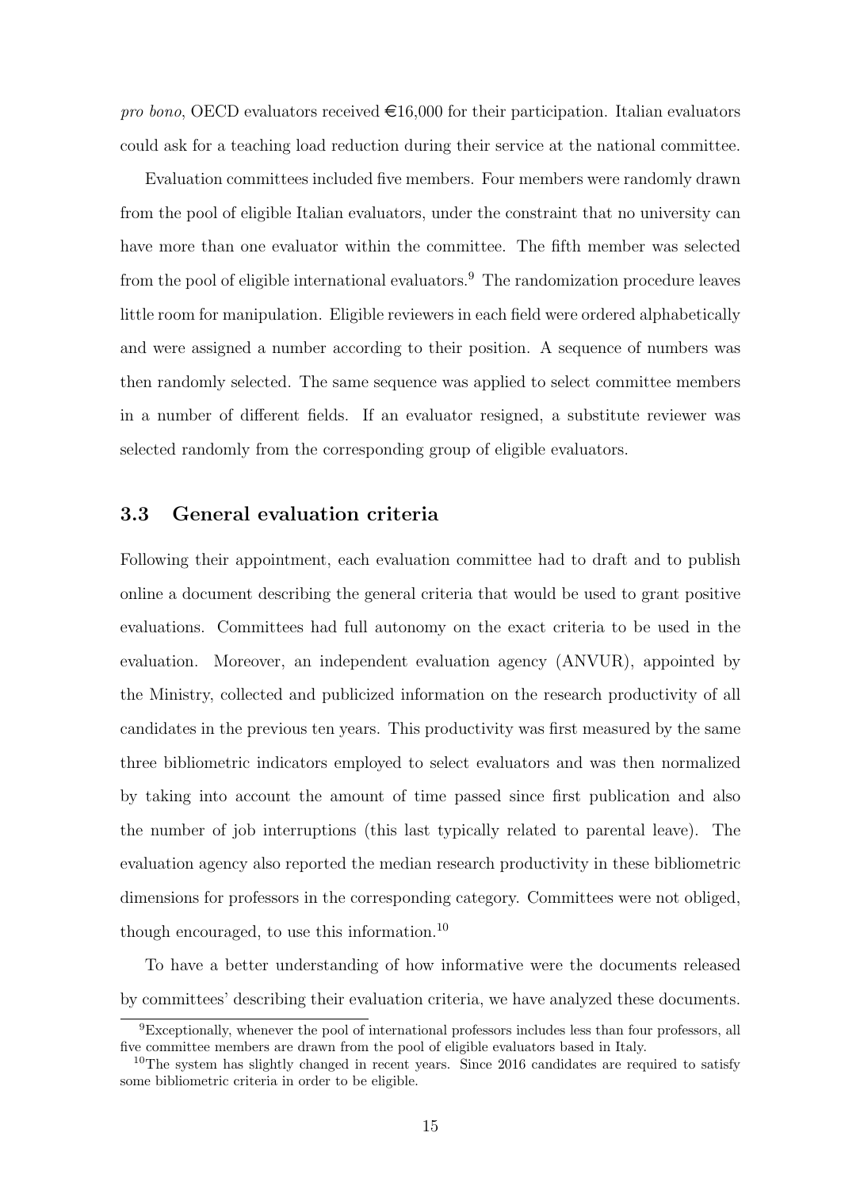*pro bono*, OECD evaluators received €16,000 for their participation. Italian evaluators could ask for a teaching load reduction during their service at the national committee.

Evaluation committees included five members. Four members were randomly drawn from the pool of eligible Italian evaluators, under the constraint that no university can have more than one evaluator within the committee. The fifth member was selected from the pool of eligible international evaluators.[9] The randomization procedure leaves little room for manipulation. Eligible reviewers in each field were ordered alphabetically and were assigned a number according to their position. A sequence of numbers was then randomly selected. The same sequence was applied to select committee members in a number of different fields. If an evaluator resigned, a substitute reviewer was selected randomly from the corresponding group of eligible evaluators.

### 3.3 General evaluation criteria

Following their appointment, each evaluation committee had to draft and to publish online a document describing the general criteria that would be used to grant positive evaluations. Committees had full autonomy on the exact criteria to be used in the evaluation. Moreover, an independent evaluation agency (ANVUR), appointed by the Ministry, collected and publicized information on the research productivity of all candidates in the previous ten years. This productivity was first measured by the same three bibliometric indicators employed to select evaluators and was then normalized by taking into account the amount of time passed since first publication and also the number of job interruptions (this last typically related to parental leave). The evaluation agency also reported the median research productivity in these bibliometric dimensions for professors in the corresponding category. Committees were not obliged, though encouraged, to use this information.[10]

To have a better understanding of how informative were the documents released by committees' describing their evaluation criteria, we have analyzed these documents.

[9] Exceptionally, whenever the pool of international professors includes less than four professors, all five committee members are drawn from the pool of eligible evaluators based in Italy.

[10] The system has slightly changed in recent years. Since 2016 candidates are required to satisfy some bibliometric criteria in order to be eligible.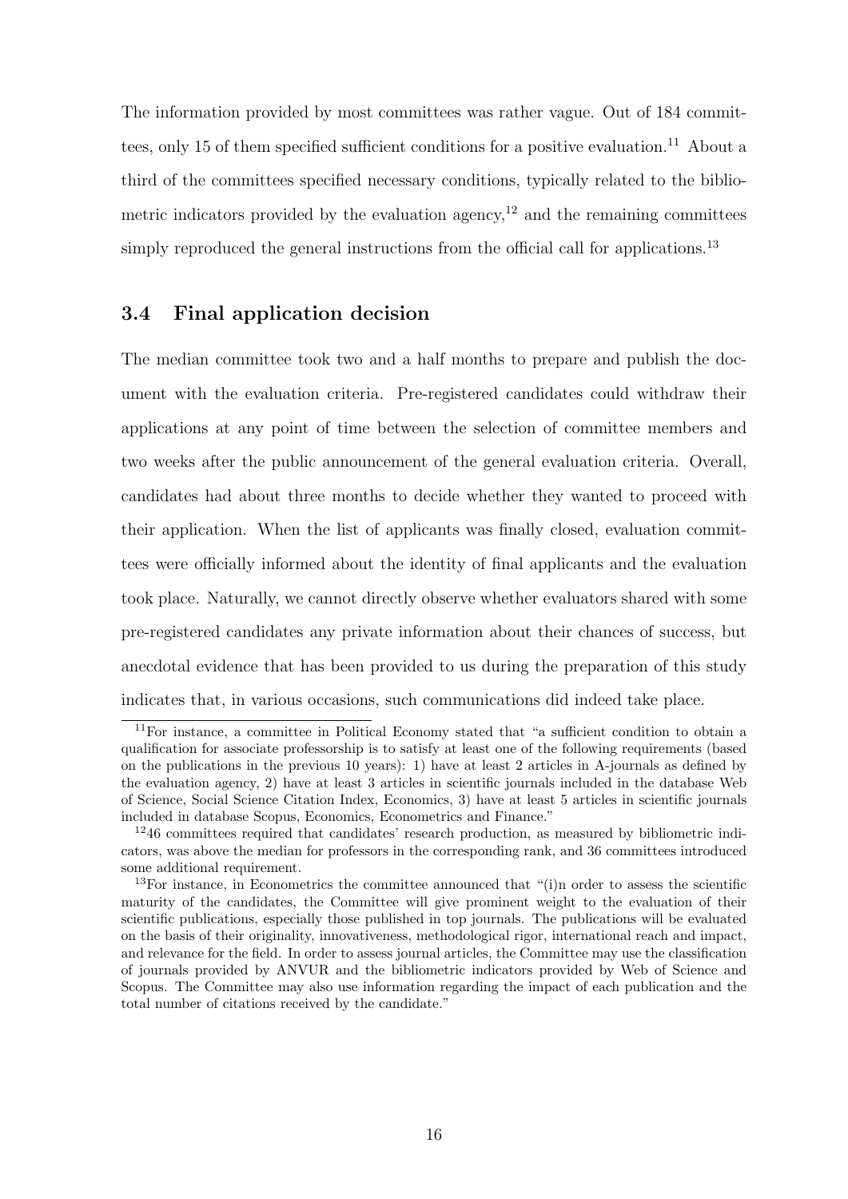The information provided by most committees was rather vague. Out of 184 committees, only 15 of them specified sufficient conditions for a positive evaluation.[11] About a third of the committees specified necessary conditions, typically related to the bibliometric indicators provided by the evaluation agency,[12] and the remaining committees simply reproduced the general instructions from the official call for applications.[13]

### 3.4 Final application decision

The median committee took two and a half months to prepare and publish the document with the evaluation criteria. Pre-registered candidates could withdraw their applications at any point of time between the selection of committee members and two weeks after the public announcement of the general evaluation criteria. Overall, candidates had about three months to decide whether they wanted to proceed with their application. When the list of applicants was finally closed, evaluation committees were officially informed about the identity of final applicants and the evaluation took place. Naturally, we cannot directly observe whether evaluators shared with some pre-registered candidates any private information about their chances of success, but anecdotal evidence that has been provided to us during the preparation of this study indicates that, in various occasions, such communications did indeed take place.

---

[11] For instance, a committee in Political Economy stated that "a sufficient condition to obtain a qualification for associate professorship is to satisfy at least one of the following requirements (based on the publications in the previous 10 years): 1) have at least 2 articles in A-journals as defined by the evaluation agency, 2) have at least 3 articles in scientific journals included in the database Web of Science, Social Science Citation Index, Economics, 3) have at least 5 articles in scientific journals included in database Scopus, Economics, Econometrics and Finance."

[12] 46 committees required that candidates' research production, as measured by bibliometric indicators, was above the median for professors in the corresponding rank, and 36 committees introduced some additional requirement.

[13] For instance, in Econometrics the committee announced that "(i)n order to assess the scientific maturity of the candidates, the Committee will give prominent weight to the evaluation of their scientific publications, especially those published in top journals. The publications will be evaluated on the basis of their originality, innovativeness, methodological rigor, international reach and impact, and relevance for the field. In order to assess journal articles, the Committee may use the classification of journals provided by ANVUR and the bibliometric indicators provided by Web of Science and Scopus. The Committee may also use information regarding the impact of each publication and the total number of citations received by the candidate."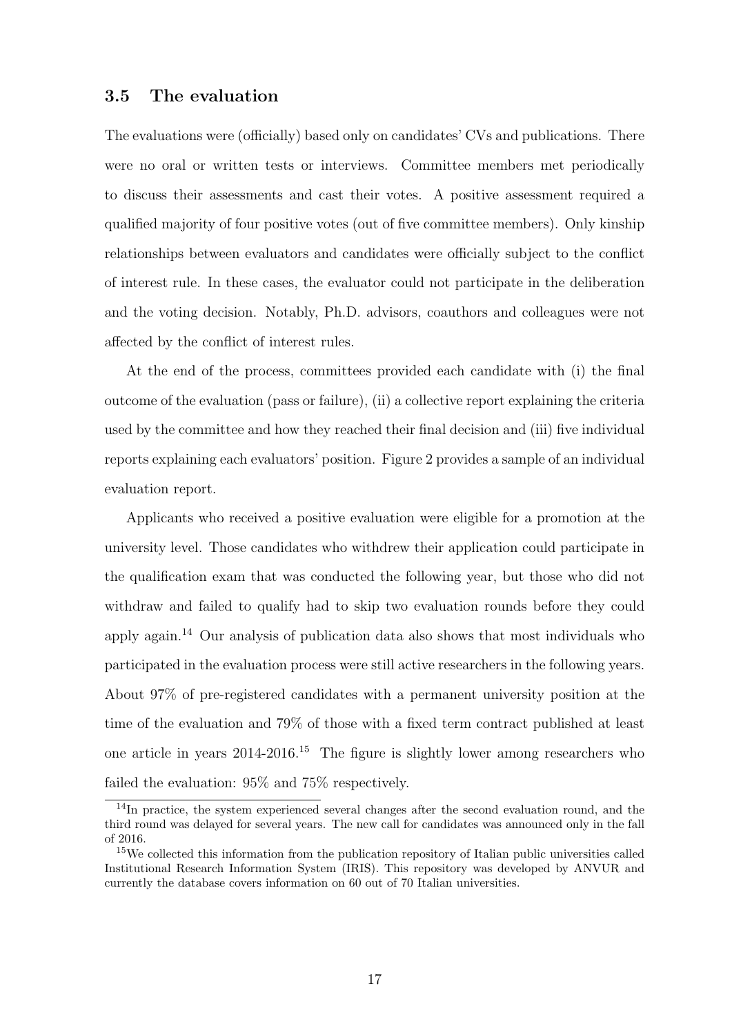### 3.5 The evaluation

The evaluations were (officially) based only on candidates' CVs and publications. There were no oral or written tests or interviews. Committee members met periodically to discuss their assessments and cast their votes. A positive assessment required a qualified majority of four positive votes (out of five committee members). Only kinship relationships between evaluators and candidates were officially subject to the conflict of interest rule. In these cases, the evaluator could not participate in the deliberation and the voting decision. Notably, Ph.D. advisors, coauthors and colleagues were not affected by the conflict of interest rules.

At the end of the process, committees provided each candidate with (i) the final outcome of the evaluation (pass or failure), (ii) a collective report explaining the criteria used by the committee and how they reached their final decision and (iii) five individual reports explaining each evaluators' position. Figure 2 provides a sample of an individual evaluation report.

Applicants who received a positive evaluation were eligible for a promotion at the university level. Those candidates who withdrew their application could participate in the qualification exam that was conducted the following year, but those who did not withdraw and failed to qualify had to skip two evaluation rounds before they could apply again.[14] Our analysis of publication data also shows that most individuals who participated in the evaluation process were still active researchers in the following years. About 97% of pre-registered candidates with a permanent university position at the time of the evaluation and 79% of those with a fixed term contract published at least one article in years 2014-2016.[15] The figure is slightly lower among researchers who failed the evaluation: 95% and 75% respectively.

[14] In practice, the system experienced several changes after the second evaluation round, and the third round was delayed for several years. The new call for candidates was announced only in the fall of 2016.

[15] We collected this information from the publication repository of Italian public universities called Institutional Research Information System (IRIS). This repository was developed by ANVUR and currently the database covers information on 60 out of 70 Italian universities.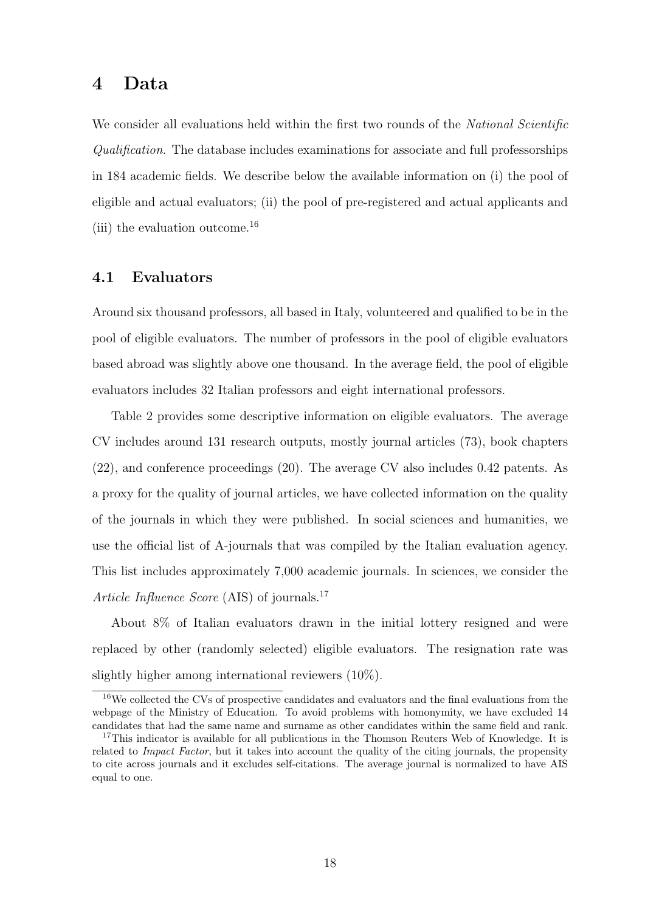# 4 Data

We consider all evaluations held within the first two rounds of the *National Scientific Qualification*. The database includes examinations for associate and full professorships in 184 academic fields. We describe below the available information on (i) the pool of eligible and actual evaluators; (ii) the pool of pre-registered and actual applicants and (iii) the evaluation outcome.[16]

## 4.1 Evaluators

Around six thousand professors, all based in Italy, volunteered and qualified to be in the pool of eligible evaluators. The number of professors in the pool of eligible evaluators based abroad was slightly above one thousand. In the average field, the pool of eligible evaluators includes 32 Italian professors and eight international professors.

Table 2 provides some descriptive information on eligible evaluators. The average CV includes around 131 research outputs, mostly journal articles (73), book chapters (22), and conference proceedings (20). The average CV also includes 0.42 patents. As a proxy for the quality of journal articles, we have collected information on the quality of the journals in which they were published. In social sciences and humanities, we use the official list of A-journals that was compiled by the Italian evaluation agency. This list includes approximately 7,000 academic journals. In sciences, we consider the *Article Influence Score* (AIS) of journals.[17]

About 8% of Italian evaluators drawn in the initial lottery resigned and were replaced by other (randomly selected) eligible evaluators. The resignation rate was slightly higher among international reviewers (10%).

[16] We collected the CVs of prospective candidates and evaluators and the final evaluations from the webpage of the Ministry of Education. To avoid problems with homonymity, we have excluded 14 candidates that had the same name and surname as other candidates within the same field and rank.

[17] This indicator is available for all publications in the Thomson Reuters Web of Knowledge. It is related to *Impact Factor*, but it takes into account the quality of the citing journals, the propensity to cite across journals and it excludes self-citations. The average journal is normalized to have AIS equal to one.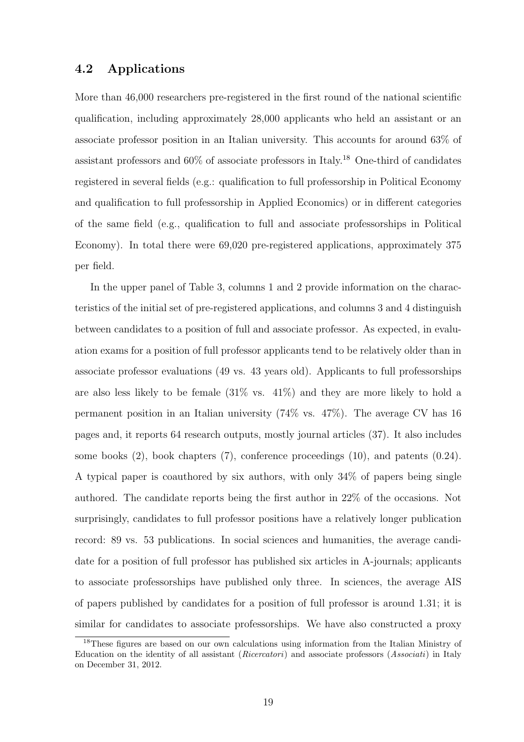## 4.2 Applications

More than 46,000 researchers pre-registered in the first round of the national scientific qualification, including approximately 28,000 applicants who held an assistant or an associate professor position in an Italian university. This accounts for around 63% of assistant professors and 60% of associate professors in Italy.[18] One-third of candidates registered in several fields (e.g.: qualification to full professorship in Political Economy and qualification to full professorship in Applied Economics) or in different categories of the same field (e.g., qualification to full and associate professorships in Political Economy). In total there were 69,020 pre-registered applications, approximately 375 per field.

In the upper panel of Table 3, columns 1 and 2 provide information on the characteristics of the initial set of pre-registered applications, and columns 3 and 4 distinguish between candidates to a position of full and associate professor. As expected, in evaluation exams for a position of full professor applicants tend to be relatively older than in associate professor evaluations (49 vs. 43 years old). Applicants to full professorships are also less likely to be female (31% vs. 41%) and they are more likely to hold a permanent position in an Italian university (74% vs. 47%). The average CV has 16 pages and, it reports 64 research outputs, mostly journal articles (37). It also includes some books (2), book chapters (7), conference proceedings (10), and patents (0.24). A typical paper is coauthored by six authors, with only 34% of papers being single authored. The candidate reports being the first author in 22% of the occasions. Not surprisingly, candidates to full professor positions have a relatively longer publication record: 89 vs. 53 publications. In social sciences and humanities, the average candidate for a position of full professor has published six articles in A-journals; applicants to associate professorships have published only three. In sciences, the average AIS of papers published by candidates for a position of full professor is around 1.31; it is similar for candidates to associate professorships. We have also constructed a proxy

[18] These figures are based on our own calculations using information from the Italian Ministry of Education on the identity of all assistant (*Ricercatori*) and associate professors (*Associati*) in Italy on December 31, 2012.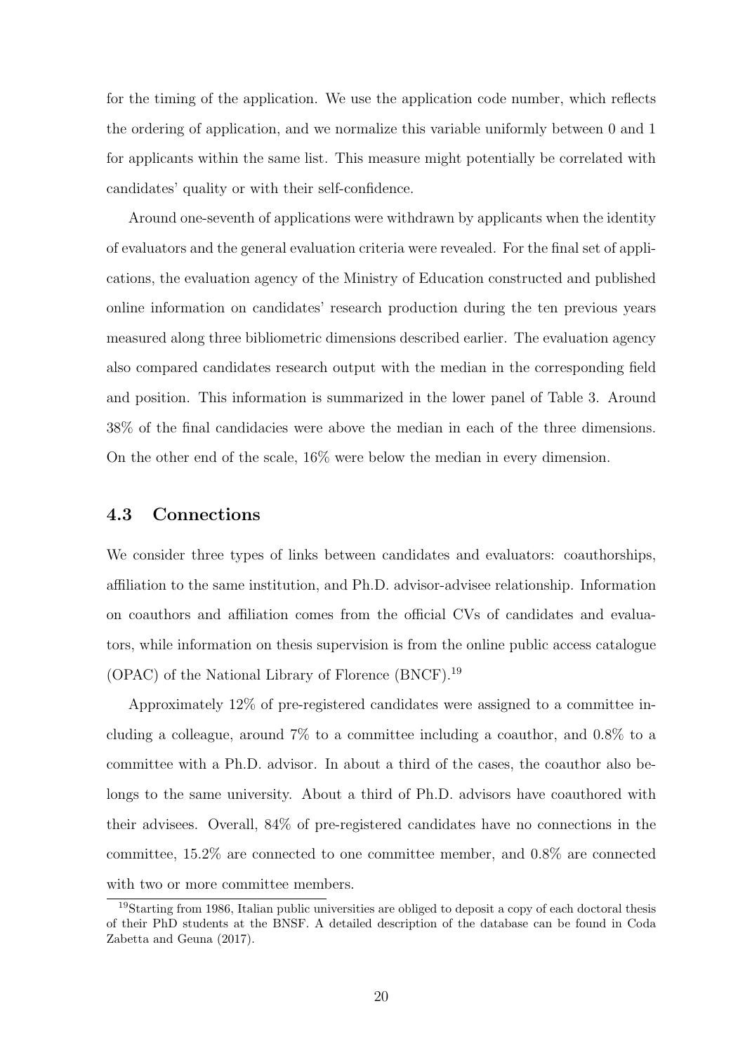for the timing of the application. We use the application code number, which reflects the ordering of application, and we normalize this variable uniformly between 0 and 1 for applicants within the same list. This measure might potentially be correlated with candidates' quality or with their self-confidence.

Around one-seventh of applications were withdrawn by applicants when the identity of evaluators and the general evaluation criteria were revealed. For the final set of applications, the evaluation agency of the Ministry of Education constructed and published online information on candidates' research production during the ten previous years measured along three bibliometric dimensions described earlier. The evaluation agency also compared candidates research output with the median in the corresponding field and position. This information is summarized in the lower panel of Table 3. Around 38% of the final candidacies were above the median in each of the three dimensions. On the other end of the scale, 16% were below the median in every dimension.

### 4.3 Connections

We consider three types of links between candidates and evaluators: coauthorships, affiliation to the same institution, and Ph.D. advisor-advisee relationship. Information on coauthors and affiliation comes from the official CVs of candidates and evaluators, while information on thesis supervision is from the online public access catalogue (OPAC) of the National Library of Florence (BNCF).[19]

Approximately 12% of pre-registered candidates were assigned to a committee including a colleague, around 7% to a committee including a coauthor, and 0.8% to a committee with a Ph.D. advisor. In about a third of the cases, the coauthor also belongs to the same university. About a third of Ph.D. advisors have coauthored with their advisees. Overall, 84% of pre-registered candidates have no connections in the committee, 15.2% are connected to one committee member, and 0.8% are connected with two or more committee members.

[19] Starting from 1986, Italian public universities are obliged to deposit a copy of each doctoral thesis of their PhD students at the BNSF. A detailed description of the database can be found in Coda Zabetta and Geuna (2017).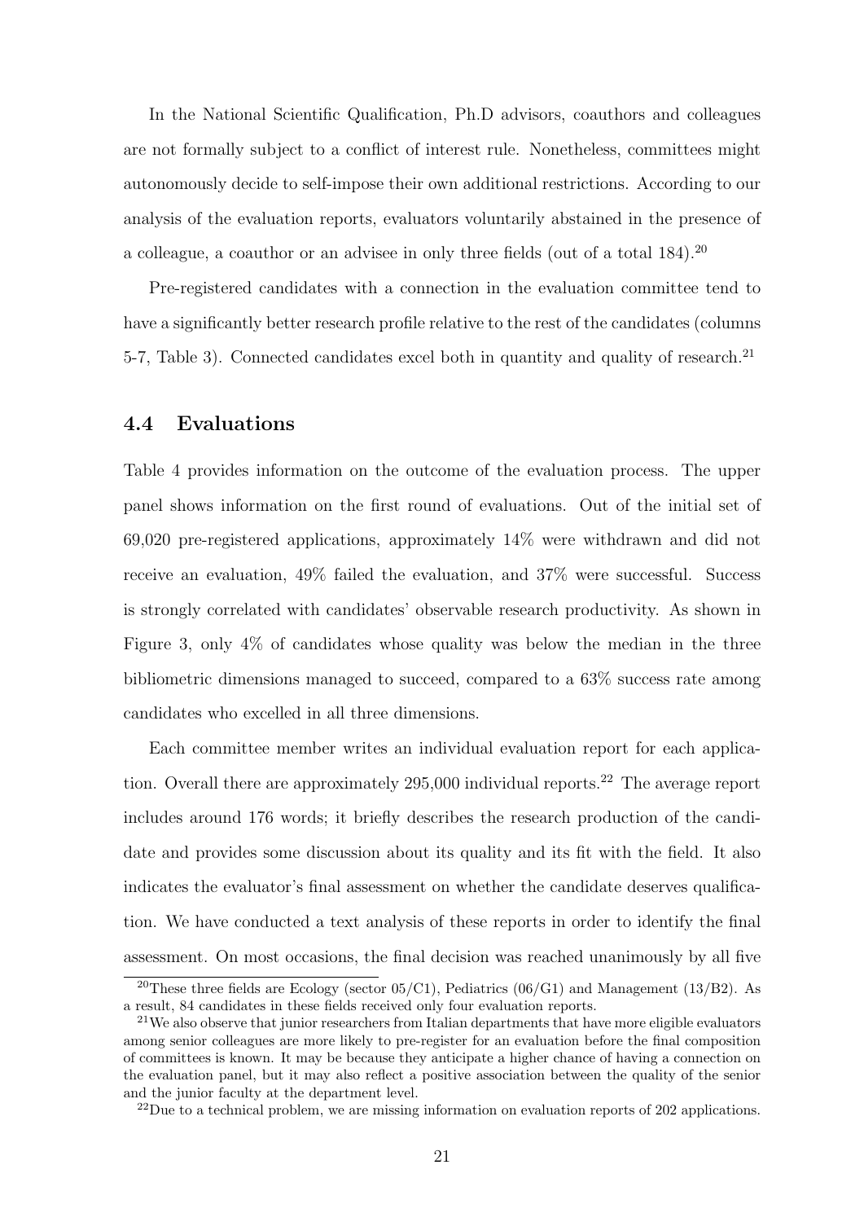In the National Scientific Qualification, Ph.D advisors, coauthors and colleagues are not formally subject to a conflict of interest rule. Nonetheless, committees might autonomously decide to self-impose their own additional restrictions. According to our analysis of the evaluation reports, evaluators voluntarily abstained in the presence of a colleague, a coauthor or an advisee in only three fields (out of a total 184).[20]

Pre-registered candidates with a connection in the evaluation committee tend to have a significantly better research profile relative to the rest of the candidates (columns 5-7, Table 3). Connected candidates excel both in quantity and quality of research.[21]

## 4.4 Evaluations

Table 4 provides information on the outcome of the evaluation process. The upper panel shows information on the first round of evaluations. Out of the initial set of 69,020 pre-registered applications, approximately 14% were withdrawn and did not receive an evaluation, 49% failed the evaluation, and 37% were successful. Success is strongly correlated with candidates' observable research productivity. As shown in Figure 3, only 4% of candidates whose quality was below the median in the three bibliometric dimensions managed to succeed, compared to a 63% success rate among candidates who excelled in all three dimensions.

Each committee member writes an individual evaluation report for each application. Overall there are approximately 295,000 individual reports.[22] The average report includes around 176 words; it briefly describes the research production of the candidate and provides some discussion about its quality and its fit with the field. It also indicates the evaluator's final assessment on whether the candidate deserves qualification. We have conducted a text analysis of these reports in order to identify the final assessment. On most occasions, the final decision was reached unanimously by all five

[20]These three fields are Ecology (sector 05/C1), Pediatrics (06/G1) and Management (13/B2). As a result, 84 candidates in these fields received only four evaluation reports.

[21]We also observe that junior researchers from Italian departments that have more eligible evaluators among senior colleagues are more likely to pre-register for an evaluation before the final composition of committees is known. It may be because they anticipate a higher chance of having a connection on the evaluation panel, but it may also reflect a positive association between the quality of the senior and the junior faculty at the department level.

[22]Due to a technical problem, we are missing information on evaluation reports of 202 applications.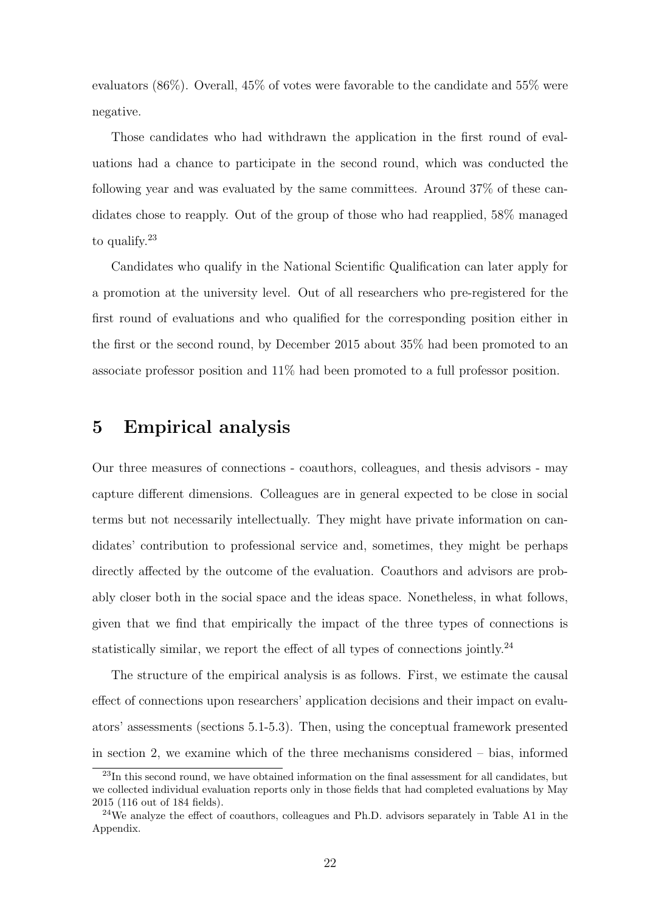evaluators (86%). Overall, 45% of votes were favorable to the candidate and 55% were negative.

Those candidates who had withdrawn the application in the first round of evaluations had a chance to participate in the second round, which was conducted the following year and was evaluated by the same committees. Around 37% of these candidates chose to reapply. Out of the group of those who had reapplied, 58% managed to qualify.[23]

Candidates who qualify in the National Scientific Qualification can later apply for a promotion at the university level. Out of all researchers who pre-registered for the first round of evaluations and who qualified for the corresponding position either in the first or the second round, by December 2015 about 35% had been promoted to an associate professor position and 11% had been promoted to a full professor position.

# 5 Empirical analysis

Our three measures of connections - coauthors, colleagues, and thesis advisors - may capture different dimensions. Colleagues are in general expected to be close in social terms but not necessarily intellectually. They might have private information on candidates' contribution to professional service and, sometimes, they might be perhaps directly affected by the outcome of the evaluation. Coauthors and advisors are probably closer both in the social space and the ideas space. Nonetheless, in what follows, given that we find that empirically the impact of the three types of connections is statistically similar, we report the effect of all types of connections jointly.[24]

The structure of the empirical analysis is as follows. First, we estimate the causal effect of connections upon researchers' application decisions and their impact on evaluators' assessments (sections 5.1-5.3). Then, using the conceptual framework presented in section 2, we examine which of the three mechanisms considered – bias, informed

[23] In this second round, we have obtained information on the final assessment for all candidates, but we collected individual evaluation reports only in those fields that had completed evaluations by May 2015 (116 out of 184 fields).

[24] We analyze the effect of coauthors, colleagues and Ph.D. advisors separately in Table A1 in the Appendix.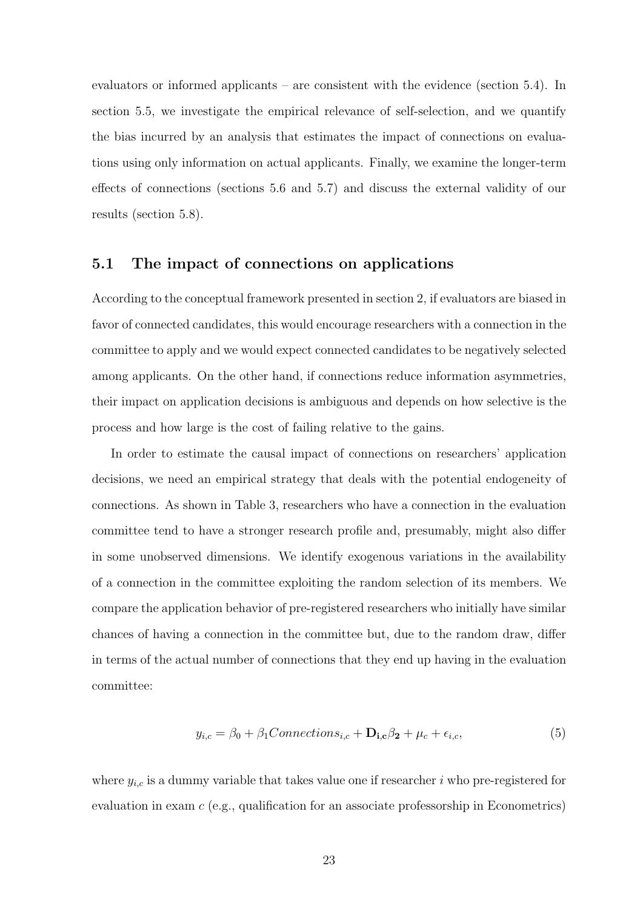evaluators or informed applicants – are consistent with the evidence (section 5.4). In section 5.5, we investigate the empirical relevance of self-selection, and we quantify the bias incurred by an analysis that estimates the impact of connections on evaluations using only information on actual applicants. Finally, we examine the longer-term effects of connections (sections 5.6 and 5.7) and discuss the external validity of our results (section 5.8).

## 5.1 The impact of connections on applications

According to the conceptual framework presented in section 2, if evaluators are biased in favor of connected candidates, this would encourage researchers with a connection in the committee to apply and we would expect connected candidates to be negatively selected among applicants. On the other hand, if connections reduce information asymmetries, their impact on application decisions is ambiguous and depends on how selective is the process and how large is the cost of failing relative to the gains.

In order to estimate the causal impact of connections on researchers' application decisions, we need an empirical strategy that deals with the potential endogeneity of connections. As shown in Table 3, researchers who have a connection in the evaluation committee tend to have a stronger research profile and, presumably, might also differ in some unobserved dimensions. We identify exogenous variations in the availability of a connection in the committee exploiting the random selection of its members. We compare the application behavior of pre-registered researchers who initially have similar chances of having a connection in the committee but, due to the random draw, differ in terms of the actual number of connections that they end up having in the evaluation committee:

$$y_{i,c} = \beta_0 + \beta_1 Connections_{i,c} + \mathbf{D_{i,c}}\boldsymbol{\beta_2} + \mu_c + \epsilon_{i,c}, \tag{5}$$

where $y_{i,c}$ is a dummy variable that takes value one if researcher $i$ who pre-registered for evaluation in exam $c$ (e.g., qualification for an associate professorship in Econometrics)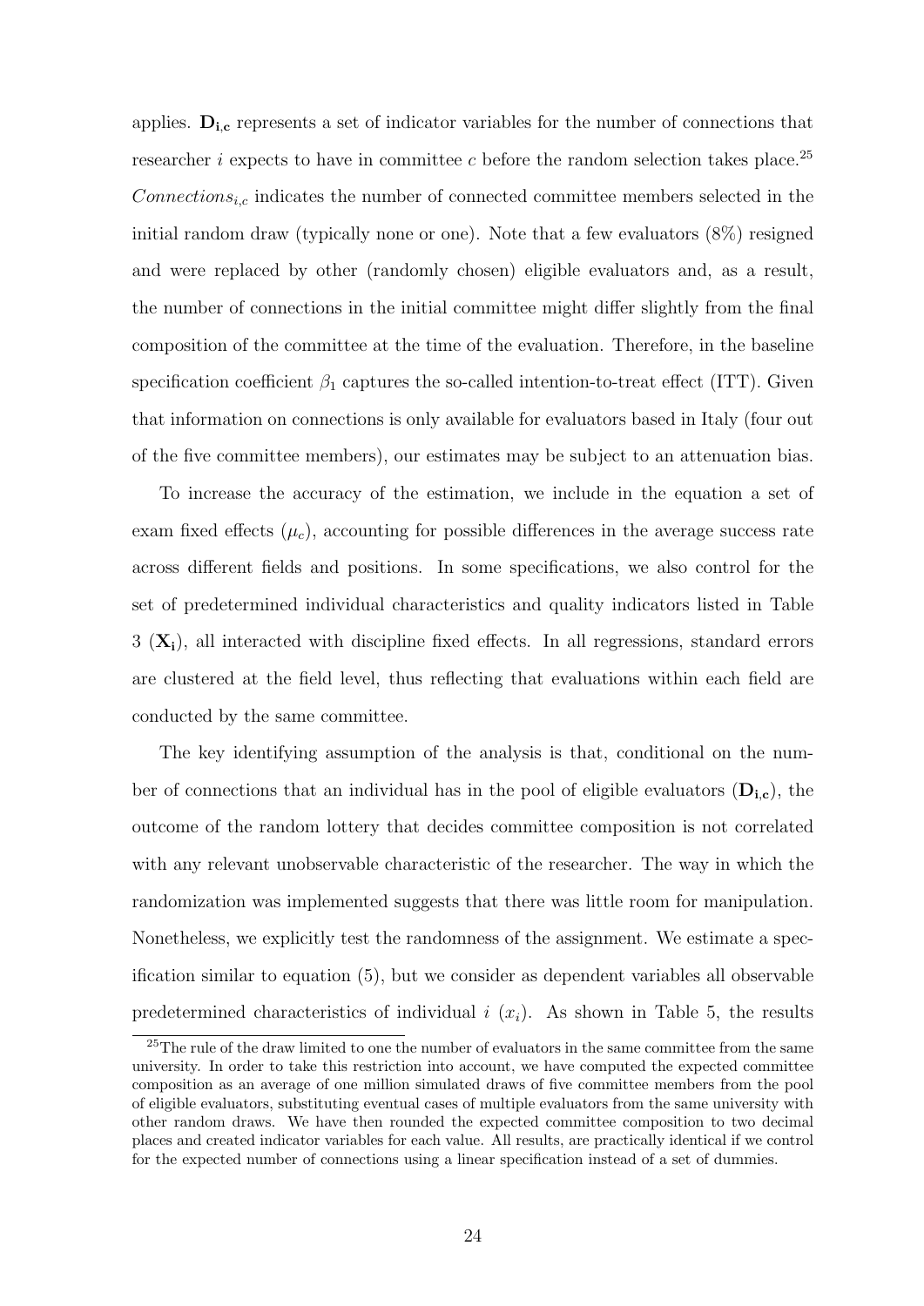applies. $\mathbf{D_{i,c}}$ represents a set of indicator variables for the number of connections that researcher $i$ expects to have in committee $c$ before the random selection takes place.[25] $Connections_{i,c}$ indicates the number of connected committee members selected in the initial random draw (typically none or one). Note that a few evaluators (8%) resigned and were replaced by other (randomly chosen) eligible evaluators and, as a result, the number of connections in the initial committee might differ slightly from the final composition of the committee at the time of the evaluation. Therefore, in the baseline specification coefficient $\beta_1$ captures the so-called intention-to-treat effect (ITT). Given that information on connections is only available for evaluators based in Italy (four out of the five committee members), our estimates may be subject to an attenuation bias.

To increase the accuracy of the estimation, we include in the equation a set of exam fixed effects ($\mu_c$), accounting for possible differences in the average success rate across different fields and positions. In some specifications, we also control for the set of predetermined individual characteristics and quality indicators listed in Table 3 ($\mathbf{X_i}$), all interacted with discipline fixed effects. In all regressions, standard errors are clustered at the field level, thus reflecting that evaluations within each field are conducted by the same committee.

The key identifying assumption of the analysis is that, conditional on the number of connections that an individual has in the pool of eligible evaluators ($\mathbf{D_{i,c}}$), the outcome of the random lottery that decides committee composition is not correlated with any relevant unobservable characteristic of the researcher. The way in which the randomization was implemented suggests that there was little room for manipulation. Nonetheless, we explicitly test the randomness of the assignment. We estimate a specification similar to equation (5), but we consider as dependent variables all observable predetermined characteristics of individual $i$ ($x_i$). As shown in Table 5, the results

[25] The rule of the draw limited to one the number of evaluators in the same committee from the same university. In order to take this restriction into account, we have computed the expected committee composition as an average of one million simulated draws of five committee members from the pool of eligible evaluators, substituting eventual cases of multiple evaluators from the same university with other random draws. We have then rounded the expected committee composition to two decimal places and created indicator variables for each value. All results, are practically identical if we control for the expected number of connections using a linear specification instead of a set of dummies.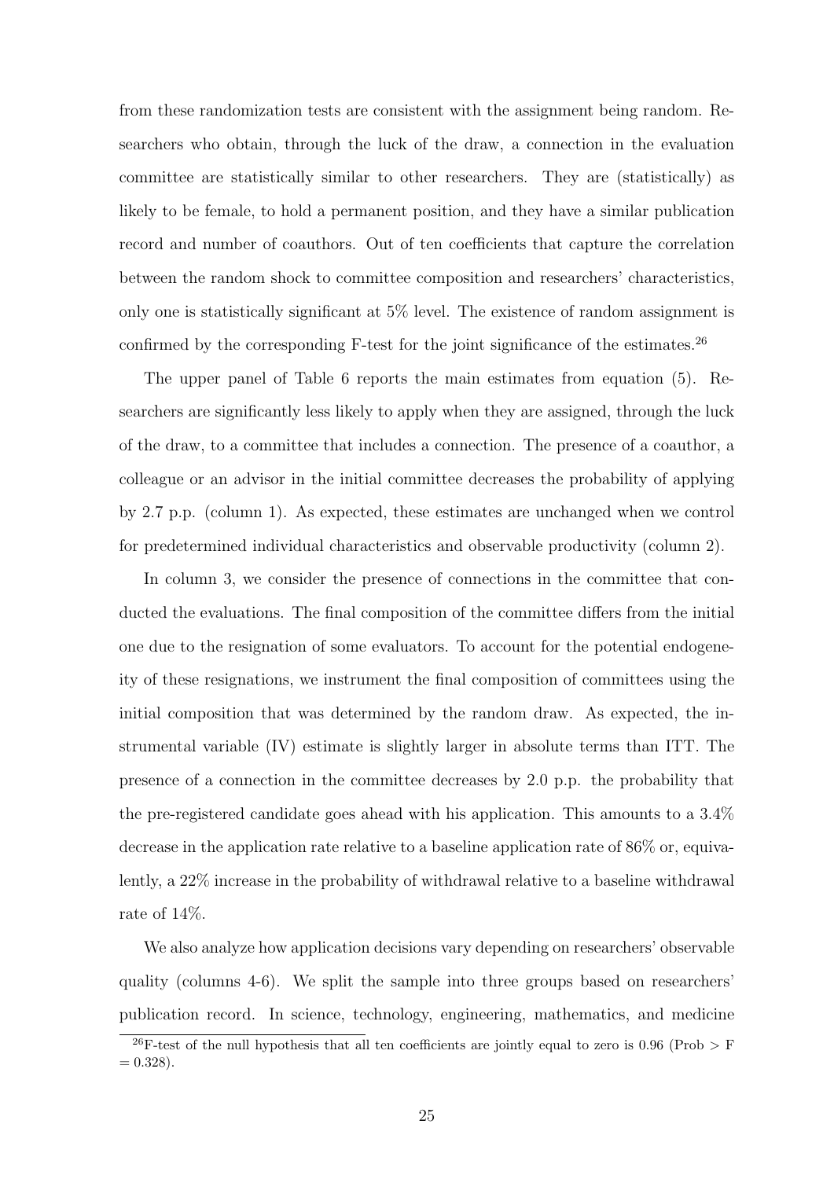from these randomization tests are consistent with the assignment being random. Researchers who obtain, through the luck of the draw, a connection in the evaluation committee are statistically similar to other researchers. They are (statistically) as likely to be female, to hold a permanent position, and they have a similar publication record and number of coauthors. Out of ten coefficients that capture the correlation between the random shock to committee composition and researchers' characteristics, only one is statistically significant at 5% level. The existence of random assignment is confirmed by the corresponding F-test for the joint significance of the estimates.[26]

The upper panel of Table 6 reports the main estimates from equation (5). Researchers are significantly less likely to apply when they are assigned, through the luck of the draw, to a committee that includes a connection. The presence of a coauthor, a colleague or an advisor in the initial committee decreases the probability of applying by 2.7 p.p. (column 1). As expected, these estimates are unchanged when we control for predetermined individual characteristics and observable productivity (column 2).

In column 3, we consider the presence of connections in the committee that conducted the evaluations. The final composition of the committee differs from the initial one due to the resignation of some evaluators. To account for the potential endogeneity of these resignations, we instrument the final composition of committees using the initial composition that was determined by the random draw. As expected, the instrumental variable (IV) estimate is slightly larger in absolute terms than ITT. The presence of a connection in the committee decreases by 2.0 p.p. the probability that the pre-registered candidate goes ahead with his application. This amounts to a 3.4% decrease in the application rate relative to a baseline application rate of 86% or, equivalently, a 22% increase in the probability of withdrawal relative to a baseline withdrawal rate of 14%.

We also analyze how application decisions vary depending on researchers' observable quality (columns 4-6). We split the sample into three groups based on researchers' publication record. In science, technology, engineering, mathematics, and medicine

[26] F-test of the null hypothesis that all ten coefficients are jointly equal to zero is 0.96 (Prob > F = 0.328).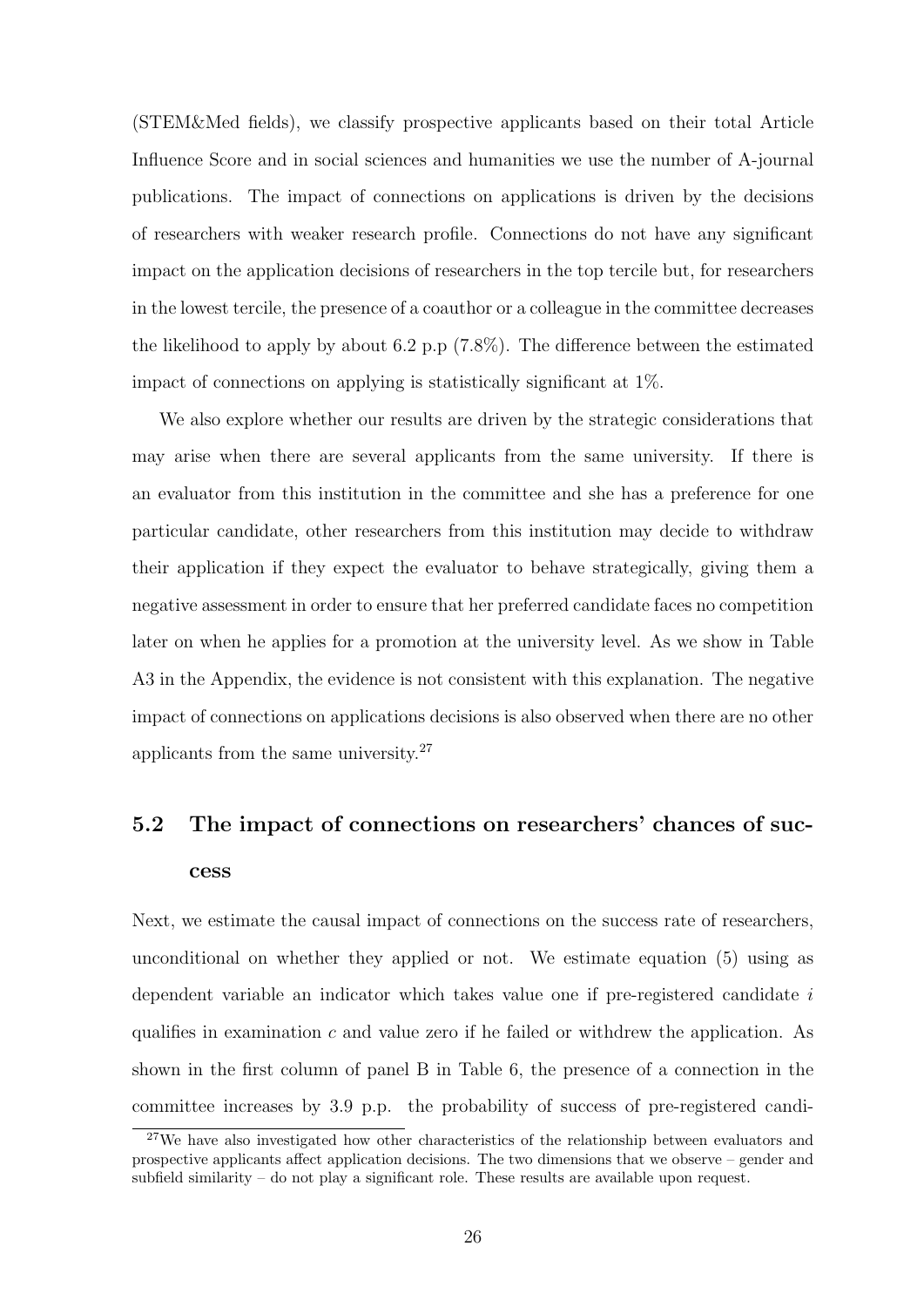(STEM&Med fields), we classify prospective applicants based on their total Article Influence Score and in social sciences and humanities we use the number of A-journal publications. The impact of connections on applications is driven by the decisions of researchers with weaker research profile. Connections do not have any significant impact on the application decisions of researchers in the top tercile but, for researchers in the lowest tercile, the presence of a coauthor or a colleague in the committee decreases the likelihood to apply by about 6.2 p.p (7.8%). The difference between the estimated impact of connections on applying is statistically significant at 1%.

We also explore whether our results are driven by the strategic considerations that may arise when there are several applicants from the same university. If there is an evaluator from this institution in the committee and she has a preference for one particular candidate, other researchers from this institution may decide to withdraw their application if they expect the evaluator to behave strategically, giving them a negative assessment in order to ensure that her preferred candidate faces no competition later on when he applies for a promotion at the university level. As we show in Table A3 in the Appendix, the evidence is not consistent with this explanation. The negative impact of connections on applications decisions is also observed when there are no other applicants from the same university.[27]

## 5.2 The impact of connections on researchers' chances of success

Next, we estimate the causal impact of connections on the success rate of researchers, unconditional on whether they applied or not. We estimate equation (5) using as dependent variable an indicator which takes value one if pre-registered candidate $i$ qualifies in examination $c$ and value zero if he failed or withdrew the application. As shown in the first column of panel B in Table 6, the presence of a connection in the committee increases by 3.9 p.p. the probability of success of pre-registered candi-

[27] We have also investigated how other characteristics of the relationship between evaluators and prospective applicants affect application decisions. The two dimensions that we observe – gender and subfield similarity – do not play a significant role. These results are available upon request.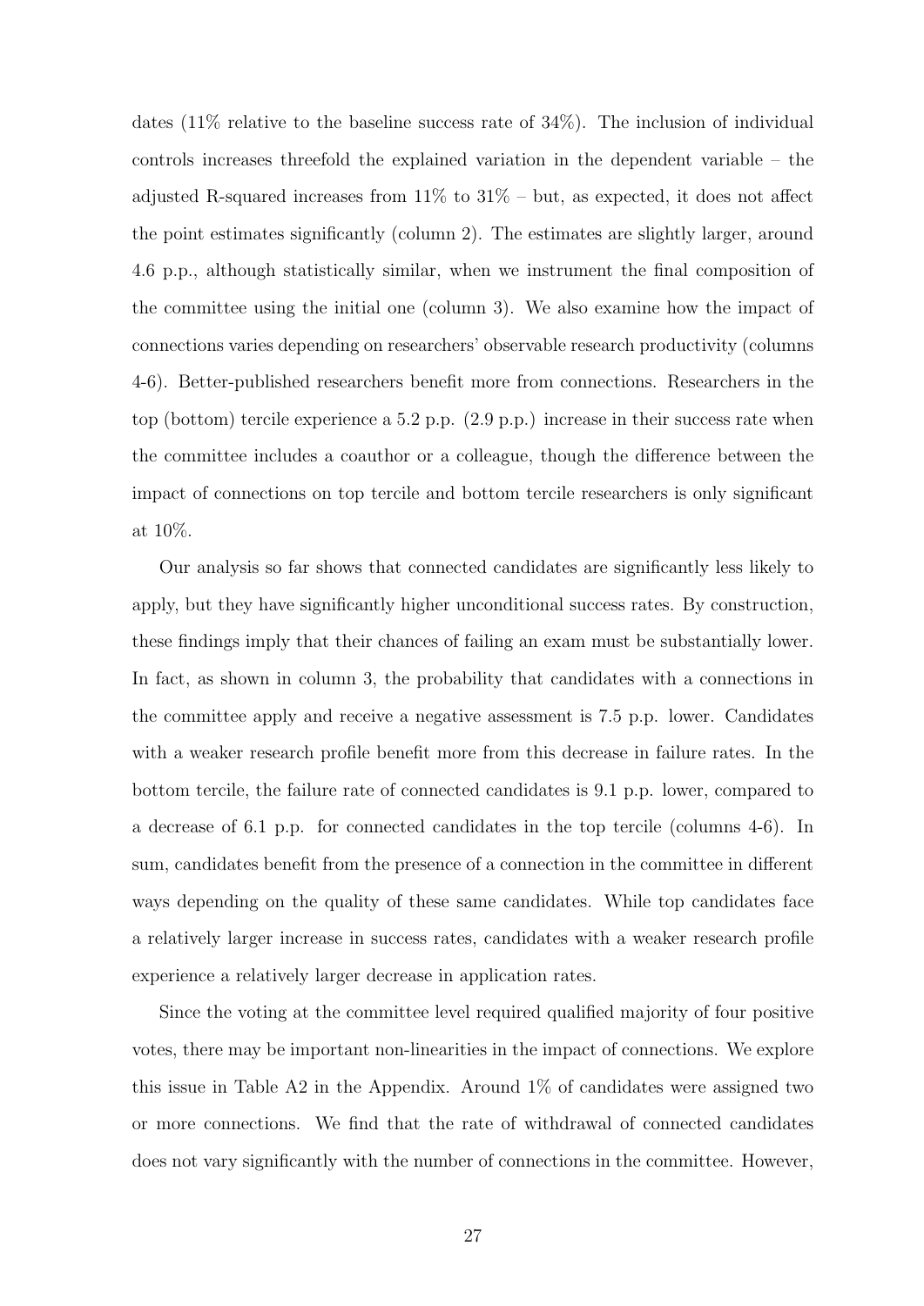dates (11% relative to the baseline success rate of 34%). The inclusion of individual controls increases threefold the explained variation in the dependent variable – the adjusted R-squared increases from 11% to 31% – but, as expected, it does not affect the point estimates significantly (column 2). The estimates are slightly larger, around 4.6 p.p., although statistically similar, when we instrument the final composition of the committee using the initial one (column 3). We also examine how the impact of connections varies depending on researchers' observable research productivity (columns 4-6). Better-published researchers benefit more from connections. Researchers in the top (bottom) tercile experience a 5.2 p.p. (2.9 p.p.) increase in their success rate when the committee includes a coauthor or a colleague, though the difference between the impact of connections on top tercile and bottom tercile researchers is only significant at 10%.

Our analysis so far shows that connected candidates are significantly less likely to apply, but they have significantly higher unconditional success rates. By construction, these findings imply that their chances of failing an exam must be substantially lower. In fact, as shown in column 3, the probability that candidates with a connections in the committee apply and receive a negative assessment is 7.5 p.p. lower. Candidates with a weaker research profile benefit more from this decrease in failure rates. In the bottom tercile, the failure rate of connected candidates is 9.1 p.p. lower, compared to a decrease of 6.1 p.p. for connected candidates in the top tercile (columns 4-6). In sum, candidates benefit from the presence of a connection in the committee in different ways depending on the quality of these same candidates. While top candidates face a relatively larger increase in success rates, candidates with a weaker research profile experience a relatively larger decrease in application rates.

Since the voting at the committee level required qualified majority of four positive votes, there may be important non-linearities in the impact of connections. We explore this issue in Table A2 in the Appendix. Around 1% of candidates were assigned two or more connections. We find that the rate of withdrawal of connected candidates does not vary significantly with the number of connections in the committee. However,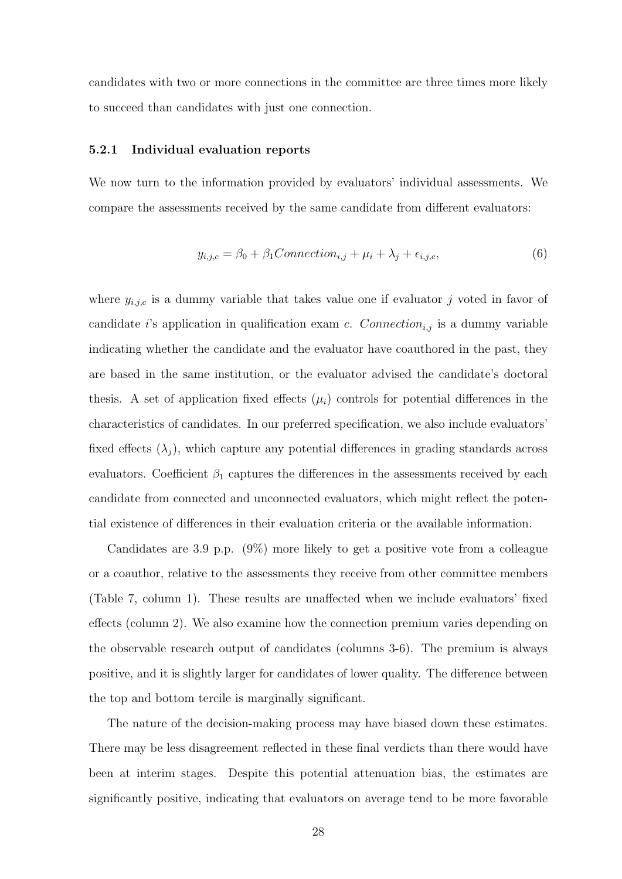candidates with two or more connections in the committee are three times more likely to succeed than candidates with just one connection.

### 5.2.1 Individual evaluation reports

We now turn to the information provided by evaluators' individual assessments. We compare the assessments received by the same candidate from different evaluators:

$$y_{i,j,c} = \beta_0 + \beta_1 Connection_{i,j} + \mu_i + \lambda_j + \epsilon_{i,j,c}, \tag{6}$$

where $y_{i,j,c}$ is a dummy variable that takes value one if evaluator $j$ voted in favor of candidate $i$'s application in qualification exam $c$. $Connection_{i,j}$ is a dummy variable indicating whether the candidate and the evaluator have coauthored in the past, they are based in the same institution, or the evaluator advised the candidate's doctoral thesis. A set of application fixed effects ($\mu_i$) controls for potential differences in the characteristics of candidates. In our preferred specification, we also include evaluators' fixed effects ($\lambda_j$), which capture any potential differences in grading standards across evaluators. Coefficient $\beta_1$ captures the differences in the assessments received by each candidate from connected and unconnected evaluators, which might reflect the potential existence of differences in their evaluation criteria or the available information.

Candidates are 3.9 p.p. (9%) more likely to get a positive vote from a colleague or a coauthor, relative to the assessments they receive from other committee members (Table 7, column 1). These results are unaffected when we include evaluators' fixed effects (column 2). We also examine how the connection premium varies depending on the observable research output of candidates (columns 3-6). The premium is always positive, and it is slightly larger for candidates of lower quality. The difference between the top and bottom tercile is marginally significant.

The nature of the decision-making process may have biased down these estimates. There may be less disagreement reflected in these final verdicts than there would have been at interim stages. Despite this potential attenuation bias, the estimates are significantly positive, indicating that evaluators on average tend to be more favorable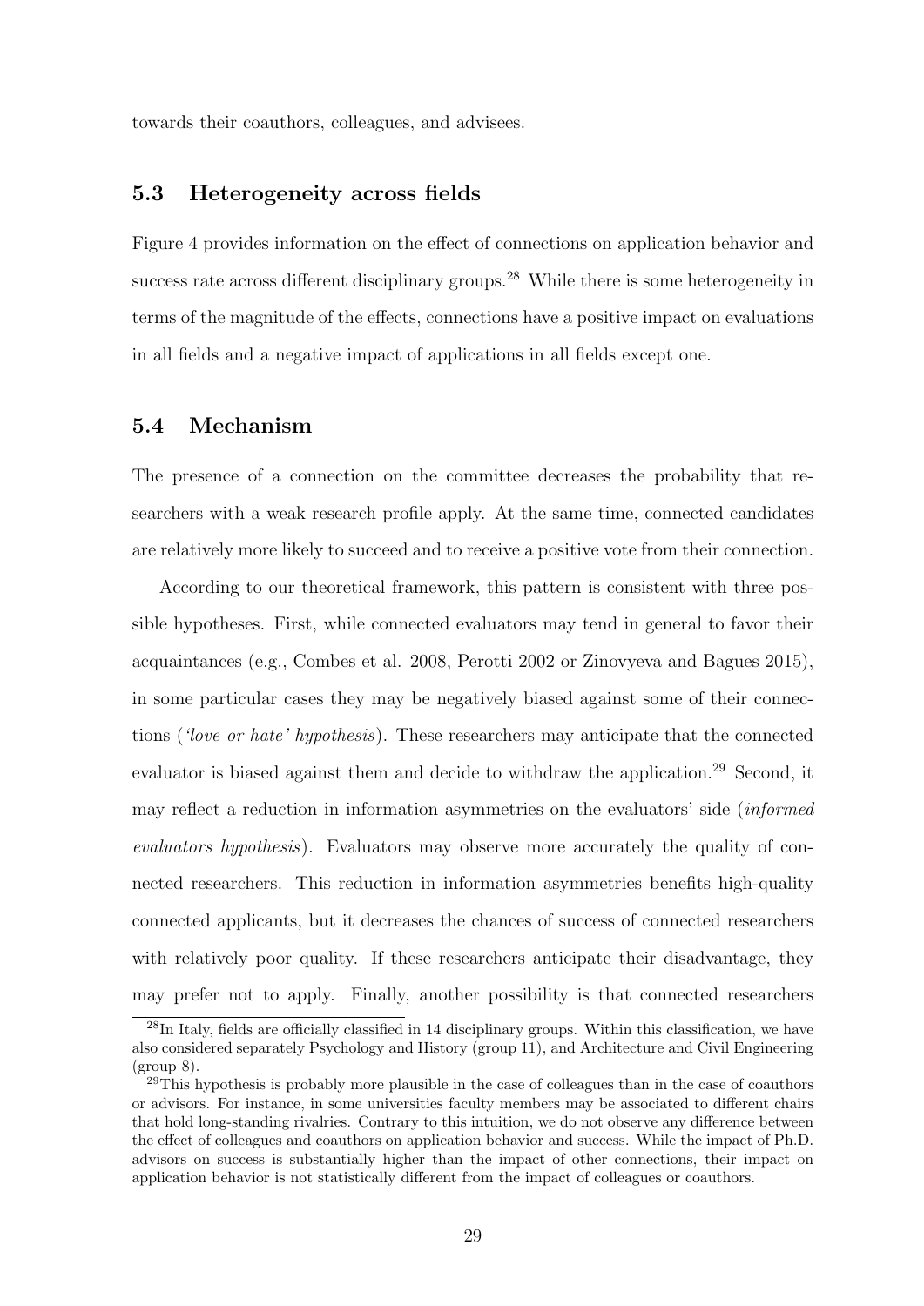towards their coauthors, colleagues, and advisees.

### 5.3 Heterogeneity across fields

Figure 4 provides information on the effect of connections on application behavior and success rate across different disciplinary groups.[28] While there is some heterogeneity in terms of the magnitude of the effects, connections have a positive impact on evaluations in all fields and a negative impact of applications in all fields except one.

### 5.4 Mechanism

The presence of a connection on the committee decreases the probability that researchers with a weak research profile apply. At the same time, connected candidates are relatively more likely to succeed and to receive a positive vote from their connection.

According to our theoretical framework, this pattern is consistent with three possible hypotheses. First, while connected evaluators may tend in general to favor their acquaintances (e.g., Combes et al. 2008, Perotti 2002 or Zinovyeva and Bagues 2015), in some particular cases they may be negatively biased against some of their connections (*'love or hate' hypothesis*). These researchers may anticipate that the connected evaluator is biased against them and decide to withdraw the application.[29] Second, it may reflect a reduction in information asymmetries on the evaluators' side (*informed evaluators hypothesis*). Evaluators may observe more accurately the quality of connected researchers. This reduction in information asymmetries benefits high-quality connected applicants, but it decreases the chances of success of connected researchers with relatively poor quality. If these researchers anticipate their disadvantage, they may prefer not to apply. Finally, another possibility is that connected researchers

[28] In Italy, fields are officially classified in 14 disciplinary groups. Within this classification, we have also considered separately Psychology and History (group 11), and Architecture and Civil Engineering (group 8).

[29] This hypothesis is probably more plausible in the case of colleagues than in the case of coauthors or advisors. For instance, in some universities faculty members may be associated to different chairs that hold long-standing rivalries. Contrary to this intuition, we do not observe any difference between the effect of colleagues and coauthors on application behavior and success. While the impact of Ph.D. advisors on success is substantially higher than the impact of other connections, their impact on application behavior is not statistically different from the impact of colleagues or coauthors.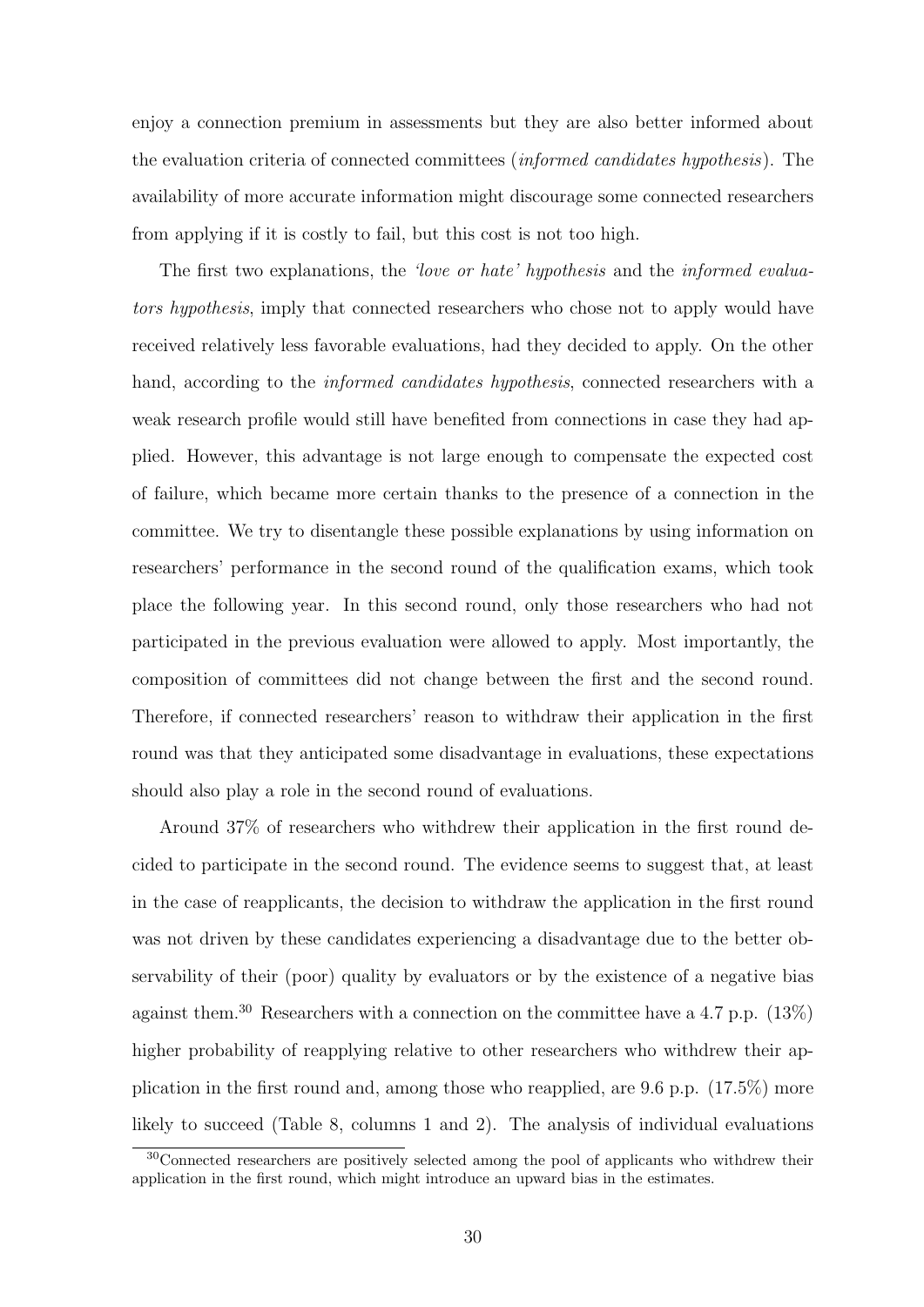enjoy a connection premium in assessments but they are also better informed about the evaluation criteria of connected committees (*informed candidates hypothesis*). The availability of more accurate information might discourage some connected researchers from applying if it is costly to fail, but this cost is not too high.

The first two explanations, the *'love or hate' hypothesis* and the *informed evaluators hypothesis*, imply that connected researchers who chose not to apply would have received relatively less favorable evaluations, had they decided to apply. On the other hand, according to the *informed candidates hypothesis*, connected researchers with a weak research profile would still have benefited from connections in case they had applied. However, this advantage is not large enough to compensate the expected cost of failure, which became more certain thanks to the presence of a connection in the committee. We try to disentangle these possible explanations by using information on researchers' performance in the second round of the qualification exams, which took place the following year. In this second round, only those researchers who had not participated in the previous evaluation were allowed to apply. Most importantly, the composition of committees did not change between the first and the second round. Therefore, if connected researchers' reason to withdraw their application in the first round was that they anticipated some disadvantage in evaluations, these expectations should also play a role in the second round of evaluations.

Around 37% of researchers who withdrew their application in the first round decided to participate in the second round. The evidence seems to suggest that, at least in the case of reapplicants, the decision to withdraw the application in the first round was not driven by these candidates experiencing a disadvantage due to the better observability of their (poor) quality by evaluators or by the existence of a negative bias against them.[30] Researchers with a connection on the committee have a 4.7 p.p. (13%) higher probability of reapplying relative to other researchers who withdrew their application in the first round and, among those who reapplied, are 9.6 p.p. (17.5%) more likely to succeed (Table 8, columns 1 and 2). The analysis of individual evaluations

[30] Connected researchers are positively selected among the pool of applicants who withdrew their application in the first round, which might introduce an upward bias in the estimates.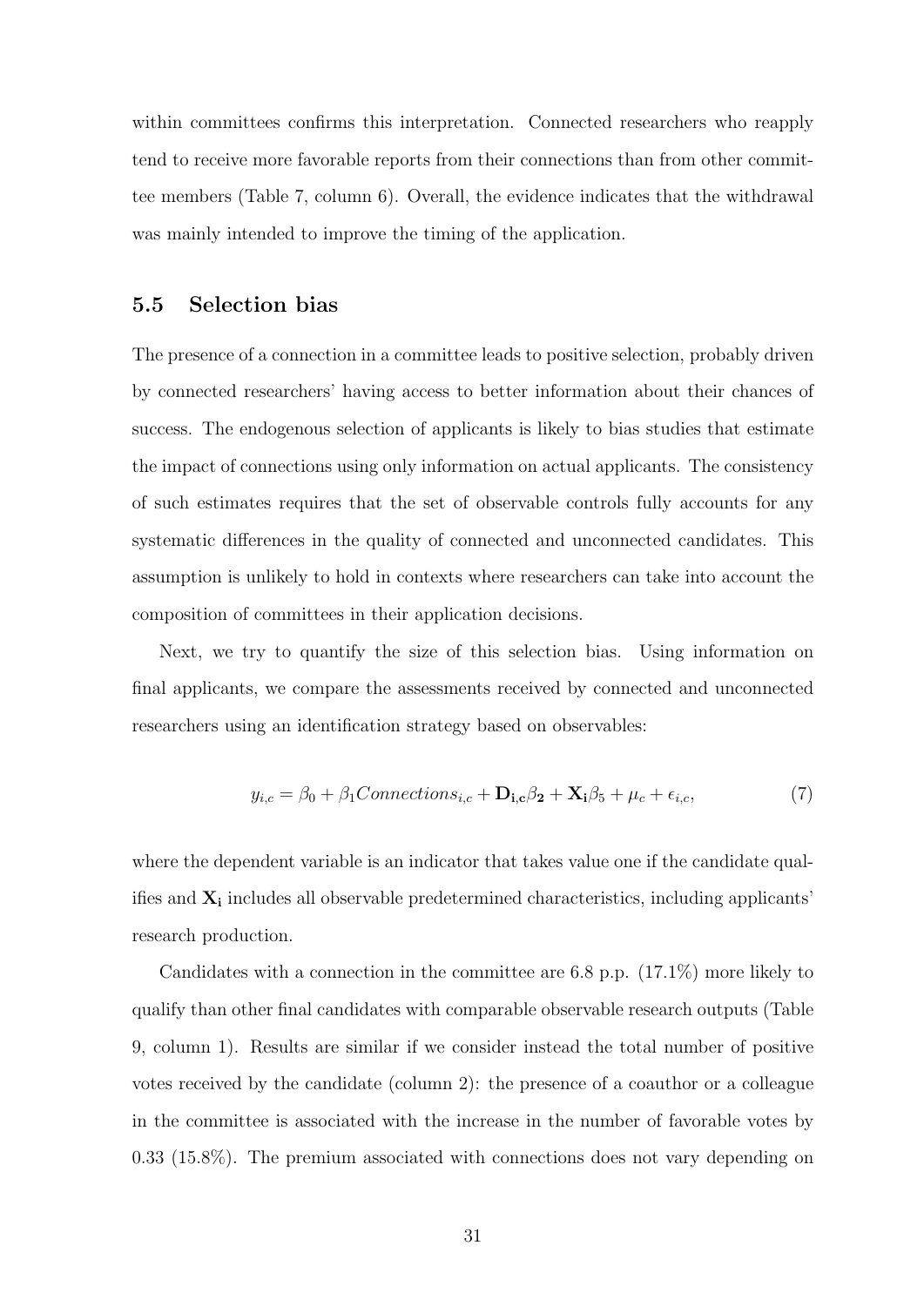within committees confirms this interpretation. Connected researchers who reapply tend to receive more favorable reports from their connections than from other committee members (Table 7, column 6). Overall, the evidence indicates that the withdrawal was mainly intended to improve the timing of the application.

### 5.5 Selection bias

The presence of a connection in a committee leads to positive selection, probably driven by connected researchers' having access to better information about their chances of success. The endogenous selection of applicants is likely to bias studies that estimate the impact of connections using only information on actual applicants. The consistency of such estimates requires that the set of observable controls fully accounts for any systematic differences in the quality of connected and unconnected candidates. This assumption is unlikely to hold in contexts where researchers can take into account the composition of committees in their application decisions.

Next, we try to quantify the size of this selection bias. Using information on final applicants, we compare the assessments received by connected and unconnected researchers using an identification strategy based on observables:

$$y_{i,c} = \beta_0 + \beta_1 Connections_{i,c} + \mathbf{D_{i,c}}\beta_\mathbf{2} + \mathbf{X_i}\beta_5 + \mu_c + \epsilon_{i,c}, \tag{7}$$

where the dependent variable is an indicator that takes value one if the candidate qualifies and $\mathbf{X_i}$ includes all observable predetermined characteristics, including applicants' research production.

Candidates with a connection in the committee are 6.8 p.p. (17.1%) more likely to qualify than other final candidates with comparable observable research outputs (Table 9, column 1). Results are similar if we consider instead the total number of positive votes received by the candidate (column 2): the presence of a coauthor or a colleague in the committee is associated with the increase in the number of favorable votes by 0.33 (15.8%). The premium associated with connections does not vary depending on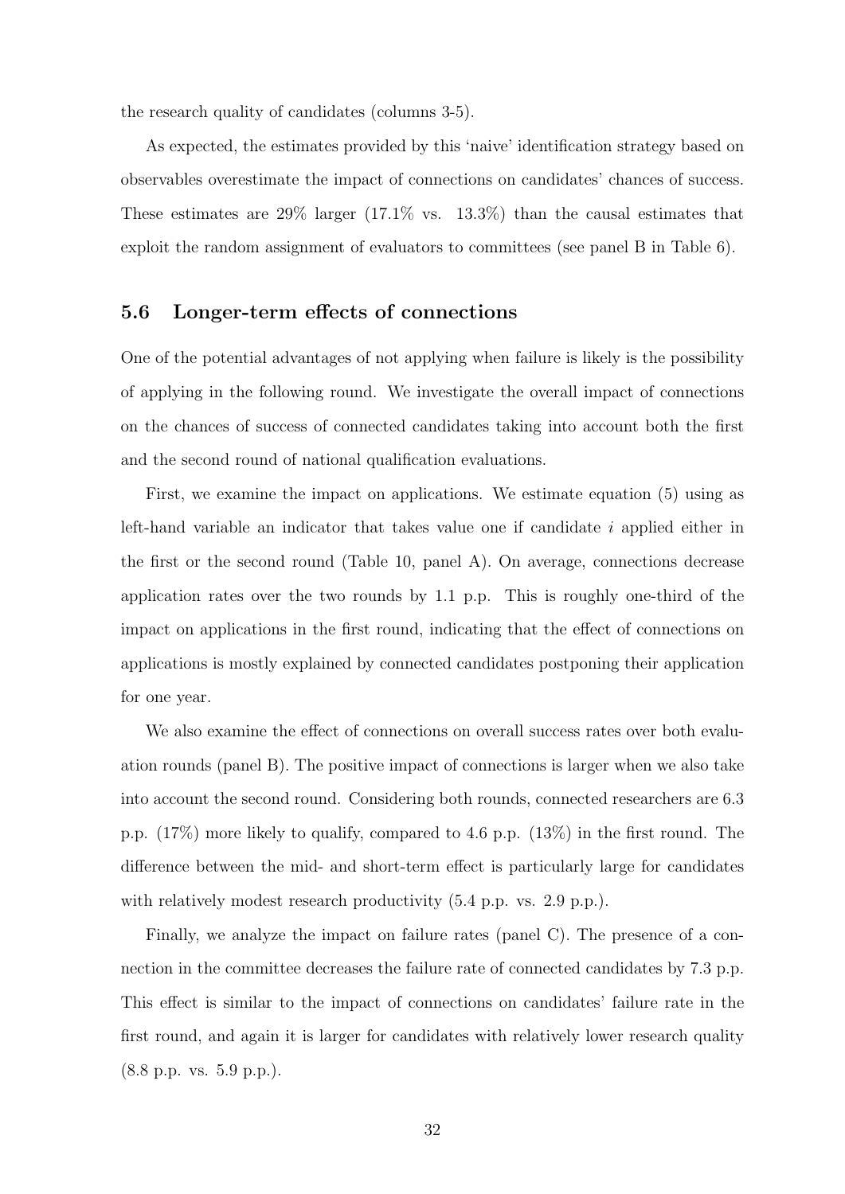the research quality of candidates (columns 3-5).

As expected, the estimates provided by this 'naive' identification strategy based on observables overestimate the impact of connections on candidates' chances of success. These estimates are 29% larger (17.1% vs. 13.3%) than the causal estimates that exploit the random assignment of evaluators to committees (see panel B in Table 6).

### 5.6 Longer-term effects of connections

One of the potential advantages of not applying when failure is likely is the possibility of applying in the following round. We investigate the overall impact of connections on the chances of success of connected candidates taking into account both the first and the second round of national qualification evaluations.

First, we examine the impact on applications. We estimate equation (5) using as left-hand variable an indicator that takes value one if candidate $i$ applied either in the first or the second round (Table 10, panel A). On average, connections decrease application rates over the two rounds by 1.1 p.p. This is roughly one-third of the impact on applications in the first round, indicating that the effect of connections on applications is mostly explained by connected candidates postponing their application for one year.

We also examine the effect of connections on overall success rates over both evaluation rounds (panel B). The positive impact of connections is larger when we also take into account the second round. Considering both rounds, connected researchers are 6.3 p.p. (17%) more likely to qualify, compared to 4.6 p.p. (13%) in the first round. The difference between the mid- and short-term effect is particularly large for candidates with relatively modest research productivity (5.4 p.p. vs. 2.9 p.p.).

Finally, we analyze the impact on failure rates (panel C). The presence of a connection in the committee decreases the failure rate of connected candidates by 7.3 p.p. This effect is similar to the impact of connections on candidates' failure rate in the first round, and again it is larger for candidates with relatively lower research quality (8.8 p.p. vs. 5.9 p.p.).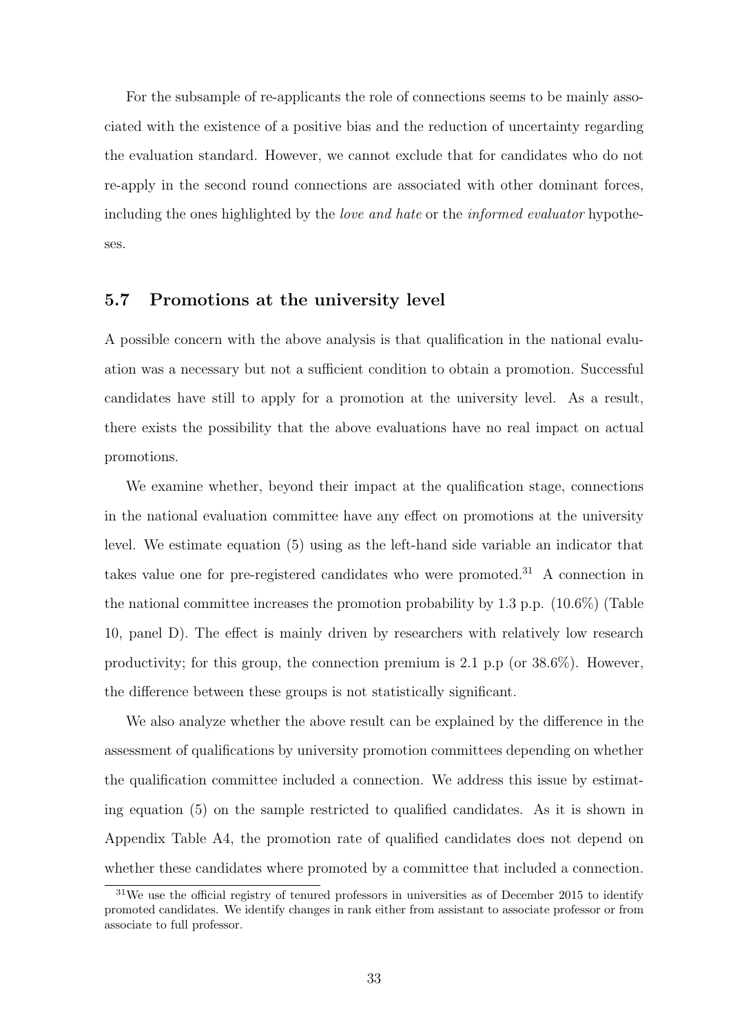For the subsample of re-applicants the role of connections seems to be mainly associated with the existence of a positive bias and the reduction of uncertainty regarding the evaluation standard. However, we cannot exclude that for candidates who do not re-apply in the second round connections are associated with other dominant forces, including the ones highlighted by the *love and hate* or the *informed evaluator* hypotheses.

### 5.7 Promotions at the university level

A possible concern with the above analysis is that qualification in the national evaluation was a necessary but not a sufficient condition to obtain a promotion. Successful candidates have still to apply for a promotion at the university level. As a result, there exists the possibility that the above evaluations have no real impact on actual promotions.

We examine whether, beyond their impact at the qualification stage, connections in the national evaluation committee have any effect on promotions at the university level. We estimate equation (5) using as the left-hand side variable an indicator that takes value one for pre-registered candidates who were promoted.[31] A connection in the national committee increases the promotion probability by 1.3 p.p. (10.6%) (Table 10, panel D). The effect is mainly driven by researchers with relatively low research productivity; for this group, the connection premium is 2.1 p.p (or 38.6%). However, the difference between these groups is not statistically significant.

We also analyze whether the above result can be explained by the difference in the assessment of qualifications by university promotion committees depending on whether the qualification committee included a connection. We address this issue by estimating equation (5) on the sample restricted to qualified candidates. As it is shown in Appendix Table A4, the promotion rate of qualified candidates does not depend on whether these candidates where promoted by a committee that included a connection.

[31] We use the official registry of tenured professors in universities as of December 2015 to identify promoted candidates. We identify changes in rank either from assistant to associate professor or from associate to full professor.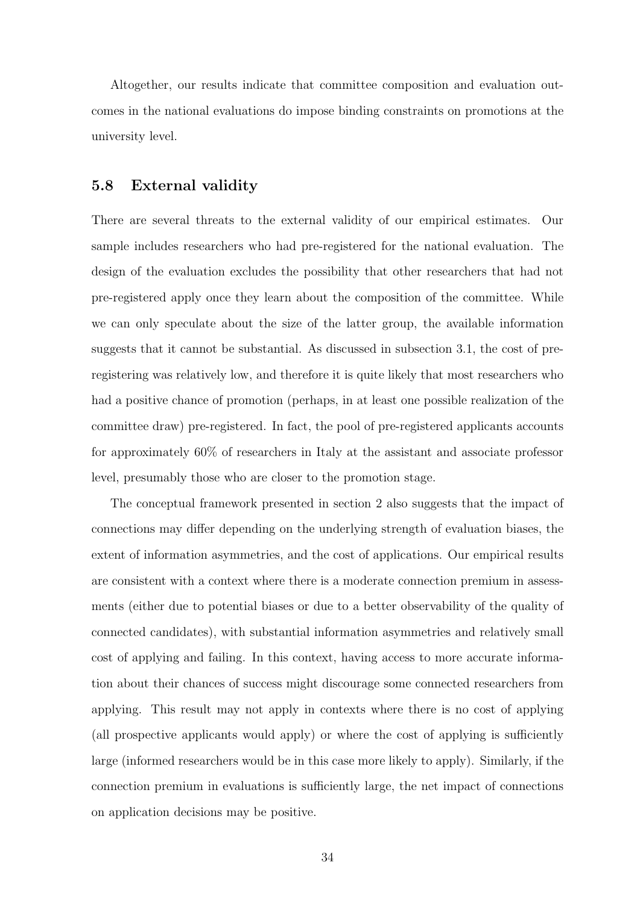Altogether, our results indicate that committee composition and evaluation outcomes in the national evaluations do impose binding constraints on promotions at the university level.

### 5.8 External validity

There are several threats to the external validity of our empirical estimates. Our sample includes researchers who had pre-registered for the national evaluation. The design of the evaluation excludes the possibility that other researchers that had not pre-registered apply once they learn about the composition of the committee. While we can only speculate about the size of the latter group, the available information suggests that it cannot be substantial. As discussed in subsection 3.1, the cost of pre-registering was relatively low, and therefore it is quite likely that most researchers who had a positive chance of promotion (perhaps, in at least one possible realization of the committee draw) pre-registered. In fact, the pool of pre-registered applicants accounts for approximately 60% of researchers in Italy at the assistant and associate professor level, presumably those who are closer to the promotion stage.

The conceptual framework presented in section 2 also suggests that the impact of connections may differ depending on the underlying strength of evaluation biases, the extent of information asymmetries, and the cost of applications. Our empirical results are consistent with a context where there is a moderate connection premium in assessments (either due to potential biases or due to a better observability of the quality of connected candidates), with substantial information asymmetries and relatively small cost of applying and failing. In this context, having access to more accurate information about their chances of success might discourage some connected researchers from applying. This result may not apply in contexts where there is no cost of applying (all prospective applicants would apply) or where the cost of applying is sufficiently large (informed researchers would be in this case more likely to apply). Similarly, if the connection premium in evaluations is sufficiently large, the net impact of connections on application decisions may be positive.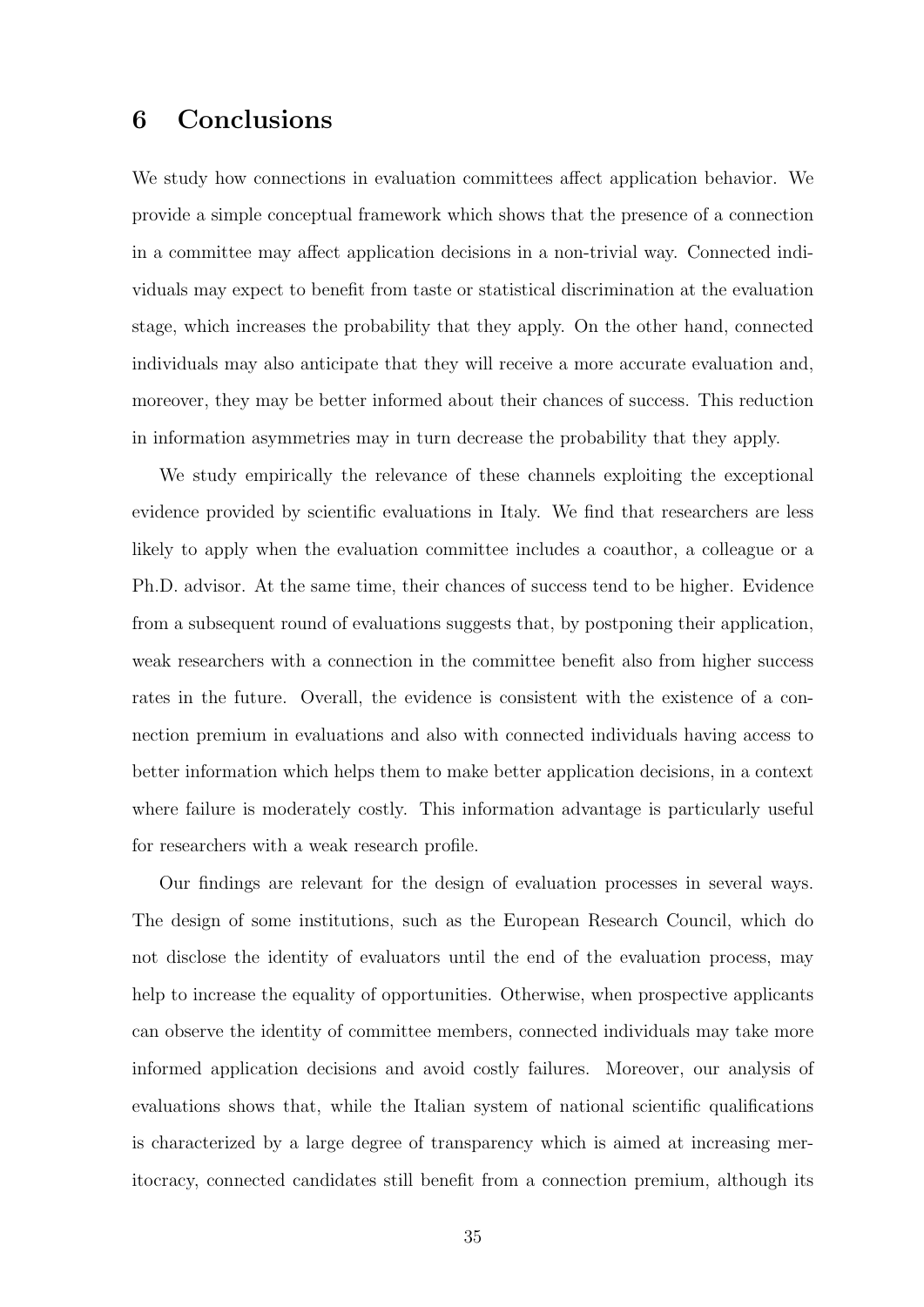# 6 Conclusions

We study how connections in evaluation committees affect application behavior. We provide a simple conceptual framework which shows that the presence of a connection in a committee may affect application decisions in a non-trivial way. Connected individuals may expect to benefit from taste or statistical discrimination at the evaluation stage, which increases the probability that they apply. On the other hand, connected individuals may also anticipate that they will receive a more accurate evaluation and, moreover, they may be better informed about their chances of success. This reduction in information asymmetries may in turn decrease the probability that they apply.

We study empirically the relevance of these channels exploiting the exceptional evidence provided by scientific evaluations in Italy. We find that researchers are less likely to apply when the evaluation committee includes a coauthor, a colleague or a Ph.D. advisor. At the same time, their chances of success tend to be higher. Evidence from a subsequent round of evaluations suggests that, by postponing their application, weak researchers with a connection in the committee benefit also from higher success rates in the future. Overall, the evidence is consistent with the existence of a connection premium in evaluations and also with connected individuals having access to better information which helps them to make better application decisions, in a context where failure is moderately costly. This information advantage is particularly useful for researchers with a weak research profile.

Our findings are relevant for the design of evaluation processes in several ways. The design of some institutions, such as the European Research Council, which do not disclose the identity of evaluators until the end of the evaluation process, may help to increase the equality of opportunities. Otherwise, when prospective applicants can observe the identity of committee members, connected individuals may take more informed application decisions and avoid costly failures. Moreover, our analysis of evaluations shows that, while the Italian system of national scientific qualifications is characterized by a large degree of transparency which is aimed at increasing meritocracy, connected candidates still benefit from a connection premium, although its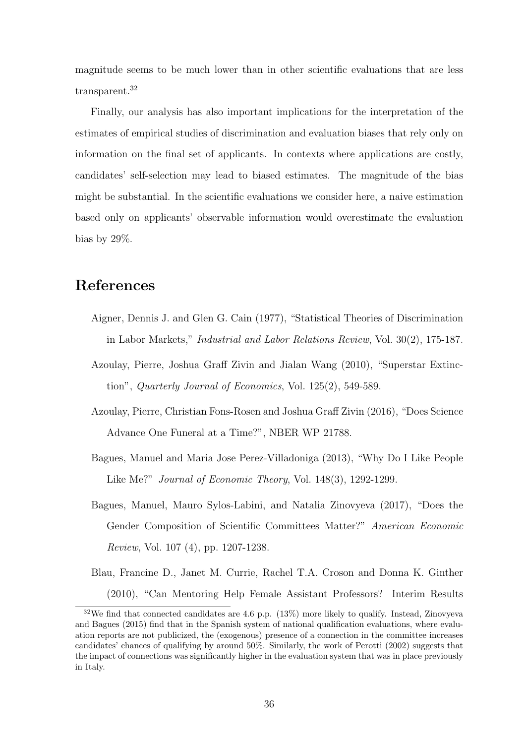magnitude seems to be much lower than in other scientific evaluations that are less transparent.[32]

Finally, our analysis has also important implications for the interpretation of the estimates of empirical studies of discrimination and evaluation biases that rely only on information on the final set of applicants. In contexts where applications are costly, candidates' self-selection may lead to biased estimates. The magnitude of the bias might be substantial. In the scientific evaluations we consider here, a naive estimation based only on applicants' observable information would overestimate the evaluation bias by 29%.

# References

Aigner, Dennis J. and Glen G. Cain (1977), "Statistical Theories of Discrimination in Labor Markets," *Industrial and Labor Relations Review*, Vol. 30(2), 175-187.

Azoulay, Pierre, Joshua Graff Zivin and Jialan Wang (2010), "Superstar Extinction", *Quarterly Journal of Economics*, Vol. 125(2), 549-589.

Azoulay, Pierre, Christian Fons-Rosen and Joshua Graff Zivin (2016), "Does Science Advance One Funeral at a Time?", NBER WP 21788.

Bagues, Manuel and Maria Jose Perez-Villadoniga (2013), "Why Do I Like People Like Me?" *Journal of Economic Theory*, Vol. 148(3), 1292-1299.

Bagues, Manuel, Mauro Sylos-Labini, and Natalia Zinovyeva (2017), "Does the Gender Composition of Scientific Committees Matter?" *American Economic Review*, Vol. 107 (4), pp. 1207-1238.

Blau, Francine D., Janet M. Currie, Rachel T.A. Croson and Donna K. Ginther (2010), "Can Mentoring Help Female Assistant Professors? Interim Results

[32] We find that connected candidates are 4.6 p.p. (13%) more likely to qualify. Instead, Zinovyeva and Bagues (2015) find that in the Spanish system of national qualification evaluations, where evaluation reports are not publicized, the (exogenous) presence of a connection in the committee increases candidates' chances of qualifying by around 50%. Similarly, the work of Perotti (2002) suggests that the impact of connections was significantly higher in the evaluation system that was in place previously in Italy.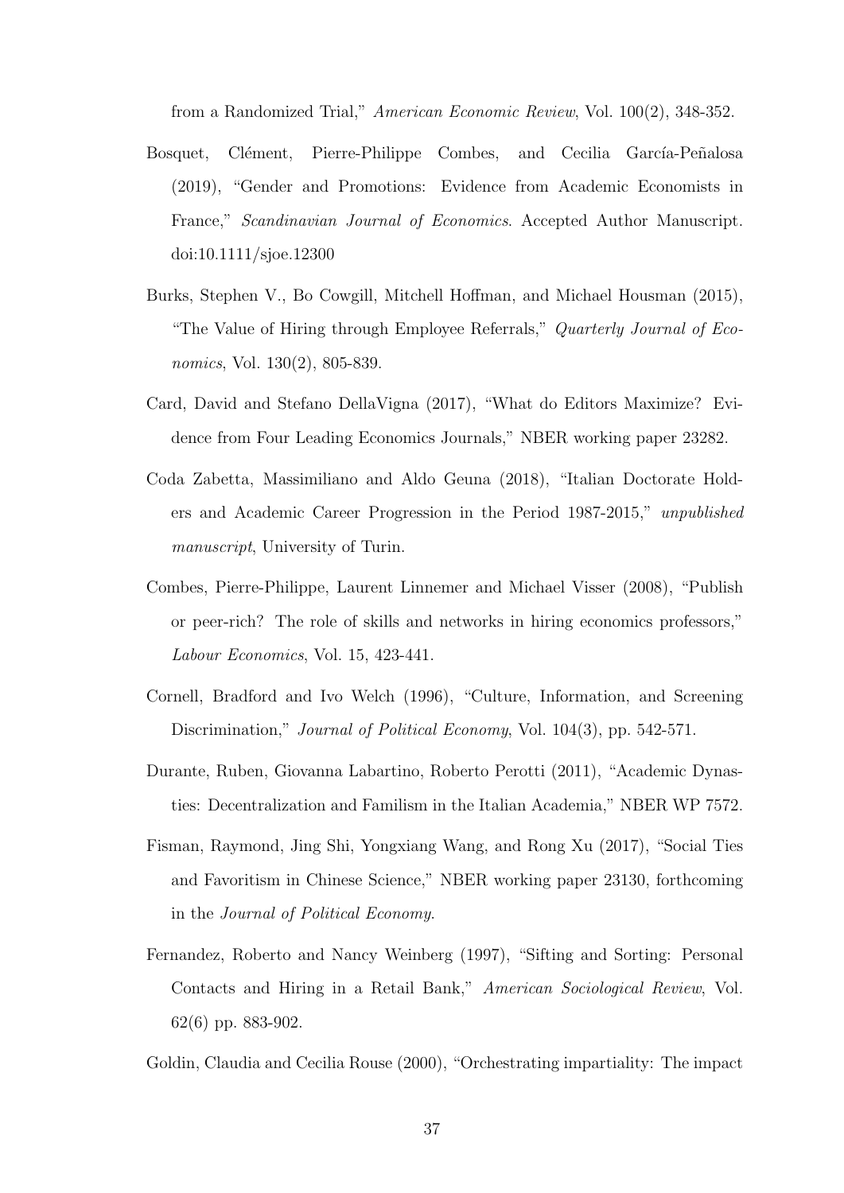from a Randomized Trial," *American Economic Review*, Vol. 100(2), 348-352.

Bosquet, Clément, Pierre-Philippe Combes, and Cecilia García-Peñalosa (2019), "Gender and Promotions: Evidence from Academic Economists in France," *Scandinavian Journal of Economics*. Accepted Author Manuscript. doi:10.1111/sjoe.12300

Burks, Stephen V., Bo Cowgill, Mitchell Hoffman, and Michael Housman (2015), "The Value of Hiring through Employee Referrals," *Quarterly Journal of Economics*, Vol. 130(2), 805-839.

Card, David and Stefano DellaVigna (2017), "What do Editors Maximize? Evidence from Four Leading Economics Journals," NBER working paper 23282.

Coda Zabetta, Massimiliano and Aldo Geuna (2018), "Italian Doctorate Holders and Academic Career Progression in the Period 1987-2015," *unpublished manuscript*, University of Turin.

Combes, Pierre-Philippe, Laurent Linnemer and Michael Visser (2008), "Publish or peer-rich? The role of skills and networks in hiring economics professors," *Labour Economics*, Vol. 15, 423-441.

Cornell, Bradford and Ivo Welch (1996), "Culture, Information, and Screening Discrimination," *Journal of Political Economy*, Vol. 104(3), pp. 542-571.

Durante, Ruben, Giovanna Labartino, Roberto Perotti (2011), "Academic Dynasties: Decentralization and Familism in the Italian Academia," NBER WP 7572.

Fisman, Raymond, Jing Shi, Yongxiang Wang, and Rong Xu (2017), "Social Ties and Favoritism in Chinese Science," NBER working paper 23130, forthcoming in the *Journal of Political Economy*.

Fernandez, Roberto and Nancy Weinberg (1997), "Sifting and Sorting: Personal Contacts and Hiring in a Retail Bank," *American Sociological Review*, Vol. 62(6) pp. 883-902.

Goldin, Claudia and Cecilia Rouse (2000), "Orchestrating impartiality: The impact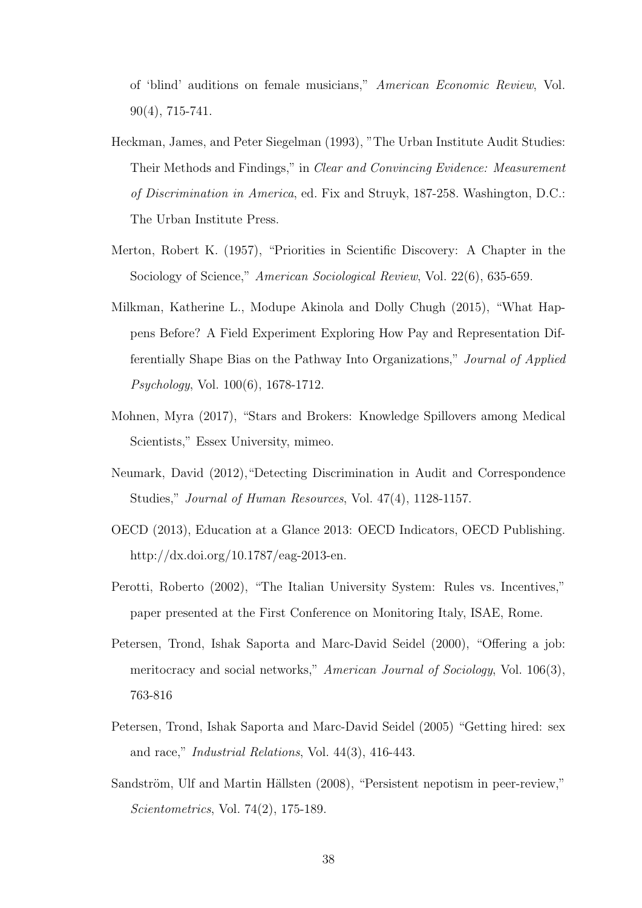of 'blind' auditions on female musicians," *American Economic Review*, Vol. 90(4), 715-741.

Heckman, James, and Peter Siegelman (1993), "The Urban Institute Audit Studies: Their Methods and Findings," in *Clear and Convincing Evidence: Measurement of Discrimination in America*, ed. Fix and Struyk, 187-258. Washington, D.C.: The Urban Institute Press.

Merton, Robert K. (1957), "Priorities in Scientific Discovery: A Chapter in the Sociology of Science," *American Sociological Review*, Vol. 22(6), 635-659.

Milkman, Katherine L., Modupe Akinola and Dolly Chugh (2015), "What Happens Before? A Field Experiment Exploring How Pay and Representation Differentially Shape Bias on the Pathway Into Organizations," *Journal of Applied Psychology*, Vol. 100(6), 1678-1712.

Mohnen, Myra (2017), "Stars and Brokers: Knowledge Spillovers among Medical Scientists," Essex University, mimeo.

Neumark, David (2012),"Detecting Discrimination in Audit and Correspondence Studies," *Journal of Human Resources*, Vol. 47(4), 1128-1157.

OECD (2013), Education at a Glance 2013: OECD Indicators, OECD Publishing. http://dx.doi.org/10.1787/eag-2013-en.

Perotti, Roberto (2002), "The Italian University System: Rules vs. Incentives," paper presented at the First Conference on Monitoring Italy, ISAE, Rome.

Petersen, Trond, Ishak Saporta and Marc-David Seidel (2000), "Offering a job: meritocracy and social networks," *American Journal of Sociology*, Vol. 106(3), 763-816

Petersen, Trond, Ishak Saporta and Marc-David Seidel (2005) "Getting hired: sex and race," *Industrial Relations*, Vol. 44(3), 416-443.

Sandström, Ulf and Martin Hällsten (2008), "Persistent nepotism in peer-review," *Scientometrics*, Vol. 74(2), 175-189.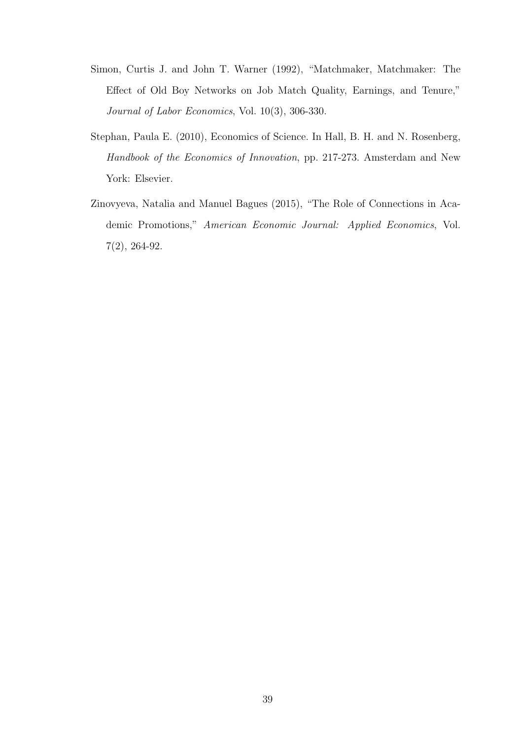Simon, Curtis J. and John T. Warner (1992), "Matchmaker, Matchmaker: The Effect of Old Boy Networks on Job Match Quality, Earnings, and Tenure," *Journal of Labor Economics*, Vol. 10(3), 306-330.

Stephan, Paula E. (2010), Economics of Science. In Hall, B. H. and N. Rosenberg, *Handbook of the Economics of Innovation*, pp. 217-273. Amsterdam and New York: Elsevier.

Zinovyeva, Natalia and Manuel Bagues (2015), "The Role of Connections in Academic Promotions," *American Economic Journal: Applied Economics*, Vol. 7(2), 264-92.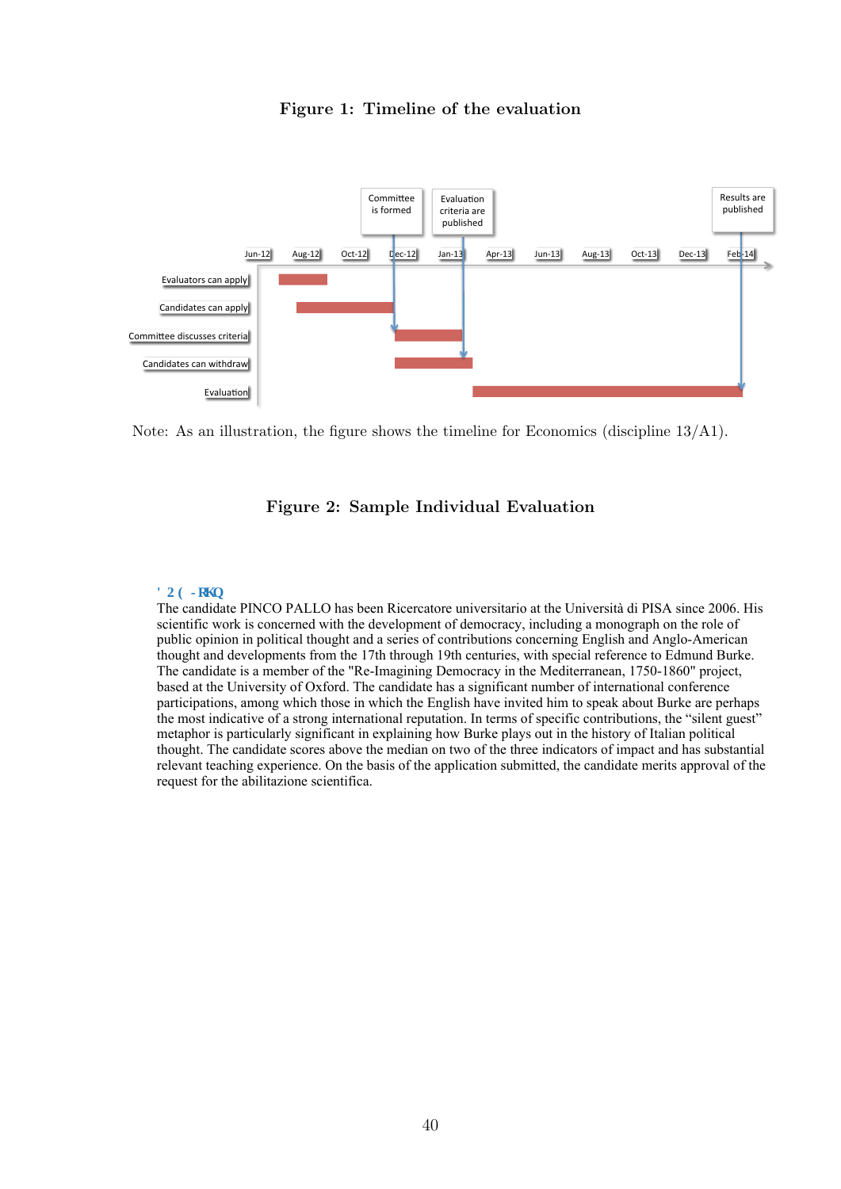**Figure 1: Timeline of the evaluation**

Note: As an illustration, the figure shows the timeline for Economics (discipline 13/A1).

**Figure 2: Sample Individual Evaluation**

' 2 ( -RKQ

The candidate PINCO PALLO has been Ricercatore universitario at the Università di PISA since 2006. His scientific work is concerned with the development of democracy, including a monograph on the role of public opinion in political thought and a series of contributions concerning English and Anglo-American thought and developments from the 17th through 19th centuries, with special reference to Edmund Burke. The candidate is a member of the "Re-Imagining Democracy in the Mediterranean, 1750-1860" project, based at the University of Oxford. The candidate has a significant number of international conference participations, among which those in which the English have invited him to speak about Burke are perhaps the most indicative of a strong international reputation. In terms of specific contributions, the “silent guest” metaphor is particularly significant in explaining how Burke plays out in the history of Italian political thought. The candidate scores above the median on two of the three indicators of impact and has substantial relevant teaching experience. On the basis of the application submitted, the candidate merits approval of the request for the abilitazione scientifica.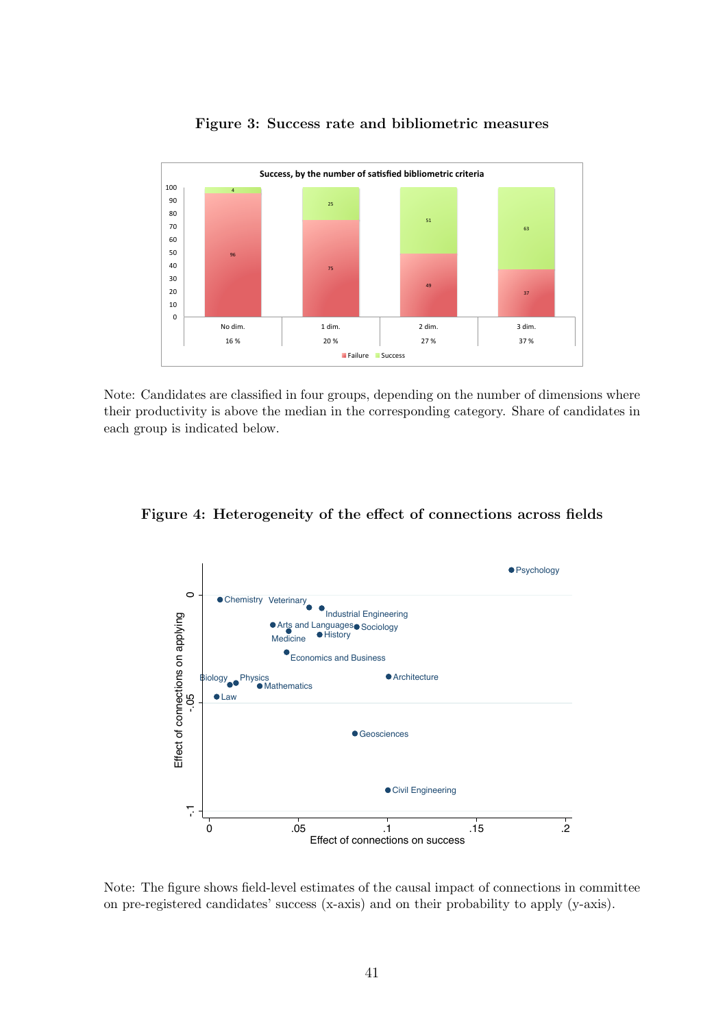**Figure 3: Success rate and bibliometric measures**

Note: Candidates are classified in four groups, depending on the number of dimensions where their productivity is above the median in the corresponding category. Share of candidates in each group is indicated below.

**Figure 4: Heterogeneity of the effect of connections across fields**

Note: The figure shows field-level estimates of the causal impact of connections in committee on pre-registered candidates' success (x-axis) and on their probability to apply (y-axis).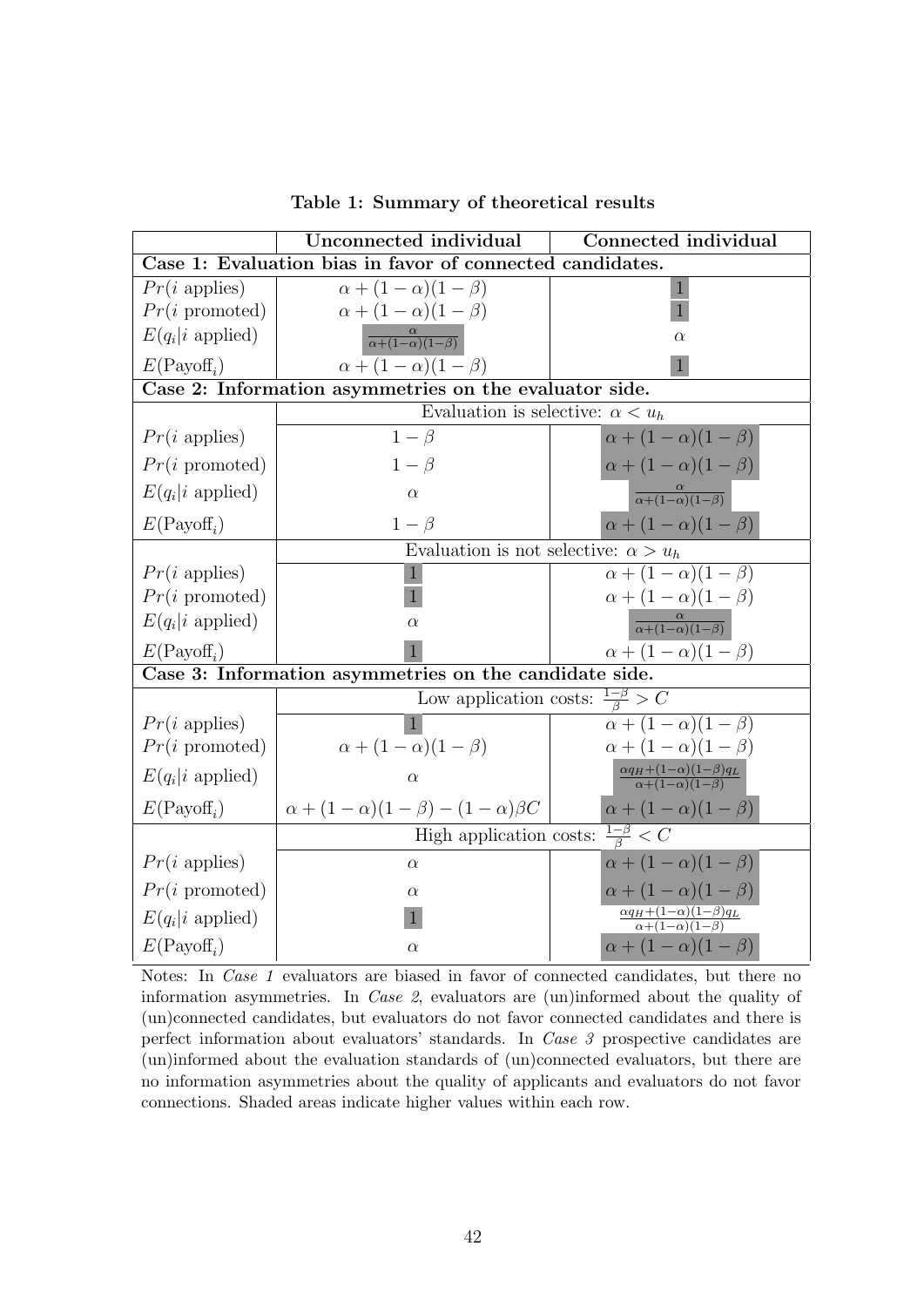**Table 1: Summary of theoretical results**

| | Unconnected individual | Connected individual |
|---|---|---|
| **Case 1: Evaluation bias in favor of connected candidates.** | | |
| $Pr(i \text{ applies})$ | $\alpha + (1-\alpha)(1-\beta)$ | $1$ |
| $Pr(i \text{ promoted})$ | $\alpha + (1-\alpha)(1-\beta)$ | $1$ |
| $E(q_i \mid i \text{ applied})$ | $\frac{\alpha}{\alpha+(1-\alpha)(1-\beta)}$ | $\alpha$ |
| $E(\text{Payoff}_i)$ | $\alpha + (1-\alpha)(1-\beta)$ | $1$ |
| **Case 2: Information asymmetries on the evaluator side.** | | |
| | Evaluation is selective: $\alpha < u_h$ | |
| $Pr(i \text{ applies})$ | $1-\beta$ | $\alpha + (1-\alpha)(1-\beta)$ |
| $Pr(i \text{ promoted})$ | $1-\beta$ | $\alpha + (1-\alpha)(1-\beta)$ |
| $E(q_i \mid i \text{ applied})$ | $\alpha$ | $\frac{\alpha}{\alpha+(1-\alpha)(1-\beta)}$ |
| $E(\text{Payoff}_i)$ | $1-\beta$ | $\alpha + (1-\alpha)(1-\beta)$ |
| | Evaluation is not selective: $\alpha > u_h$ | |
| $Pr(i \text{ applies})$ | $1$ | $\alpha + (1-\alpha)(1-\beta)$ |
| $Pr(i \text{ promoted})$ | $1$ | $\alpha + (1-\alpha)(1-\beta)$ |
| $E(q_i \mid i \text{ applied})$ | $\alpha$ | $\frac{\alpha}{\alpha+(1-\alpha)(1-\beta)}$ |
| $E(\text{Payoff}_i)$ | $1$ | $\alpha + (1-\alpha)(1-\beta)$ |
| **Case 3: Information asymmetries on the candidate side.** | | |
| | Low application costs: $\frac{1-\beta}{\beta} > C$ | |
| $Pr(i \text{ applies})$ | $1$ | $\alpha + (1-\alpha)(1-\beta)$ |
| $Pr(i \text{ promoted})$ | $\alpha + (1-\alpha)(1-\beta)$ | $\alpha + (1-\alpha)(1-\beta)$ |
| $E(q_i \mid i \text{ applied})$ | $\alpha$ | $\frac{\alpha q_H + (1-\alpha)(1-\beta)q_L}{\alpha+(1-\alpha)(1-\beta)}$ |
| $E(\text{Payoff}_i)$ | $\alpha + (1-\alpha)(1-\beta) - (1-\alpha)\beta C$ | $\alpha + (1-\alpha)(1-\beta)$ |
| | High application costs: $\frac{1-\beta}{\beta} < C$ | |
| $Pr(i \text{ applies})$ | $\alpha$ | $\alpha + (1-\alpha)(1-\beta)$ |
| $Pr(i \text{ promoted})$ | $\alpha$ | $\alpha + (1-\alpha)(1-\beta)$ |
| $E(q_i \mid i \text{ applied})$ | $1$ | $\frac{\alpha q_H + (1-\alpha)(1-\beta)q_L}{\alpha+(1-\alpha)(1-\beta)}$ |
| $E(\text{Payoff}_i)$ | $\alpha$ | $\alpha + (1-\alpha)(1-\beta)$ |

Notes: In *Case 1* evaluators are biased in favor of connected candidates, but there no information asymmetries. In *Case 2*, evaluators are (un)informed about the quality of (un)connected candidates, but evaluators do not favor connected candidates and there is perfect information about evaluators' standards. In *Case 3* prospective candidates are (un)informed about the evaluation standards of (un)connected evaluators, but there are no information asymmetries about the quality of applicants and evaluators do not favor connections. Shaded areas indicate higher values within each row.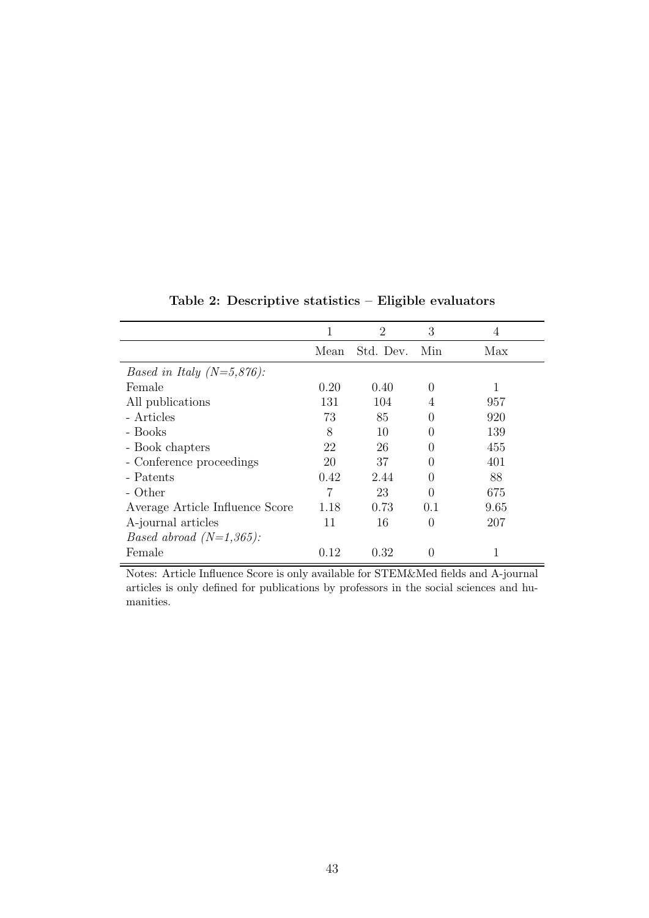**Table 2: Descriptive statistics – Eligible evaluators**

| | 1 | 2 | 3 | 4 |
|---|---|---|---|---|
| | Mean | Std. Dev. | Min | Max |
| *Based in Italy (N=5,876):* | | | | |
| Female | 0.20 | 0.40 | 0 | 1 |
| All publications | 131 | 104 | 4 | 957 |
| - Articles | 73 | 85 | 0 | 920 |
| - Books | 8 | 10 | 0 | 139 |
| - Book chapters | 22 | 26 | 0 | 455 |
| - Conference proceedings | 20 | 37 | 0 | 401 |
| - Patents | 0.42 | 2.44 | 0 | 88 |
| - Other | 7 | 23 | 0 | 675 |
| Average Article Influence Score | 1.18 | 0.73 | 0.1 | 9.65 |
| A-journal articles | 11 | 16 | 0 | 207 |
| *Based abroad (N=1,365):* | | | | |
| Female | 0.12 | 0.32 | 0 | 1 |

Notes: Article Influence Score is only available for STEM&Med fields and A-journal articles is only defined for publications by professors in the social sciences and humanities.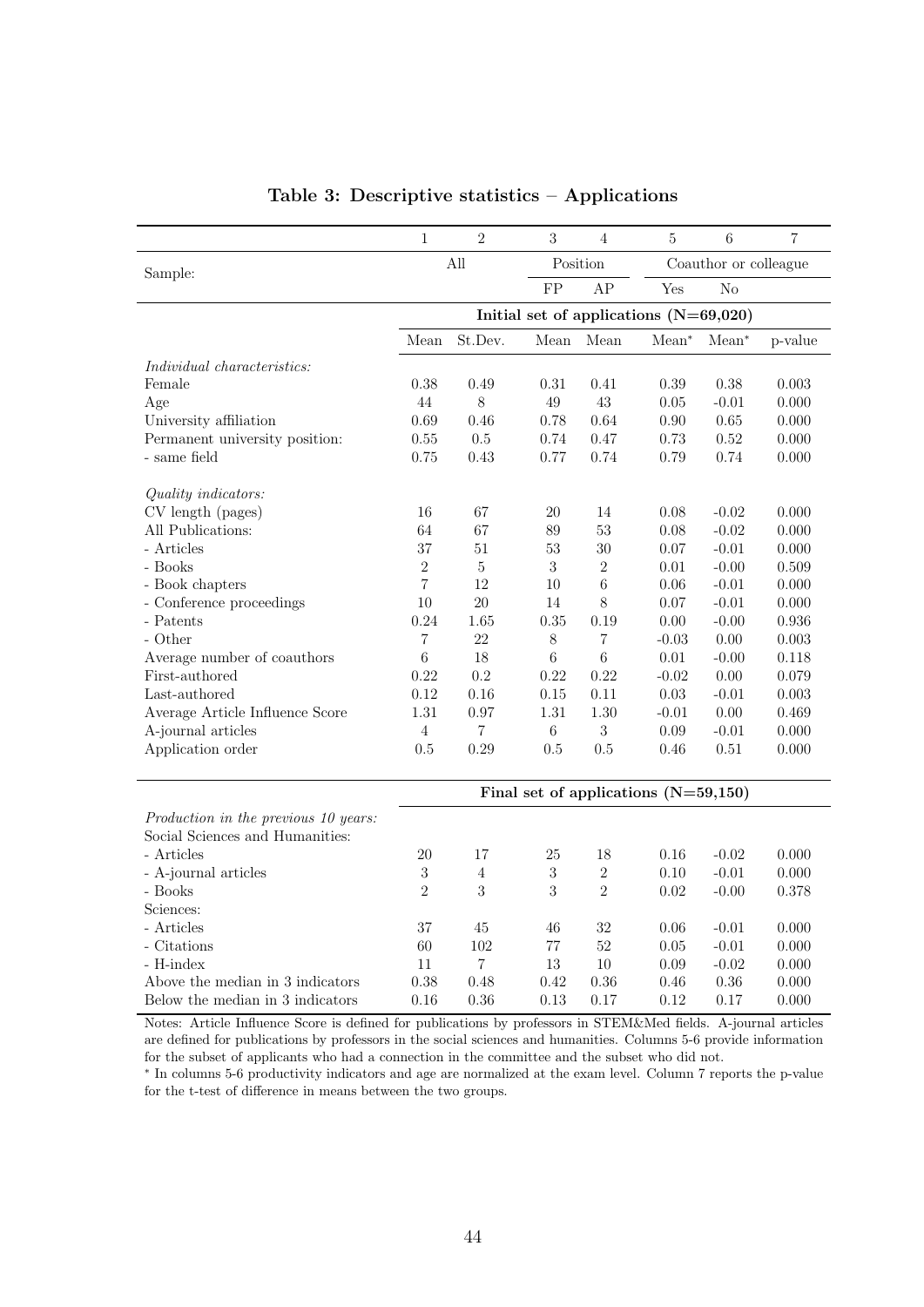## Table 3: Descriptive statistics – Applications

| | 1 | 2 | 3 | 4 | 5 | 6 | 7 |
|---|---|---|---|---|---|---|---|
| Sample: | All | | Position | | Coauthor or colleague | | |
| | | | FP | AP | Yes | No | |
| | **Initial set of applications (N=69,020)** | | | | | | |
| | Mean | St.Dev. | Mean | Mean | Mean* | Mean* | p-value |
| *Individual characteristics:* | | | | | | | |
| Female | 0.38 | 0.49 | 0.31 | 0.41 | 0.39 | 0.38 | 0.003 |
| Age | 44 | 8 | 49 | 43 | 0.05 | -0.01 | 0.000 |
| University affiliation | 0.69 | 0.46 | 0.78 | 0.64 | 0.90 | 0.65 | 0.000 |
| Permanent university position: | 0.55 | 0.5 | 0.74 | 0.47 | 0.73 | 0.52 | 0.000 |
| - same field | 0.75 | 0.43 | 0.77 | 0.74 | 0.79 | 0.74 | 0.000 |
| *Quality indicators:* | | | | | | | |
| CV length (pages) | 16 | 67 | 20 | 14 | 0.08 | -0.02 | 0.000 |
| All Publications: | 64 | 67 | 89 | 53 | 0.08 | -0.02 | 0.000 |
| - Articles | 37 | 51 | 53 | 30 | 0.07 | -0.01 | 0.000 |
| - Books | 2 | 5 | 3 | 2 | 0.01 | -0.00 | 0.509 |
| - Book chapters | 7 | 12 | 10 | 6 | 0.06 | -0.01 | 0.000 |
| - Conference proceedings | 10 | 20 | 14 | 8 | 0.07 | -0.01 | 0.000 |
| - Patents | 0.24 | 1.65 | 0.35 | 0.19 | 0.00 | -0.00 | 0.936 |
| - Other | 7 | 22 | 8 | 7 | -0.03 | 0.00 | 0.003 |
| Average number of coauthors | 6 | 18 | 6 | 6 | 0.01 | -0.00 | 0.118 |
| First-authored | 0.22 | 0.2 | 0.22 | 0.22 | -0.02 | 0.00 | 0.079 |
| Last-authored | 0.12 | 0.16 | 0.15 | 0.11 | 0.03 | -0.01 | 0.003 |
| Average Article Influence Score | 1.31 | 0.97 | 1.31 | 1.30 | -0.01 | 0.00 | 0.469 |
| A-journal articles | 4 | 7 | 6 | 3 | 0.09 | -0.01 | 0.000 |
| Application order | 0.5 | 0.29 | 0.5 | 0.5 | 0.46 | 0.51 | 0.000 |
| | **Final set of applications (N=59,150)** | | | | | | |
| *Production in the previous 10 years:* | | | | | | | |
| Social Sciences and Humanities: | | | | | | | |
| - Articles | 20 | 17 | 25 | 18 | 0.16 | -0.02 | 0.000 |
| - A-journal articles | 3 | 4 | 3 | 2 | 0.10 | -0.01 | 0.000 |
| - Books | 2 | 3 | 3 | 2 | 0.02 | -0.00 | 0.378 |
| Sciences: | | | | | | | |
| - Articles | 37 | 45 | 46 | 32 | 0.06 | -0.01 | 0.000 |
| - Citations | 60 | 102 | 77 | 52 | 0.05 | -0.01 | 0.000 |
| - H-index | 11 | 7 | 13 | 10 | 0.09 | -0.02 | 0.000 |
| Above the median in 3 indicators | 0.38 | 0.48 | 0.42 | 0.36 | 0.46 | 0.36 | 0.000 |
| Below the median in 3 indicators | 0.16 | 0.36 | 0.13 | 0.17 | 0.12 | 0.17 | 0.000 |

Notes: Article Influence Score is defined for publications by professors in STEM&Med fields. A-journal articles are defined for publications by professors in the social sciences and humanities. Columns 5-6 provide information for the subset of applicants who had a connection in the committee and the subset who did not.

\* In columns 5-6 productivity indicators and age are normalized at the exam level. Column 7 reports the p-value for the t-test of difference in means between the two groups.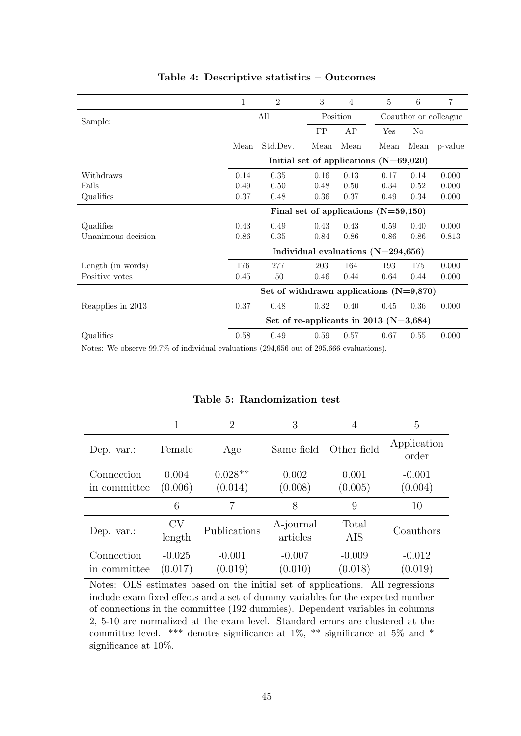**Table 4: Descriptive statistics – Outcomes**

| | 1 | 2 | 3 | 4 | 5 | 6 | 7 |
|---|---|---|---|---|---|---|---|
| Sample: | All | | Position | | Coauthor or colleague | | |
| | | | FP | AP | Yes | No | |
| | Mean | Std.Dev. | Mean | Mean | Mean | Mean | p-value |
| | **Initial set of applications (N=69,020)** | | | | | | |
| Withdraws | 0.14 | 0.35 | 0.16 | 0.13 | 0.17 | 0.14 | 0.000 |
| Fails | 0.49 | 0.50 | 0.48 | 0.50 | 0.34 | 0.52 | 0.000 |
| Qualifies | 0.37 | 0.48 | 0.36 | 0.37 | 0.49 | 0.34 | 0.000 |
| | **Final set of applications (N=59,150)** | | | | | | |
| Qualifies | 0.43 | 0.49 | 0.43 | 0.43 | 0.59 | 0.40 | 0.000 |
| Unanimous decision | 0.86 | 0.35 | 0.84 | 0.86 | 0.86 | 0.86 | 0.813 |
| | **Individual evaluations (N=294,656)** | | | | | | |
| Length (in words) | 176 | 277 | 203 | 164 | 193 | 175 | 0.000 |
| Positive votes | 0.45 | .50 | 0.46 | 0.44 | 0.64 | 0.44 | 0.000 |
| | **Set of withdrawn applications (N=9,870)** | | | | | | |
| Reapplies in 2013 | 0.37 | 0.48 | 0.32 | 0.40 | 0.45 | 0.36 | 0.000 |
| | **Set of re-applicants in 2013 (N=3,684)** | | | | | | |
| Qualifies | 0.58 | 0.49 | 0.59 | 0.57 | 0.67 | 0.55 | 0.000 |

Notes: We observe 99.7% of individual evaluations (294,656 out of 295,666 evaluations).

**Table 5: Randomization test**

| | 1 | 2 | 3 | 4 | 5 |
|---|---|---|---|---|---|
| Dep. var.: | Female | Age | Same field | Other field | Application order |
| Connection in committee | 0.004 (0.006) | 0.028** (0.014) | 0.002 (0.008) | 0.001 (0.005) | -0.001 (0.004) |
| | 6 | 7 | 8 | 9 | 10 |
| Dep. var.: | CV length | Publications | A-journal articles | Total AIS | Coauthors |
| Connection in committee | -0.025 (0.017) | -0.001 (0.019) | -0.007 (0.010) | -0.009 (0.018) | -0.012 (0.019) |

Notes: OLS estimates based on the initial set of applications. All regressions include exam fixed effects and a set of dummy variables for the expected number of connections in the committee (192 dummies). Dependent variables in columns 2, 5-10 are normalized at the exam level. Standard errors are clustered at the committee level. *** denotes significance at 1%, ** significance at 5% and * significance at 10%.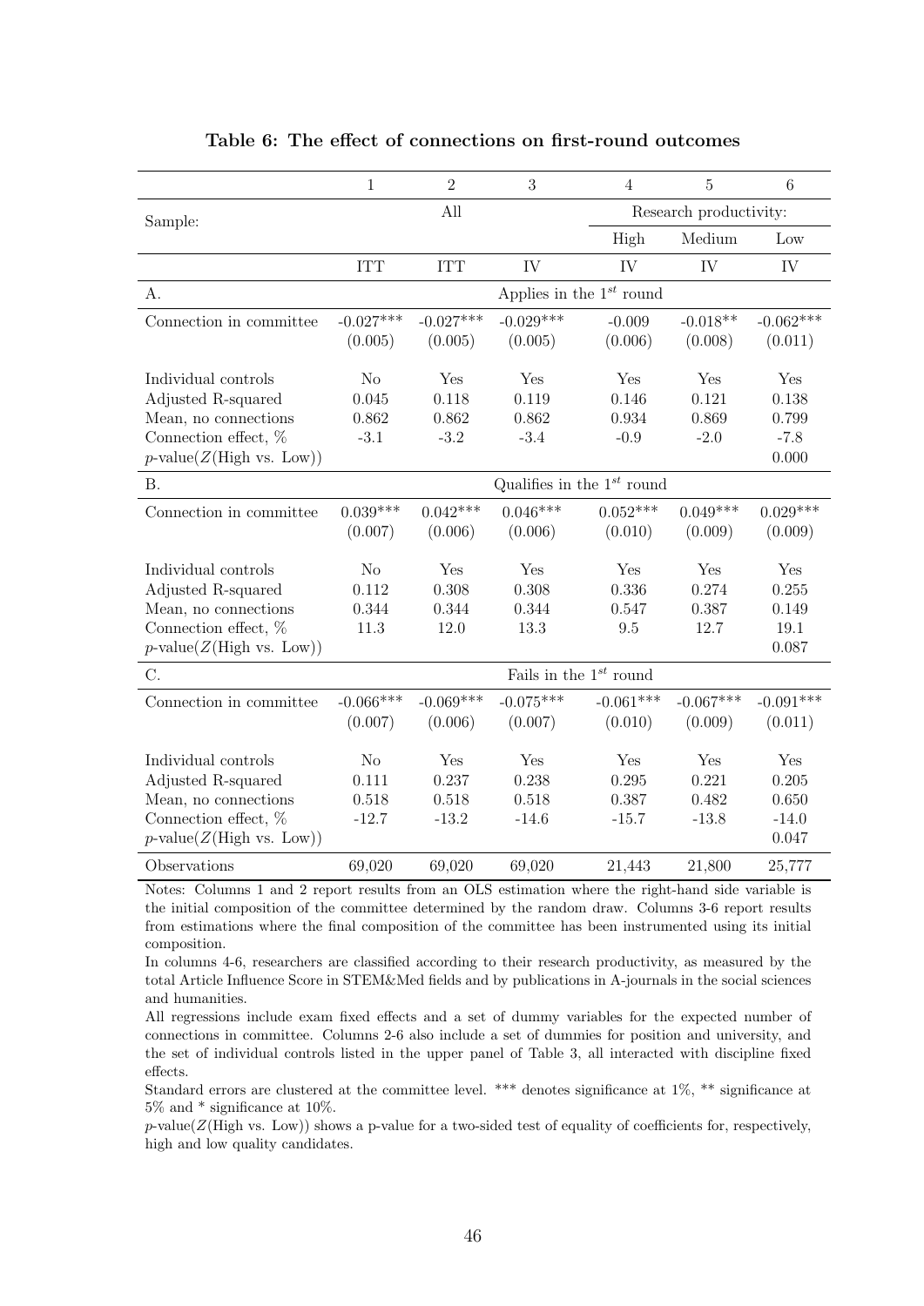**Table 6: The effect of connections on first-round outcomes**

| | 1 | 2 | 3 | 4 | 5 | 6 |
|---|---|---|---|---|---|---|
| Sample: | | All | | Research productivity: | | |
| | | | | High | Medium | Low |
| | ITT | ITT | IV | IV | IV | IV |
| A. | | | Applies in the $1^{st}$ round | | | |
| Connection in committee | -0.027*** | -0.027*** | -0.029*** | -0.009 | -0.018** | -0.062*** |
| | (0.005) | (0.005) | (0.005) | (0.006) | (0.008) | (0.011) |
| Individual controls | No | Yes | Yes | Yes | Yes | Yes |
| Adjusted R-squared | 0.045 | 0.118 | 0.119 | 0.146 | 0.121 | 0.138 |
| Mean, no connections | 0.862 | 0.862 | 0.862 | 0.934 | 0.869 | 0.799 |
| Connection effect, % | -3.1 | -3.2 | -3.4 | -0.9 | -2.0 | -7.8 |
| $p$-value($Z$(High vs. Low)) | | | | | | 0.000 |
| B. | | | Qualifies in the $1^{st}$ round | | | |
| Connection in committee | 0.039*** | 0.042*** | 0.046*** | 0.052*** | 0.049*** | 0.029*** |
| | (0.007) | (0.006) | (0.006) | (0.010) | (0.009) | (0.009) |
| Individual controls | No | Yes | Yes | Yes | Yes | Yes |
| Adjusted R-squared | 0.112 | 0.308 | 0.308 | 0.336 | 0.274 | 0.255 |
| Mean, no connections | 0.344 | 0.344 | 0.344 | 0.547 | 0.387 | 0.149 |
| Connection effect, % | 11.3 | 12.0 | 13.3 | 9.5 | 12.7 | 19.1 |
| $p$-value($Z$(High vs. Low)) | | | | | | 0.087 |
| C. | | | Fails in the $1^{st}$ round | | | |
| Connection in committee | -0.066*** | -0.069*** | -0.075*** | -0.061*** | -0.067*** | -0.091*** |
| | (0.007) | (0.006) | (0.007) | (0.010) | (0.009) | (0.011) |
| Individual controls | No | Yes | Yes | Yes | Yes | Yes |
| Adjusted R-squared | 0.111 | 0.237 | 0.238 | 0.295 | 0.221 | 0.205 |
| Mean, no connections | 0.518 | 0.518 | 0.518 | 0.387 | 0.482 | 0.650 |
| Connection effect, % | -12.7 | -13.2 | -14.6 | -15.7 | -13.8 | -14.0 |
| $p$-value($Z$(High vs. Low)) | | | | | | 0.047 |
| Observations | 69,020 | 69,020 | 69,020 | 21,443 | 21,800 | 25,777 |

Notes: Columns 1 and 2 report results from an OLS estimation where the right-hand side variable is the initial composition of the committee determined by the random draw. Columns 3-6 report results from estimations where the final composition of the committee has been instrumented using its initial composition.

In columns 4-6, researchers are classified according to their research productivity, as measured by the total Article Influence Score in STEM&Med fields and by publications in A-journals in the social sciences and humanities.

All regressions include exam fixed effects and a set of dummy variables for the expected number of connections in committee. Columns 2-6 also include a set of dummies for position and university, and the set of individual controls listed in the upper panel of Table 3, all interacted with discipline fixed effects.

Standard errors are clustered at the committee level. *** denotes significance at 1%, ** significance at 5% and * significance at 10%.

$p$-value($Z$(High vs. Low)) shows a p-value for a two-sided test of equality of coefficients for, respectively, high and low quality candidates.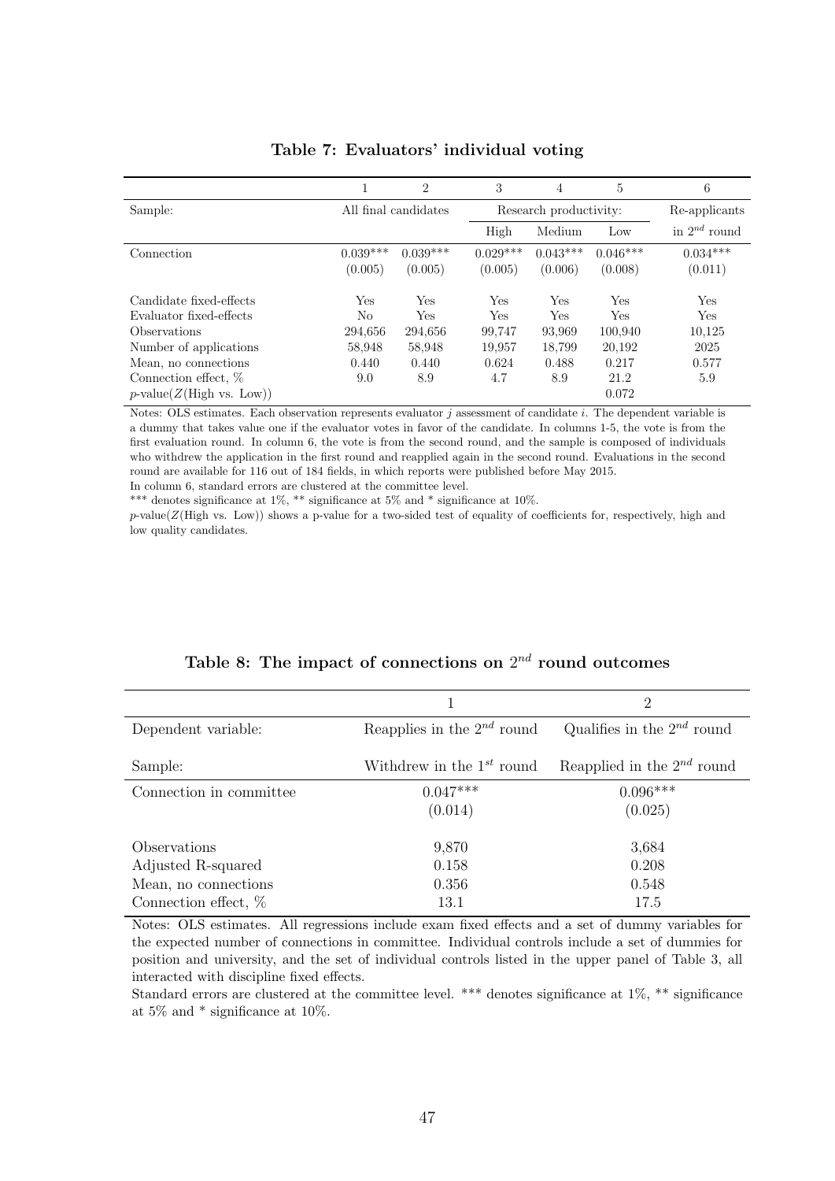**Table 7: Evaluators' individual voting**

| | 1 | 2 | 3 | 4 | 5 | 6 |
|---|---|---|---|---|---|---|
| Sample: | All final candidates | | Research productivity: | | | Re-applicants |
| | | | High | Medium | Low | in $2^{nd}$ round |
| Connection | 0.039*** | 0.039*** | 0.029*** | 0.043*** | 0.046*** | 0.034*** |
| | (0.005) | (0.005) | (0.005) | (0.006) | (0.008) | (0.011) |
| Candidate fixed-effects | Yes | Yes | Yes | Yes | Yes | Yes |
| Evaluator fixed-effects | No | Yes | Yes | Yes | Yes | Yes |
| Observations | 294,656 | 294,656 | 99,747 | 93,969 | 100,940 | 10,125 |
| Number of applications | 58,948 | 58,948 | 19,957 | 18,799 | 20,192 | 2025 |
| Mean, no connections | 0.440 | 0.440 | 0.624 | 0.488 | 0.217 | 0.577 |
| Connection effect, % | 9.0 | 8.9 | 4.7 | 8.9 | 21.2 | 5.9 |
| $p$-value($Z$(High vs. Low)) | | | | | 0.072 | |

Notes: OLS estimates. Each observation represents evaluator $j$ assessment of candidate $i$. The dependent variable is a dummy that takes value one if the evaluator votes in favor of the candidate. In columns 1-5, the vote is from the first evaluation round. In column 6, the vote is from the second round, and the sample is composed of individuals who withdrew the application in the first round and reapplied again in the second round. Evaluations in the second round are available for 116 out of 184 fields, in which reports were published before May 2015.
In column 6, standard errors are clustered at the committee level.
*** denotes significance at 1%, ** significance at 5% and * significance at 10%.
$p$-value($Z$(High vs. Low)) shows a p-value for a two-sided test of equality of coefficients for, respectively, high and low quality candidates.

**Table 8: The impact of connections on $2^{nd}$ round outcomes**

| | 1 | 2 |
|---|---|---|
| Dependent variable: | Reapplies in the $2^{nd}$ round | Qualifies in the $2^{nd}$ round |
| Sample: | Withdrew in the $1^{st}$ round | Reapplied in the $2^{nd}$ round |
| Connection in committee | 0.047*** | 0.096*** |
| | (0.014) | (0.025) |
| Observations | 9,870 | 3,684 |
| Adjusted R-squared | 0.158 | 0.208 |
| Mean, no connections | 0.356 | 0.548 |
| Connection effect, % | 13.1 | 17.5 |

Notes: OLS estimates. All regressions include exam fixed effects and a set of dummy variables for the expected number of connections in committee. Individual controls include a set of dummies for position and university, and the set of individual controls listed in the upper panel of Table 3, all interacted with discipline fixed effects.
Standard errors are clustered at the committee level. *** denotes significance at 1%, ** significance at 5% and * significance at 10%.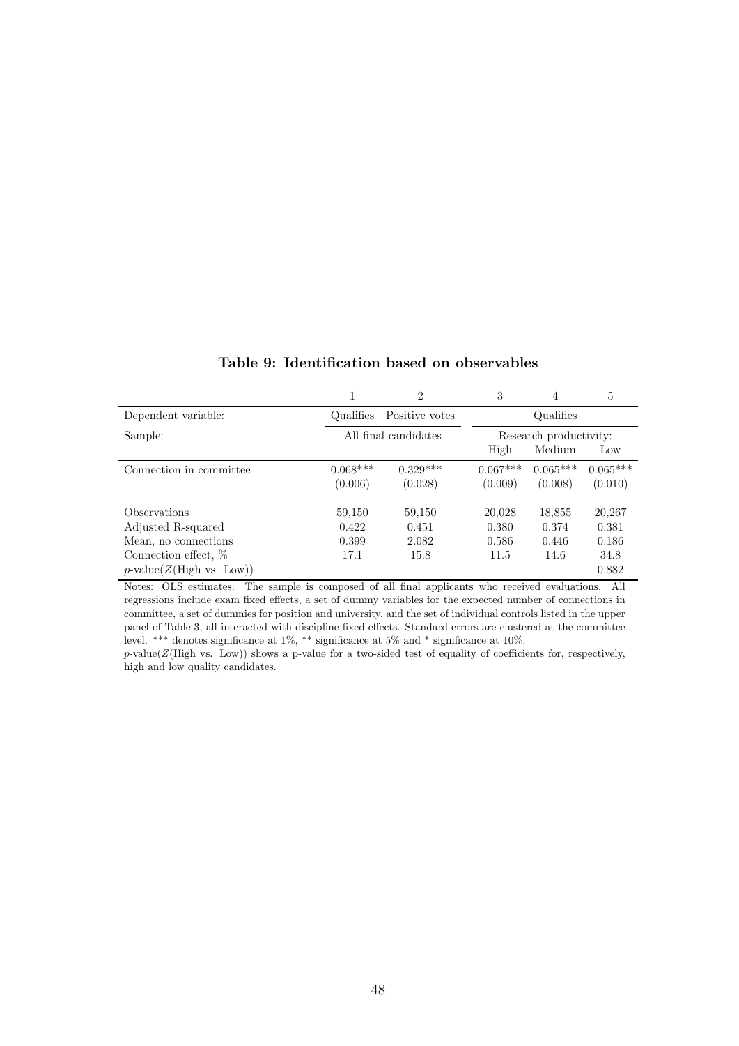**Table 9: Identification based on observables**

| | 1 | 2 | 3 | 4 | 5 |
|---|---|---|---|---|---|
| Dependent variable: | Qualifies | Positive votes | Qualifies | | |
| Sample: | All final candidates | | Research productivity: | | |
| | | | High | Medium | Low |
| Connection in committee | 0.068*** | 0.329*** | 0.067*** | 0.065*** | 0.065*** |
| | (0.006) | (0.028) | (0.009) | (0.008) | (0.010) |
| Observations | 59,150 | 59,150 | 20,028 | 18,855 | 20,267 |
| Adjusted R-squared | 0.422 | 0.451 | 0.380 | 0.374 | 0.381 |
| Mean, no connections | 0.399 | 2.082 | 0.586 | 0.446 | 0.186 |
| Connection effect, % | 17.1 | 15.8 | 11.5 | 14.6 | 34.8 |
| $p$-value($Z$(High vs. Low)) | | | | | 0.882 |

Notes: OLS estimates. The sample is composed of all final applicants who received evaluations. All regressions include exam fixed effects, a set of dummy variables for the expected number of connections in committee, a set of dummies for position and university, and the set of individual controls listed in the upper panel of Table 3, all interacted with discipline fixed effects. Standard errors are clustered at the committee level. *** denotes significance at 1%, ** significance at 5% and * significance at 10%.
$p$-value($Z$(High vs. Low)) shows a p-value for a two-sided test of equality of coefficients for, respectively, high and low quality candidates.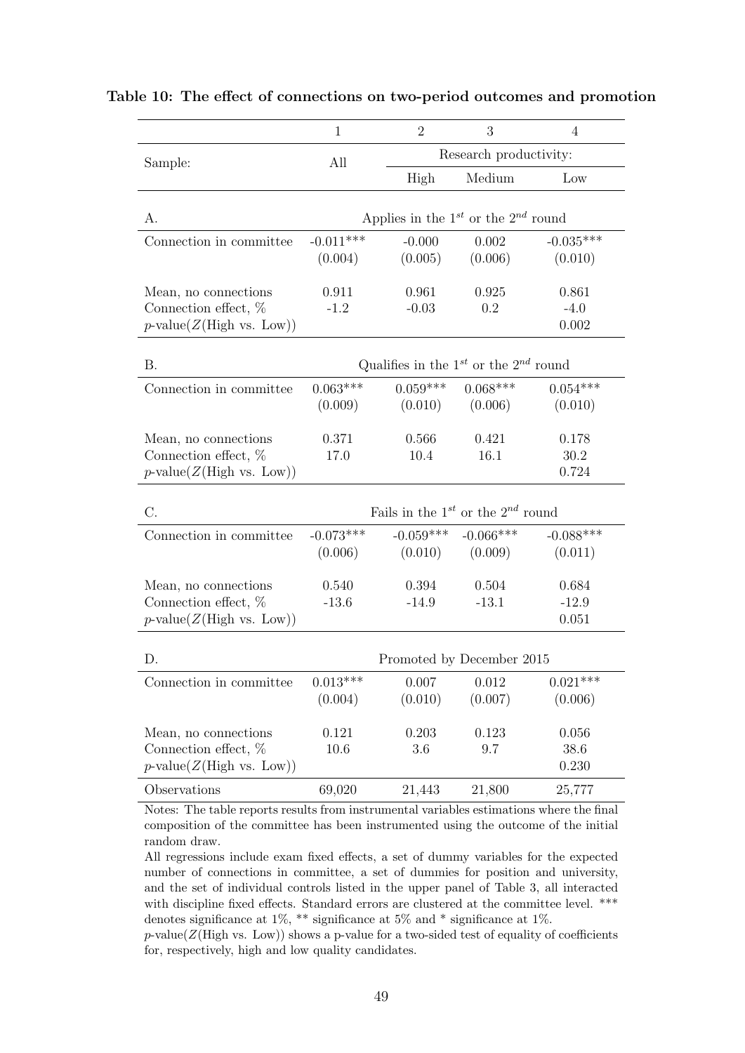**Table 10: The effect of connections on two-period outcomes and promotion**

| | 1 | 2 | 3 | 4 |
|---|---|---|---|---|
| Sample: | All | Research productivity: | | |
| | | High | Medium | Low |
| A. | Applies in the $1^{st}$ or the $2^{nd}$ round | | | |
| Connection in committee | -0.011*** | -0.000 | 0.002 | -0.035*** |
| | (0.004) | (0.005) | (0.006) | (0.010) |
| Mean, no connections | 0.911 | 0.961 | 0.925 | 0.861 |
| Connection effect, % | -1.2 | -0.03 | 0.2 | -4.0 |
| $p$-value($Z$(High vs. Low)) | | | | 0.002 |
| B. | Qualifies in the $1^{st}$ or the $2^{nd}$ round | | | |
| Connection in committee | 0.063*** | 0.059*** | 0.068*** | 0.054*** |
| | (0.009) | (0.010) | (0.006) | (0.010) |
| Mean, no connections | 0.371 | 0.566 | 0.421 | 0.178 |
| Connection effect, % | 17.0 | 10.4 | 16.1 | 30.2 |
| $p$-value($Z$(High vs. Low)) | | | | 0.724 |
| C. | Fails in the $1^{st}$ or the $2^{nd}$ round | | | |
| Connection in committee | -0.073*** | -0.059*** | -0.066*** | -0.088*** |
| | (0.006) | (0.010) | (0.009) | (0.011) |
| Mean, no connections | 0.540 | 0.394 | 0.504 | 0.684 |
| Connection effect, % | -13.6 | -14.9 | -13.1 | -12.9 |
| $p$-value($Z$(High vs. Low)) | | | | 0.051 |
| D. | Promoted by December 2015 | | | |
| Connection in committee | 0.013*** | 0.007 | 0.012 | 0.021*** |
| | (0.004) | (0.010) | (0.007) | (0.006) |
| Mean, no connections | 0.121 | 0.203 | 0.123 | 0.056 |
| Connection effect, % | 10.6 | 3.6 | 9.7 | 38.6 |
| $p$-value($Z$(High vs. Low)) | | | | 0.230 |
| Observations | 69,020 | 21,443 | 21,800 | 25,777 |

Notes: The table reports results from instrumental variables estimations where the final composition of the committee has been instrumented using the outcome of the initial random draw.

All regressions include exam fixed effects, a set of dummy variables for the expected number of connections in committee, a set of dummies for position and university, and the set of individual controls listed in the upper panel of Table 3, all interacted with discipline fixed effects. Standard errors are clustered at the committee level. *** denotes significance at 1%, ** significance at 5% and * significance at 1%.

$p$-value($Z$(High vs. Low)) shows a p-value for a two-sided test of equality of coefficients for, respectively, high and low quality candidates.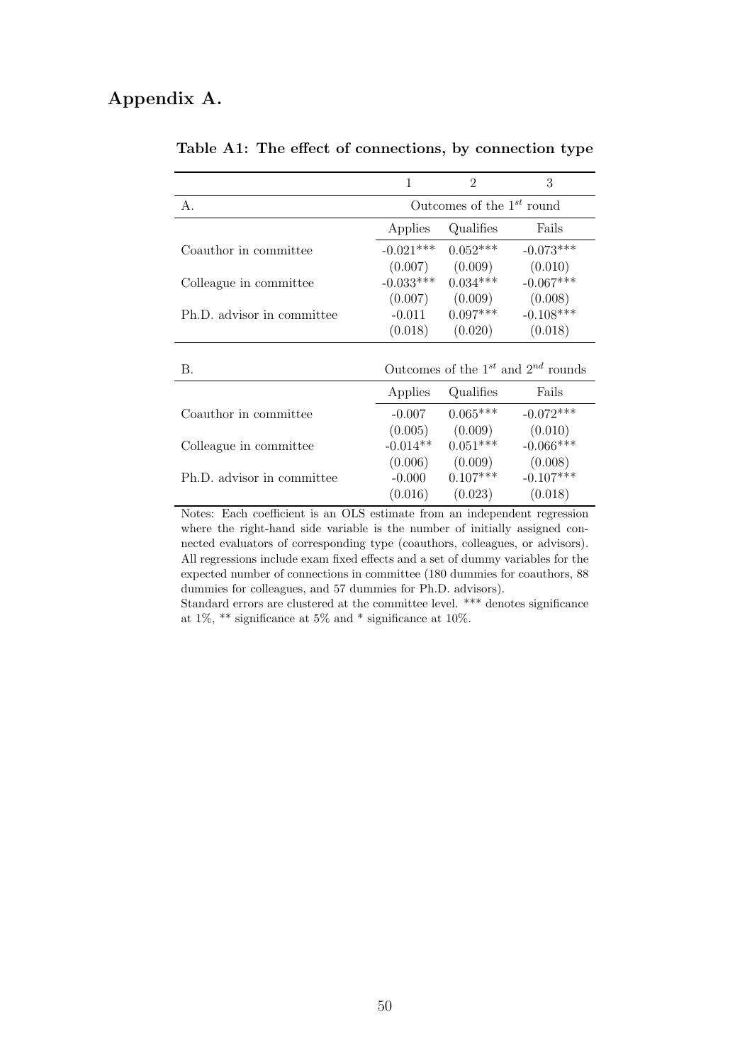# Appendix A.

**Table A1: The effect of connections, by connection type**

| | 1 | 2 | 3 |
|---|---|---|---|
| A. | Outcomes of the $1^{st}$ round | | |
| | Applies | Qualifies | Fails |
| Coauthor in committee | -0.021*** | 0.052*** | -0.073*** |
| | (0.007) | (0.009) | (0.010) |
| Colleague in committee | -0.033*** | 0.034*** | -0.067*** |
| | (0.007) | (0.009) | (0.008) |
| Ph.D. advisor in committee | -0.011 | 0.097*** | -0.108*** |
| | (0.018) | (0.020) | (0.018) |
| B. | Outcomes of the $1^{st}$ and $2^{nd}$ rounds | | |
| | Applies | Qualifies | Fails |
| Coauthor in committee | -0.007 | 0.065*** | -0.072*** |
| | (0.005) | (0.009) | (0.010) |
| Colleague in committee | -0.014** | 0.051*** | -0.066*** |
| | (0.006) | (0.009) | (0.008) |
| Ph.D. advisor in committee | -0.000 | 0.107*** | -0.107*** |
| | (0.016) | (0.023) | (0.018) |

Notes: Each coefficient is an OLS estimate from an independent regression where the right-hand side variable is the number of initially assigned connected evaluators of corresponding type (coauthors, colleagues, or advisors). All regressions include exam fixed effects and a set of dummy variables for the expected number of connections in committee (180 dummies for coauthors, 88 dummies for colleagues, and 57 dummies for Ph.D. advisors).
Standard errors are clustered at the committee level. *** denotes significance at 1%, ** significance at 5% and * significance at 10%.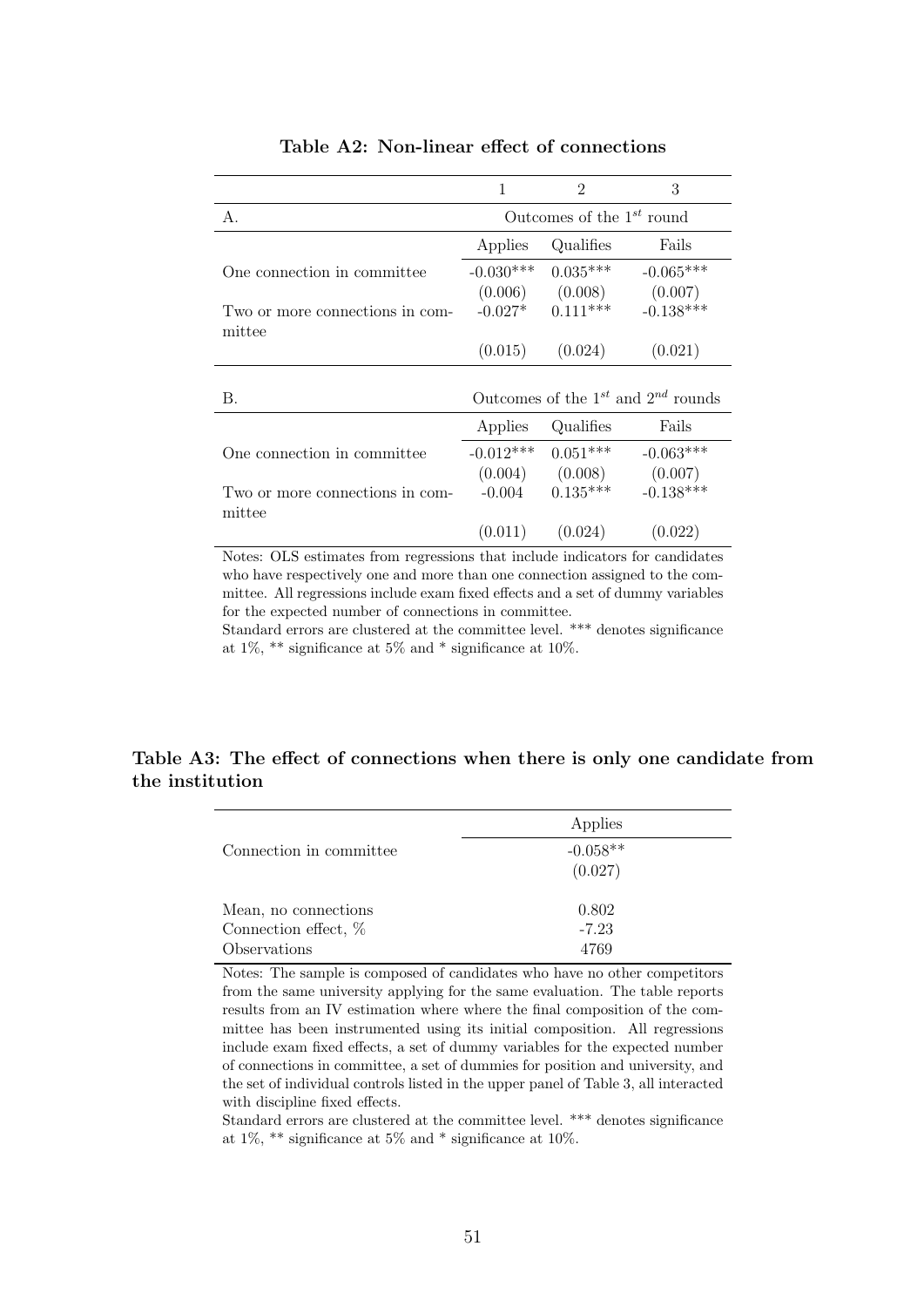**Table A2: Non-linear effect of connections**

| | 1 | 2 | 3 |
|---|---|---|---|
| A. | Outcomes of the $1^{st}$ round | | |
| | Applies | Qualifies | Fails |
| One connection in committee | -0.030*** | 0.035*** | -0.065*** |
| | (0.006) | (0.008) | (0.007) |
| Two or more connections in committee | -0.027* | 0.111*** | -0.138*** |
| | (0.015) | (0.024) | (0.021) |
| B. | Outcomes of the $1^{st}$ and $2^{nd}$ rounds | | |
| | Applies | Qualifies | Fails |
| One connection in committee | -0.012*** | 0.051*** | -0.063*** |
| | (0.004) | (0.008) | (0.007) |
| Two or more connections in committee | -0.004 | 0.135*** | -0.138*** |
| | (0.011) | (0.024) | (0.022) |

Notes: OLS estimates from regressions that include indicators for candidates who have respectively one and more than one connection assigned to the committee. All regressions include exam fixed effects and a set of dummy variables for the expected number of connections in committee.
Standard errors are clustered at the committee level. *** denotes significance at 1%, ** significance at 5% and * significance at 10%.

**Table A3: The effect of connections when there is only one candidate from the institution**

| | Applies |
|---|---|
| Connection in committee | -0.058** |
| | (0.027) |
| Mean, no connections | 0.802 |
| Connection effect, % | -7.23 |
| Observations | 4769 |

Notes: The sample is composed of candidates who have no other competitors from the same university applying for the same evaluation. The table reports results from an IV estimation where where the final composition of the committee has been instrumented using its initial composition. All regressions include exam fixed effects, a set of dummy variables for the expected number of connections in committee, a set of dummies for position and university, and the set of individual controls listed in the upper panel of Table 3, all interacted with discipline fixed effects.
Standard errors are clustered at the committee level. *** denotes significance at 1%, ** significance at 5% and * significance at 10%.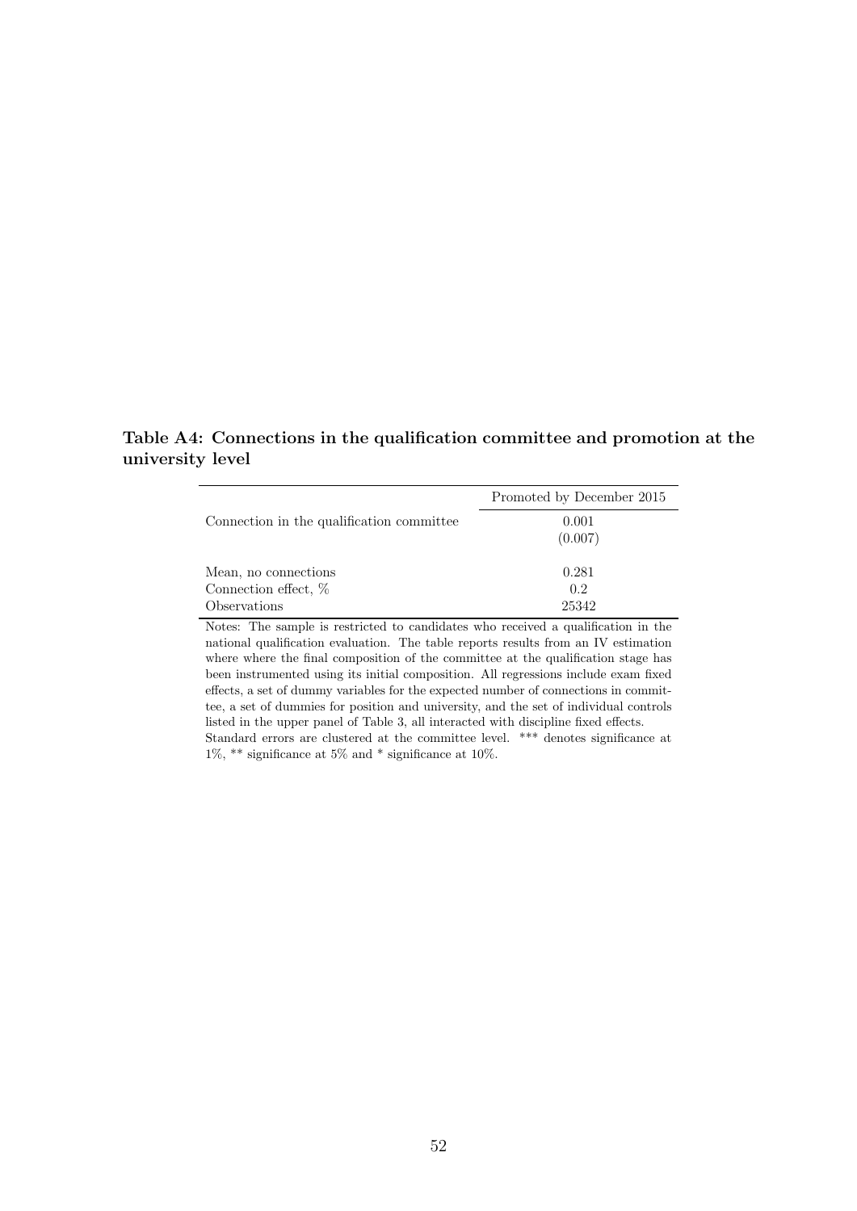**Table A4: Connections in the qualification committee and promotion at the university level**

| | Promoted by December 2015 |
|---|---|
| Connection in the qualification committee | 0.001 |
| | (0.007) |
| Mean, no connections | 0.281 |
| Connection effect, % | 0.2 |
| Observations | 25342 |

Notes: The sample is restricted to candidates who received a qualification in the national qualification evaluation. The table reports results from an IV estimation where where the final composition of the committee at the qualification stage has been instrumented using its initial composition. All regressions include exam fixed effects, a set of dummy variables for the expected number of connections in committee, a set of dummies for position and university, and the set of individual controls listed in the upper panel of Table 3, all interacted with discipline fixed effects. Standard errors are clustered at the committee level. *** denotes significance at 1%, ** significance at 5% and * significance at 10%.